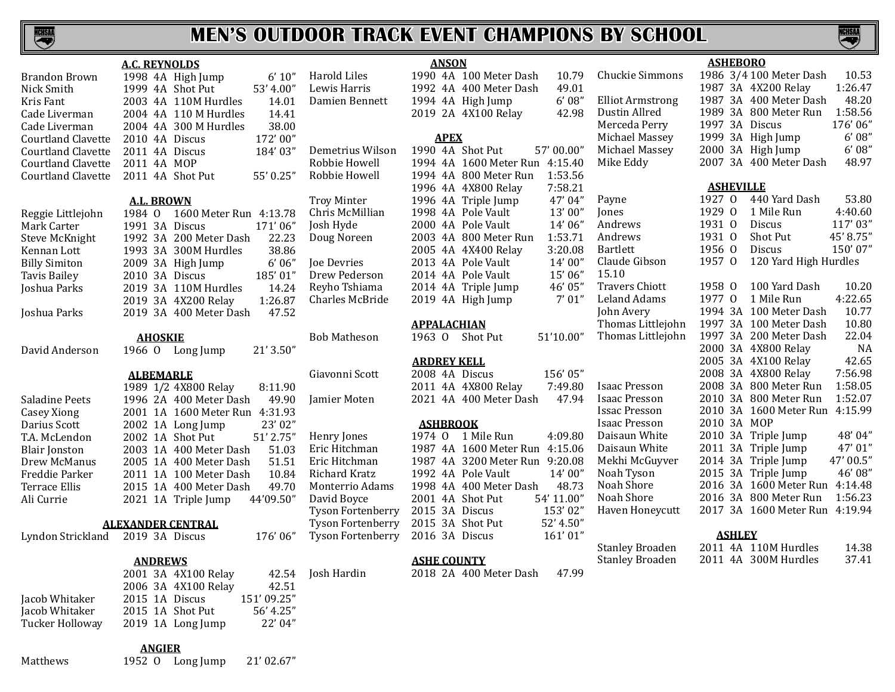# MEN'S OUTDOOR TRACK EVENT CHAMPIONS BY SCHOOL

## A.C. REYNOLDS

| Name | Year | Class | Event | Mark |
|---|---|---|---|---|
| Brandon Brown | 1998 | 4A | High Jump | 6' 10" |
| Nick Smith | 1999 | 4A | Shot Put | 53' 4.00" |
| Kris Fant | 2003 | 4A | 110M Hurdles | 14.01 |
| Cade Liverman | 2004 | 4A | 110 M Hurdles | 14.41 |
| Cade Liverman | 2004 | 4A | 300 M Hurdles | 38.00 |
| Courtland Clavette | 2010 | 4A | Discus | 172' 00" |
| Courtland Clavette | 2011 | 4A | Discus | 184' 03" |
| Courtland Clavette | 2011 | 4A | MOP | |
| Courtland Clavette | 2011 | 4A | Shot Put | 55' 0.25" |

## A.L. BROWN

| Name | Year | Class | Event | Mark |
|---|---|---|---|---|
| Reggie Littlejohn | 1984 | O | 1600 Meter Run | 4:13.78 |
| Mark Carter | 1991 | 3A | Discus | 171' 06" |
| Steve McKnight | 1992 | 3A | 200 Meter Dash | 22.23 |
| Kennan Lott | 1993 | 3A | 300M Hurdles | 38.86 |
| Billy Simiton | 2009 | 3A | High Jump | 6' 06" |
| Tavis Bailey | 2010 | 3A | Discus | 185' 01" |
| Joshua Parks | 2019 | 3A | 110M Hurdles | 14.24 |
| | 2019 | 3A | 4X200 Relay | 1:26.87 |
| Joshua Parks | 2019 | 3A | 400 Meter Dash | 47.52 |

## AHOSKIE

| Name | Year | Class | Event | Mark |
|---|---|---|---|---|
| David Anderson | 1966 | O | Long Jump | 21' 3.50" |

## ALBEMARLE

| Name | Year | Class | Event | Mark |
|---|---|---|---|---|
| | 1989 | 1/2 | 4X800 Relay | 8:11.90 |
| Saladine Peets | 1996 | 2A | 400 Meter Dash | 49.90 |
| Casey Xiong | 2001 | 1A | 1600 Meter Run | 4:31.93 |
| Darius Scott | 2002 | 1A | Long Jump | 23' 02" |
| T.A. McLendon | 2002 | 1A | Shot Put | 51' 2.75" |
| Blair Jonston | 2003 | 1A | 400 Meter Dash | 51.03 |
| Drew McManus | 2005 | 1A | 400 Meter Dash | 51.51 |
| Freddie Parker | 2011 | 1A | 100 Meter Dash | 10.84 |
| Terrace Ellis | 2015 | 1A | 400 Meter Dash | 49.70 |
| Ali Currie | 2021 | 1A | Triple Jump | 44'09.50" |

## ALEXANDER CENTRAL

| Name | Year | Class | Event | Mark |
|---|---|---|---|---|
| Lyndon Strickland | 2019 | 3A | Discus | 176' 06" |

## ANDREWS

| Name | Year | Class | Event | Mark |
|---|---|---|---|---|
| | 2001 | 3A | 4X100 Relay | 42.54 |
| | 2006 | 3A | 4X100 Relay | 42.51 |
| Jacob Whitaker | 2015 | 1A | Discus | 151' 09.25" |
| Jacob Whitaker | 2015 | 1A | Shot Put | 56' 4.25" |
| Tucker Holloway | 2019 | 1A | Long Jump | 22' 04" |

## ANGIER

| Name | Year | Class | Event | Mark |
|---|---|---|---|---|
| Matthews | 1952 | O | Long Jump | 21' 02.67" |

## ANSON

| Name | Year | Class | Event | Mark |
|---|---|---|---|---|
| Harold Liles | 1990 | 4A | 100 Meter Dash | 10.79 |
| Lewis Harris | 1992 | 4A | 400 Meter Dash | 49.01 |
| Damien Bennett | 1994 | 4A | High Jump | 6' 08" |
| | 2019 | 2A | 4X100 Relay | 42.98 |

## APEX

| Name | Year | Class | Event | Mark |
|---|---|---|---|---|
| Demetrius Wilson | 1990 | 4A | Shot Put | 57' 00.00" |
| Robbie Howell | 1994 | 4A | 1600 Meter Run | 4:15.40 |
| Robbie Howell | 1994 | 4A | 800 Meter Run | 1:53.56 |
| | 1996 | 4A | 4X800 Relay | 7:58.21 |
| Troy Minter | 1996 | 4A | Triple Jump | 47' 04" |
| Chris McMillian | 1998 | 4A | Pole Vault | 13' 00" |
| Josh Hyde | 2000 | 4A | Pole Vault | 14' 06" |
| Doug Noreen | 2003 | 4A | 800 Meter Run | 1:53.71 |
| | 2005 | 4A | 4X400 Relay | 3:20.08 |
| Joe Devries | 2013 | 4A | Pole Vault | 14' 00" |
| Drew Pederson | 2014 | 4A | Pole Vault | 15' 06" |
| Reyho Tshiama | 2014 | 4A | Triple Jump | 46' 05" |
| Charles McBride | 2019 | 4A | High Jump | 7' 01" |

## APPALACHIAN

| Name | Year | Class | Event | Mark |
|---|---|---|---|---|
| Bob Matheson | 1963 | O | Shot Put | 51'10.00" |

## ARDREY KELL

| Name | Year | Class | Event | Mark |
|---|---|---|---|---|
| Giavonni Scott | 2008 | 4A | Discus | 156' 05" |
| | 2011 | 4A | 4X800 Relay | 7:49.80 |
| Jamier Moten | 2021 | 4A | 400 Meter Dash | 47.94 |

## ASHBROOK

| Name | Year | Class | Event | Mark |
|---|---|---|---|---|
| Henry Jones | 1974 | O | 1 Mile Run | 4:09.80 |
| Eric Hitchman | 1987 | 4A | 1600 Meter Run | 4:15.06 |
| Eric Hitchman | 1987 | 4A | 3200 Meter Run | 9:20.08 |
| Richard Kratz | 1992 | 4A | Pole Vault | 14' 00" |
| Monterrio Adams | 1998 | 4A | 400 Meter Dash | 48.73 |
| David Boyce | 2001 | 4A | Shot Put | 54' 11.00" |
| Tyson Fortenberry | 2015 | 3A | Discus | 153' 02" |
| Tyson Fortenberry | 2015 | 3A | Shot Put | 52' 4.50" |
| Tyson Fortenberry | 2016 | 3A | Discus | 161' 01" |

## ASHE COUNTY

| Name | Year | Class | Event | Mark |
|---|---|---|---|---|
| Josh Hardin | 2018 | 2A | 400 Meter Dash | 47.99 |

## ASHEBORO

| Name | Year | Class | Event | Mark |
|---|---|---|---|---|
| Chuckie Simmons | 1986 | 3/4 | 100 Meter Dash | 10.53 |
| | 1987 | 3A | 4X200 Relay | 1:26.47 |
| Elliot Armstrong | 1987 | 3A | 400 Meter Dash | 48.20 |
| Dustin Allred | 1989 | 3A | 800 Meter Run | 1:58.56 |
| Merceda Perry | 1997 | 3A | Discus | 176' 06" |
| Michael Massey | 1999 | 3A | High Jump | 6' 08" |
| Michael Massey | 2000 | 3A | High Jump | 6' 08" |
| Mike Eddy | 2007 | 3A | 400 Meter Dash | 48.97 |

## ASHEVILLE

| Name | Year | Class | Event | Mark |
|---|---|---|---|---|
| Payne | 1927 | O | 440 Yard Dash | 53.80 |
| Jones | 1929 | O | 1 Mile Run | 4:40.60 |
| Andrews | 1931 | O | Discus | 117' 03" |
| Andrews | 1931 | O | Shot Put | 45' 8.75" |
| Bartlett | 1956 | O | Discus | 150' 07" |
| Claude Gibson | 1957 | O | 120 Yard High Hurdles | 15.10 |
| Travers Chiott | 1958 | O | 100 Yard Dash | 10.20 |
| Leland Adams | 1977 | O | 1 Mile Run | 4:22.65 |
| John Avery | 1994 | 3A | 100 Meter Dash | 10.77 |
| Thomas Littlejohn | 1997 | 3A | 100 Meter Dash | 10.80 |
| Thomas Littlejohn | 1997 | 3A | 200 Meter Dash | 22.04 |
| | 2000 | 3A | 4X800 Relay | NA |
| | 2005 | 3A | 4X100 Relay | 42.65 |
| | 2008 | 3A | 4X800 Relay | 7:56.98 |
| Isaac Presson | 2008 | 3A | 800 Meter Run | 1:58.05 |
| Isaac Presson | 2010 | 3A | 800 Meter Run | 1:52.07 |
| Issac Presson | 2010 | 3A | 1600 Meter Run | 4:15.99 |
| Isaac Presson | 2010 | 3A | MOP | |
| Daisaun White | 2010 | 3A | Triple Jump | 48' 04" |
| Daisaun White | 2011 | 3A | Triple Jump | 47' 01" |
| Mekhi McGuyver | 2014 | 3A | Triple Jump | 47' 00.5" |
| Noah Tyson | 2015 | 3A | Triple Jump | 46' 08" |
| Noah Shore | 2016 | 3A | 1600 Meter Run | 4:14.48 |
| Noah Shore | 2016 | 3A | 800 Meter Run | 1:56.23 |
| Haven Honeycutt | 2017 | 3A | 1600 Meter Run | 4:19.94 |

## ASHLEY

| Name | Year | Class | Event | Mark |
|---|---|---|---|---|
| Stanley Broaden | 2011 | 4A | 110M Hurdles | 14.38 |
| Stanley Broaden | 2011 | 4A | 300M Hurdles | 37.41 |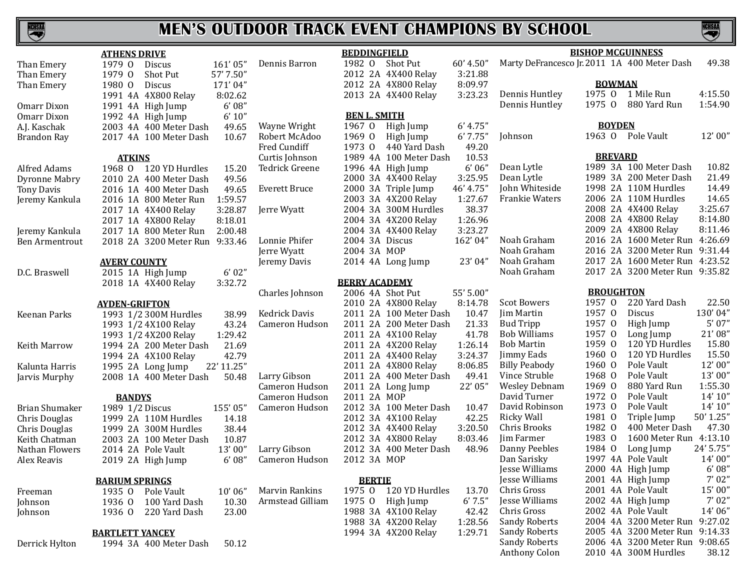# MEN'S OUTDOOR TRACK EVENT CHAMPIONS BY SCHOOL

### ATHENS DRIVE

| Name | Year | Class | Event | Mark |
|---|---|---|---|---|
| Than Emery | 1979 | O | Discus | 161' 05" |
| Than Emery | 1979 | O | Shot Put | 57' 7.50" |
| Than Emery | 1980 | O | Discus | 171' 04" |
| | 1991 | 4A | 4X800 Relay | 8:02.62 |
| Omarr Dixon | 1991 | 4A | High Jump | 6' 08" |
| Omarr Dixon | 1992 | 4A | High Jump | 6' 10" |
| A.J. Kaschak | 2003 | 4A | 400 Meter Dash | 49.65 |
| Brandon Ray | 2017 | 4A | 100 Meter Dash | 10.67 |

### ATKINS

| Name | Year | Class | Event | Mark |
|---|---|---|---|---|
| Alfred Adams | 1968 | O | 120 YD Hurdles | 15.20 |
| Dyronne Mabry | 2010 | 2A | 400 Meter Dash | 49.56 |
| Tony Davis | 2016 | 1A | 400 Meter Dash | 49.65 |
| Jeremy Kankula | 2016 | 1A | 800 Meter Run | 1:59.57 |
| | 2017 | 1A | 4X400 Relay | 3:28.87 |
| | 2017 | 1A | 4X800 Relay | 8:18.01 |
| Jeremy Kankula | 2017 | 1A | 800 Meter Run | 2:00.48 |
| Ben Armentrout | 2018 | 2A | 3200 Meter Run | 9:33.46 |

### AVERY COUNTY

| Name | Year | Class | Event | Mark |
|---|---|---|---|---|
| D.C. Braswell | 2015 | 1A | High Jump | 6' 02" |
| | 2018 | 1A | 4X400 Relay | 3:32.72 |

### AYDEN-GRIFTON

| Name | Year | Class | Event | Mark |
|---|---|---|---|---|
| Keenan Parks | 1993 | 1/2 | 300M Hurdles | 38.99 |
| | 1993 | 1/2 | 4X100 Relay | 43.24 |
| | 1993 | 1/2 | 4X200 Relay | 1:29.42 |
| Keith Marrow | 1994 | 2A | 200 Meter Dash | 21.69 |
| | 1994 | 2A | 4X100 Relay | 42.79 |
| Kalunta Harris | 1995 | 2A | Long Jump | 22' 11.25" |
| Jarvis Murphy | 2008 | 1A | 400 Meter Dash | 50.48 |

### BANDYS

| Name | Year | Class | Event | Mark |
|---|---|---|---|---|
| Brian Shumaker | 1989 | 1/2 | Discus | 155' 05" |
| Chris Douglas | 1999 | 2A | 110M Hurdles | 14.18 |
| Chris Douglas | 1999 | 2A | 300M Hurdles | 38.44 |
| Keith Chatman | 2003 | 2A | 100 Meter Dash | 10.87 |
| Nathan Flowers | 2014 | 2A | Pole Vault | 13' 00" |
| Alex Reavis | 2019 | 2A | High Jump | 6' 08" |

### BARIUM SPRINGS

| Name | Year | Class | Event | Mark |
|---|---|---|---|---|
| Freeman | 1935 | O | Pole Vault | 10' 06" |
| Johnson | 1936 | O | 100 Yard Dash | 10.30 |
| Johnson | 1936 | O | 220 Yard Dash | 23.00 |

### BARTLETT YANCEY

| Name | Year | Class | Event | Mark |
|---|---|---|---|---|
| Derrick Hylton | 1994 | 3A | 400 Meter Dash | 50.12 |

### BEDDINGFIELD

| Name | Year | Class | Event | Mark |
|---|---|---|---|---|
| Dennis Barron | 1982 | O | Shot Put | 60' 4.50" |
| | 2012 | 2A | 4X400 Relay | 3:21.88 |
| | 2012 | 2A | 4X800 Relay | 8:09.97 |
| | 2013 | 2A | 4X400 Relay | 3:23.23 |

### BEN L. SMITH

| Name | Year | Class | Event | Mark |
|---|---|---|---|---|
| Wayne Wright | 1967 | O | High Jump | 6' 4.75" |
| Robert McAdoo | 1969 | O | High Jump | 6' 7.75" |
| Fred Cundiff | 1973 | O | 440 Yard Dash | 49.20 |
| Curtis Johnson | 1989 | 4A | 100 Meter Dash | 10.53 |
| Tedrick Greene | 1996 | 4A | High Jump | 6' 06" |
| | 2000 | 3A | 4X400 Relay | 3:25.95 |
| Everett Bruce | 2000 | 3A | Triple Jump | 46' 4.75" |
| | 2003 | 3A | 4X200 Relay | 1:27.67 |
| Jerre Wyatt | 2004 | 3A | 300M Hurdles | 38.37 |
| | 2004 | 3A | 4X200 Relay | 1:26.96 |
| | 2004 | 3A | 4X400 Relay | 3:23.27 |
| Lonnie Phifer | 2004 | 3A | Discus | 162' 04" |
| Jerre Wyatt | 2004 | 3A | MOP | |
| Jeremy Davis | 2014 | 4A | Long Jump | 23' 04" |

### BERRY ACADEMY

| Name | Year | Class | Event | Mark |
|---|---|---|---|---|
| Charles Johnson | 2006 | 4A | Shot Put | 55' 5.00" |
| | 2010 | 2A | 4X800 Relay | 8:14.78 |
| Kedrick Davis | 2011 | 2A | 100 Meter Dash | 10.47 |
| Cameron Hudson | 2011 | 2A | 200 Meter Dash | 21.33 |
| | 2011 | 2A | 4X100 Relay | 41.78 |
| | 2011 | 2A | 4X200 Relay | 1:26.14 |
| | 2011 | 2A | 4X400 Relay | 3:24.37 |
| | 2011 | 2A | 4X800 Relay | 8:06.85 |
| Larry Gibson | 2011 | 2A | 400 Meter Dash | 49.41 |
| Cameron Hudson | 2011 | 2A | Long Jump | 22' 05" |
| Cameron Hudson | 2011 | 2A | MOP | |
| Cameron Hudson | 2012 | 3A | 100 Meter Dash | 10.47 |
| | 2012 | 3A | 4X100 Relay | 42.25 |
| | 2012 | 3A | 4X400 Relay | 3:20.50 |
| | 2012 | 3A | 4X800 Relay | 8:03.46 |
| Larry Gibson | 2012 | 3A | 400 Meter Dash | 48.96 |
| Cameron Hudson | 2012 | 3A | MOP | |

### BERTIE

| Name | Year | Class | Event | Mark |
|---|---|---|---|---|
| Marvin Rankins | 1975 | O | 120 YD Hurdles | 13.70 |
| Armstead Gilliam | 1975 | O | High Jump | 6' 7.5" |
| | 1988 | 3A | 4X100 Relay | 42.42 |
| | 1988 | 3A | 4X200 Relay | 1:28.56 |
| | 1994 | 3A | 4X200 Relay | 1:29.71 |

### BISHOP MCGUINNESS

| Name | Year | Class | Event | Mark |
|---|---|---|---|---|
| Marty DeFrancesco Jr. | 2011 | 1A | 400 Meter Dash | 49.38 |

### BOWMAN

| Name | Year | Class | Event | Mark |
|---|---|---|---|---|
| Dennis Huntley | 1975 | O | 1 Mile Run | 4:15.50 |
| Dennis Huntley | 1975 | O | 880 Yard Run | 1:54.90 |

### BOYDEN

| Name | Year | Class | Event | Mark |
|---|---|---|---|---|
| Johnson | 1963 | O | Pole Vault | 12' 00" |

### BREVARD

| Name | Year | Class | Event | Mark |
|---|---|---|---|---|
| Dean Lytle | 1989 | 3A | 100 Meter Dash | 10.82 |
| Dean Lytle | 1989 | 3A | 200 Meter Dash | 21.49 |
| John Whiteside | 1998 | 2A | 110M Hurdles | 14.49 |
| Frankie Waters | 2006 | 2A | 110M Hurdles | 14.65 |
| | 2008 | 2A | 4X400 Relay | 3:25.67 |
| | 2008 | 2A | 4X800 Relay | 8:14.80 |
| | 2009 | 2A | 4X800 Relay | 8:11.46 |
| Noah Graham | 2016 | 2A | 1600 Meter Run | 4:26.69 |
| Noah Graham | 2016 | 2A | 3200 Meter Run | 9:31.44 |
| Noah Graham | 2017 | 2A | 1600 Meter Run | 4:23.52 |
| Noah Graham | 2017 | 2A | 3200 Meter Run | 9:35.82 |

### BROUGHTON

| Name | Year | Class | Event | Mark |
|---|---|---|---|---|
| Scot Bowers | 1957 | O | 220 Yard Dash | 22.50 |
| Jim Martin | 1957 | O | Discus | 130' 04" |
| Bud Tripp | 1957 | O | High Jump | 5' 07" |
| Bob Williams | 1957 | O | Long Jump | 21' 08" |
| Bob Martin | 1959 | O | 120 YD Hurdles | 15.80 |
| Jimmy Eads | 1960 | O | 120 YD Hurdles | 15.50 |
| Billy Peabody | 1960 | O | Pole Vault | 12' 00" |
| Vince Struble | 1968 | O | Pole Vault | 13' 00" |
| Wesley Debnam | 1969 | O | 880 Yard Run | 1:55.30 |
| David Turner | 1972 | O | Pole Vault | 14' 10" |
| David Robinson | 1973 | O | Pole Vault | 14' 10" |
| Ricky Wall | 1981 | O | Triple Jump | 50' 1.25" |
| Chris Brooks | 1982 | O | 400 Meter Dash | 47.30 |
| Jim Farmer | 1983 | O | 1600 Meter Run | 4:13.10 |
| Danny Peebles | 1984 | O | Long Jump | 24' 5.75" |
| Dan Sarisky | 1997 | 4A | Pole Vault | 14' 00" |
| Jesse Williams | 2000 | 4A | High Jump | 6' 08" |
| Jesse Williams | 2001 | 4A | High Jump | 7' 02" |
| Chris Gross | 2001 | 4A | Pole Vault | 15' 00" |
| Jesse Williams | 2002 | 4A | High Jump | 7' 02" |
| Chris Gross | 2002 | 4A | Pole Vault | 14' 06" |
| Sandy Roberts | 2004 | 4A | 3200 Meter Run | 9:27.02 |
| Sandy Roberts | 2005 | 4A | 3200 Meter Run | 9:14.33 |
| Sandy Roberts | 2006 | 4A | 3200 Meter Run | 9:08.65 |
| Anthony Colon | 2010 | 4A | 300M Hurdles | 38.12 |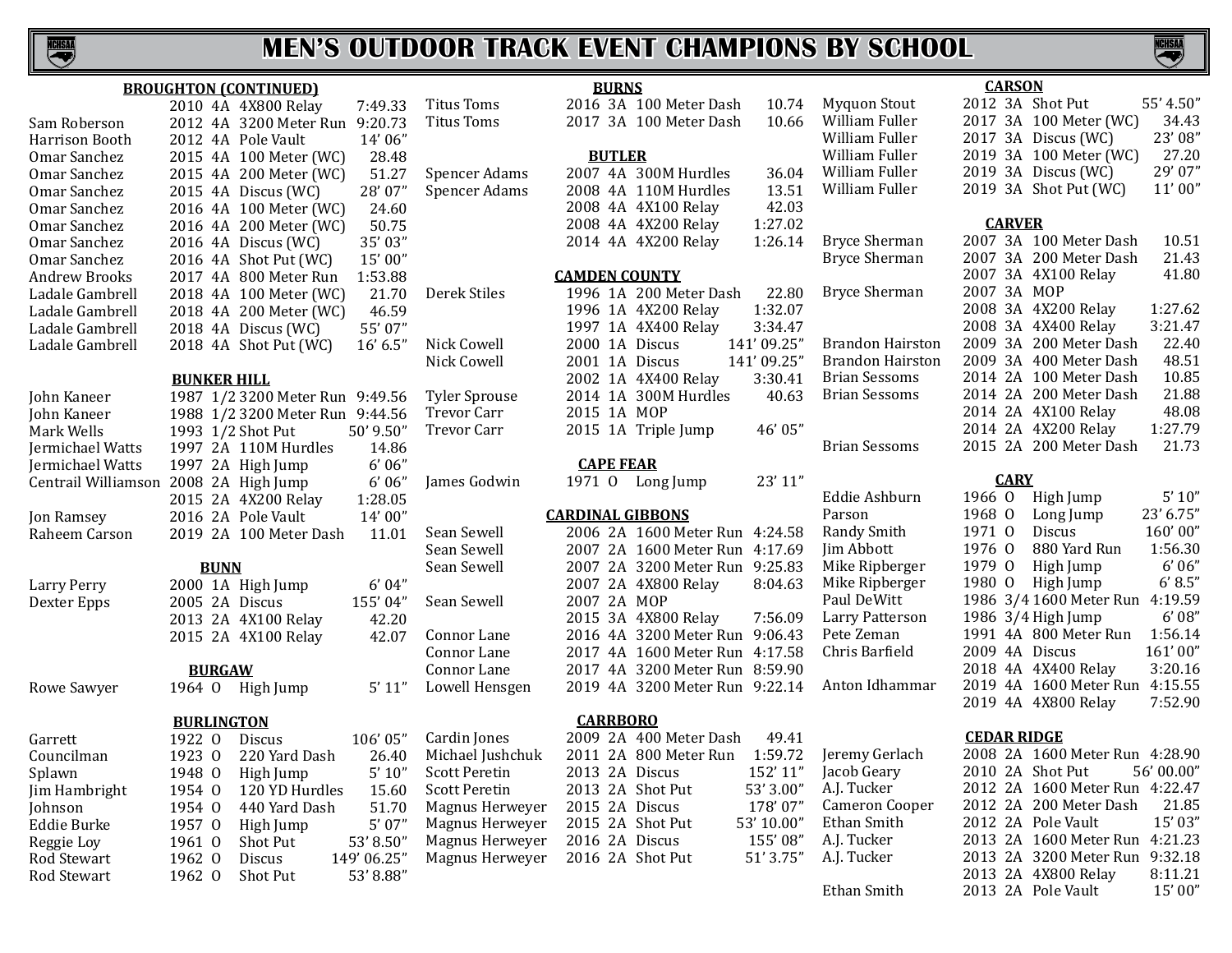# MEN'S OUTDOOR TRACK EVENT CHAMPIONS BY SCHOOL

### BROUGHTON (CONTINUED)

| Name | Year | Class | Event | Mark |
|---|---|---|---|---|
| | 2010 | 4A | 4X800 Relay | 7:49.33 |
| Sam Roberson | 2012 | 4A | 3200 Meter Run | 9:20.73 |
| Harrison Booth | 2012 | 4A | Pole Vault | 14' 06" |
| Omar Sanchez | 2015 | 4A | 100 Meter (WC) | 28.48 |
| Omar Sanchez | 2015 | 4A | 200 Meter (WC) | 51.27 |
| Omar Sanchez | 2015 | 4A | Discus (WC) | 28' 07" |
| Omar Sanchez | 2016 | 4A | 100 Meter (WC) | 24.60 |
| Omar Sanchez | 2016 | 4A | 200 Meter (WC) | 50.75 |
| Omar Sanchez | 2016 | 4A | Discus (WC) | 35' 03" |
| Omar Sanchez | 2016 | 4A | Shot Put (WC) | 15' 00" |
| Andrew Brooks | 2017 | 4A | 800 Meter Run | 1:53.88 |
| Ladale Gambrell | 2018 | 4A | 100 Meter (WC) | 21.70 |
| Ladale Gambrell | 2018 | 4A | 200 Meter (WC) | 46.59 |
| Ladale Gambrell | 2018 | 4A | Discus (WC) | 55' 07" |
| Ladale Gambrell | 2018 | 4A | Shot Put (WC) | 16' 6.5" |

### BUNKER HILL

| Name | Year | Class | Event | Mark |
|---|---|---|---|---|
| John Kaneer | 1987 | 1/2 | 3200 Meter Run | 9:49.56 |
| John Kaneer | 1988 | 1/2 | 3200 Meter Run | 9:44.56 |
| Mark Wells | 1993 | 1/2 | Shot Put | 50' 9.50" |
| Jermichael Watts | 1997 | 2A | 110M Hurdles | 14.86 |
| Jermichael Watts | 1997 | 2A | High Jump | 6' 06" |
| Centrail Williamson | 2008 | 2A | High Jump | 6' 06" |
| | 2015 | 2A | 4X200 Relay | 1:28.05 |
| Jon Ramsey | 2016 | 2A | Pole Vault | 14' 00" |
| Raheem Carson | 2019 | 2A | 100 Meter Dash | 11.01 |

### BUNN

| Name | Year | Class | Event | Mark |
|---|---|---|---|---|
| Larry Perry | 2000 | 1A | High Jump | 6' 04" |
| Dexter Epps | 2005 | 2A | Discus | 155' 04" |
| | 2013 | 2A | 4X100 Relay | 42.20 |
| | 2015 | 2A | 4X100 Relay | 42.07 |

### BURGAW

| Name | Year | Class | Event | Mark |
|---|---|---|---|---|
| Rowe Sawyer | 1964 | O | High Jump | 5' 11" |

### BURLINGTON

| Name | Year | Class | Event | Mark |
|---|---|---|---|---|
| Garrett | 1922 | O | Discus | 106' 05" |
| Councilman | 1923 | O | 220 Yard Dash | 26.40 |
| Splawn | 1948 | O | High Jump | 5' 10" |
| Jim Hambright | 1954 | O | 120 YD Hurdles | 15.60 |
| Johnson | 1954 | O | 440 Yard Dash | 51.70 |
| Eddie Burke | 1957 | O | High Jump | 5' 07" |
| Reggie Loy | 1961 | O | Shot Put | 53' 8.50" |
| Rod Stewart | 1962 | O | Discus | 149' 06.25" |
| Rod Stewart | 1962 | O | Shot Put | 53' 8.88" |

### BURNS

| Name | Year | Class | Event | Mark |
|---|---|---|---|---|
| Titus Toms | 2016 | 3A | 100 Meter Dash | 10.74 |
| Titus Toms | 2017 | 3A | 100 Meter Dash | 10.66 |

### BUTLER

| Name | Year | Class | Event | Mark |
|---|---|---|---|---|
| Spencer Adams | 2007 | 4A | 300M Hurdles | 36.04 |
| Spencer Adams | 2008 | 4A | 110M Hurdles | 13.51 |
| | 2008 | 4A | 4X100 Relay | 42.03 |
| | 2008 | 4A | 4X200 Relay | 1:27.02 |
| | 2014 | 4A | 4X200 Relay | 1:26.14 |

### CAMDEN COUNTY

| Name | Year | Class | Event | Mark |
|---|---|---|---|---|
| Derek Stiles | 1996 | 1A | 200 Meter Dash | 22.80 |
| | 1996 | 1A | 4X200 Relay | 1:32.07 |
| | 1997 | 1A | 4X400 Relay | 3:34.47 |
| Nick Cowell | 2000 | 1A | Discus | 141' 09.25" |
| Nick Cowell | 2001 | 1A | Discus | 141' 09.25" |
| | 2002 | 1A | 4X400 Relay | 3:30.41 |
| Tyler Sprouse | 2014 | 1A | 300M Hurdles | 40.63 |
| Trevor Carr | 2015 | 1A | MOP | |
| Trevor Carr | 2015 | 1A | Triple Jump | 46' 05" |

### CAPE FEAR

| Name | Year | Class | Event | Mark |
|---|---|---|---|---|
| James Godwin | 1971 | O | Long Jump | 23' 11" |

### CARDINAL GIBBONS

| Name | Year | Class | Event | Mark |
|---|---|---|---|---|
| Sean Sewell | 2006 | 2A | 1600 Meter Run | 4:24.58 |
| Sean Sewell | 2007 | 2A | 1600 Meter Run | 4:17.69 |
| Sean Sewell | 2007 | 2A | 3200 Meter Run | 9:25.83 |
| | 2007 | 2A | 4X800 Relay | 8:04.63 |
| Sean Sewell | 2007 | 2A | MOP | |
| | 2015 | 3A | 4X800 Relay | 7:56.09 |
| Connor Lane | 2016 | 4A | 3200 Meter Run | 9:06.43 |
| Connor Lane | 2017 | 4A | 1600 Meter Run | 4:17.58 |
| Connor Lane | 2017 | 4A | 3200 Meter Run | 8:59.90 |
| Lowell Hensgen | 2019 | 4A | 3200 Meter Run | 9:22.14 |

### CARRBORO

| Name | Year | Class | Event | Mark |
|---|---|---|---|---|
| Cardin Jones | 2009 | 2A | 400 Meter Dash | 49.41 |
| Michael Jushchuk | 2011 | 2A | 800 Meter Run | 1:59.72 |
| Scott Peretin | 2013 | 2A | Discus | 152' 11" |
| Scott Peretin | 2013 | 2A | Shot Put | 53' 3.00" |
| Magnus Herweyer | 2015 | 2A | Discus | 178' 07" |
| Magnus Herweyer | 2015 | 2A | Shot Put | 53' 10.00" |
| Magnus Herweyer | 2016 | 2A | Discus | 155' 08" |
| Magnus Herweyer | 2016 | 2A | Shot Put | 51' 3.75" |

### CARSON

| Name | Year | Class | Event | Mark |
|---|---|---|---|---|
| Myquon Stout | 2012 | 3A | Shot Put | 55' 4.50" |
| William Fuller | 2017 | 3A | 100 Meter (WC) | 34.43 |
| William Fuller | 2017 | 3A | Discus (WC) | 23' 08" |
| William Fuller | 2019 | 3A | 100 Meter (WC) | 27.20 |
| William Fuller | 2019 | 3A | Discus (WC) | 29' 07" |
| William Fuller | 2019 | 3A | Shot Put (WC) | 11' 00" |

### CARVER

| Name | Year | Class | Event | Mark |
|---|---|---|---|---|
| Bryce Sherman | 2007 | 3A | 100 Meter Dash | 10.51 |
| Bryce Sherman | 2007 | 3A | 200 Meter Dash | 21.43 |
| | 2007 | 3A | 4X100 Relay | 41.80 |
| Bryce Sherman | 2007 | 3A | MOP | |
| | 2008 | 3A | 4X200 Relay | 1:27.62 |
| | 2008 | 3A | 4X400 Relay | 3:21.47 |
| Brandon Hairston | 2009 | 3A | 200 Meter Dash | 22.40 |
| Brandon Hairston | 2009 | 3A | 400 Meter Dash | 48.51 |
| Brian Sessoms | 2014 | 2A | 100 Meter Dash | 10.85 |
| Brian Sessoms | 2014 | 2A | 200 Meter Dash | 21.88 |
| | 2014 | 2A | 4X100 Relay | 48.08 |
| | 2014 | 2A | 4X200 Relay | 1:27.79 |
| Brian Sessoms | 2015 | 2A | 200 Meter Dash | 21.73 |

### CARY

| Name | Year | Class | Event | Mark |
|---|---|---|---|---|
| Eddie Ashburn | 1966 | O | High Jump | 5' 10" |
| Parson | 1968 | O | Long Jump | 23' 6.75" |
| Randy Smith | 1971 | O | Discus | 160' 00" |
| Jim Abbott | 1976 | O | 880 Yard Run | 1:56.30 |
| Mike Ripberger | 1979 | O | High Jump | 6' 06" |
| Mike Ripberger | 1980 | O | High Jump | 6' 8.5" |
| Paul DeWitt | 1986 | 3/4 | 1600 Meter Run | 4:19.59 |
| Larry Patterson | 1986 | 3/4 | High Jump | 6' 08" |
| Pete Zeman | 1991 | 4A | 800 Meter Run | 1:56.14 |
| Chris Barfield | 2009 | 4A | Discus | 161' 00" |
| | 2018 | 4A | 4X400 Relay | 3:20.16 |
| Anton Idhammar | 2019 | 4A | 1600 Meter Run | 4:15.55 |
| | 2019 | 4A | 4X800 Relay | 7:52.90 |

### CEDAR RIDGE

| Name | Year | Class | Event | Mark |
|---|---|---|---|---|
| Jeremy Gerlach | 2008 | 2A | 1600 Meter Run | 4:28.90 |
| Jacob Geary | 2010 | 2A | Shot Put | 56' 00.00" |
| A.J. Tucker | 2012 | 2A | 1600 Meter Run | 4:22.47 |
| Cameron Cooper | 2012 | 2A | 200 Meter Dash | 21.85 |
| Ethan Smith | 2012 | 2A | Pole Vault | 15' 03" |
| A.J. Tucker | 2013 | 2A | 1600 Meter Run | 4:21.23 |
| A.J. Tucker | 2013 | 2A | 3200 Meter Run | 9:32.18 |
| | 2013 | 2A | 4X800 Relay | 8:11.21 |
| Ethan Smith | 2013 | 2A | Pole Vault | 15' 00" |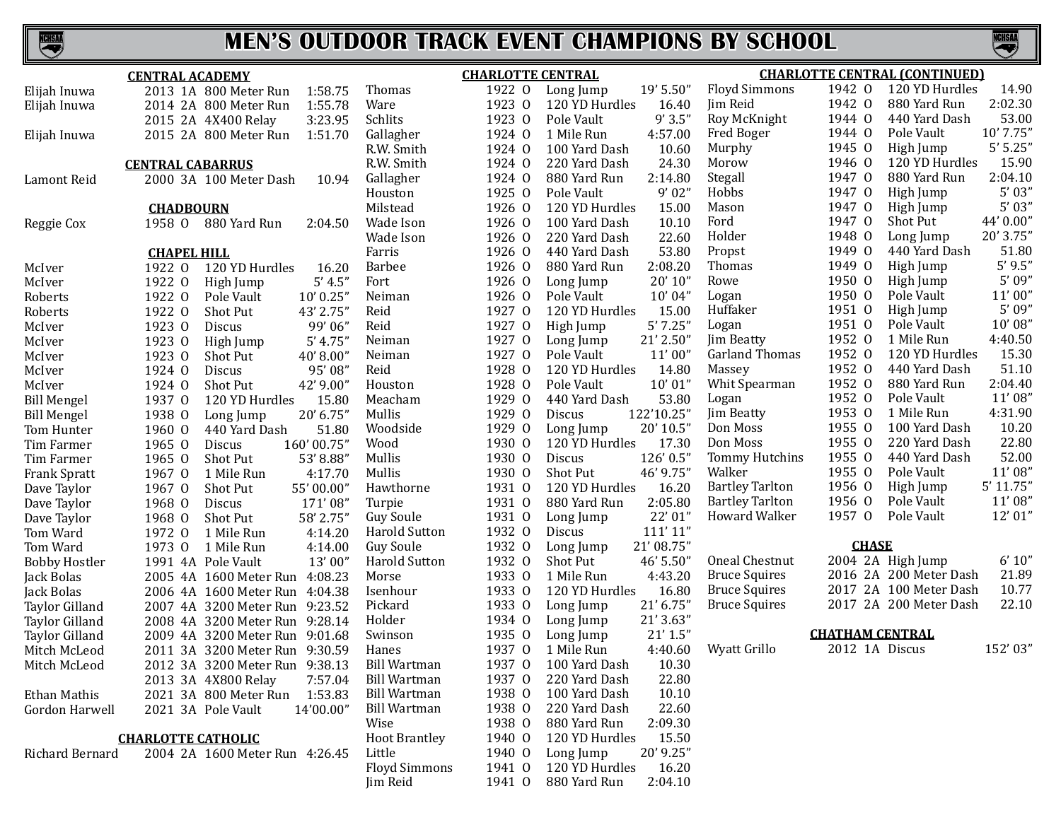# MEN'S OUTDOOR TRACK EVENT CHAMPIONS BY SCHOOL

### CENTRAL ACADEMY

| Name | Year | Class | Event | Mark |
|---|---|---|---|---|
| Elijah Inuwa | 2013 | 1A | 800 Meter Run | 1:58.75 |
| Elijah Inuwa | 2014 | 2A | 800 Meter Run | 1:55.78 |
| | 2015 | 2A | 4X400 Relay | 3:23.95 |
| Elijah Inuwa | 2015 | 2A | 800 Meter Run | 1:51.70 |

### CENTRAL CABARRUS

| Name | Year | Class | Event | Mark |
|---|---|---|---|---|
| Lamont Reid | 2000 | 3A | 100 Meter Dash | 10.94 |

### CHADBOURN

| Name | Year | Class | Event | Mark |
|---|---|---|---|---|
| Reggie Cox | 1958 | O | 880 Yard Run | 2:04.50 |

### CHAPEL HILL

| Name | Year | Class | Event | Mark |
|---|---|---|---|---|
| McIver | 1922 | O | 120 YD Hurdles | 16.20 |
| McIver | 1922 | O | High Jump | 5' 4.5" |
| Roberts | 1922 | O | Pole Vault | 10' 0.25" |
| Roberts | 1922 | O | Shot Put | 43' 2.75" |
| McIver | 1923 | O | Discus | 99' 06" |
| McIver | 1923 | O | High Jump | 5' 4.75" |
| McIver | 1923 | O | Shot Put | 40' 8.00" |
| McIver | 1924 | O | Discus | 95' 08" |
| McIver | 1924 | O | Shot Put | 42' 9.00" |
| Bill Mengel | 1937 | O | 120 YD Hurdles | 15.80 |
| Bill Mengel | 1938 | O | Long Jump | 20' 6.75" |
| Tom Hunter | 1960 | O | 440 Yard Dash | 51.80 |
| Tim Farmer | 1965 | O | Discus | 160' 00.75" |
| Tim Farmer | 1965 | O | Shot Put | 53' 8.88" |
| Frank Spratt | 1967 | O | 1 Mile Run | 4:17.70 |
| Dave Taylor | 1967 | O | Shot Put | 55' 00.00" |
| Dave Taylor | 1968 | O | Discus | 171' 08" |
| Dave Taylor | 1968 | O | Shot Put | 58' 2.75" |
| Tom Ward | 1972 | O | 1 Mile Run | 4:14.20 |
| Tom Ward | 1973 | O | 1 Mile Run | 4:14.00 |
| Bobby Hostler | 1991 | 4A | Pole Vault | 13' 00" |
| Jack Bolas | 2005 | 4A | 1600 Meter Run | 4:08.23 |
| Jack Bolas | 2006 | 4A | 1600 Meter Run | 4:04.38 |
| Taylor Gilland | 2007 | 4A | 3200 Meter Run | 9:23.52 |
| Taylor Gilland | 2008 | 4A | 3200 Meter Run | 9:28.14 |
| Taylor Gilland | 2009 | 4A | 3200 Meter Run | 9:01.68 |
| Mitch McLeod | 2011 | 3A | 3200 Meter Run | 9:30.59 |
| Mitch McLeod | 2012 | 3A | 3200 Meter Run | 9:38.13 |
| | 2013 | 3A | 4X800 Relay | 7:57.04 |
| Ethan Mathis | 2021 | 3A | 800 Meter Run | 1:53.83 |
| Gordon Harwell | 2021 | 3A | Pole Vault | 14'00.00" |

### CHARLOTTE CATHOLIC

| Name | Year | Class | Event | Mark |
|---|---|---|---|---|
| Richard Bernard | 2004 | 2A | 1600 Meter Run | 4:26.45 |

### CHARLOTTE CENTRAL

| Name | Year | Class | Event | Mark |
|---|---|---|---|---|
| Thomas | 1922 | O | Long Jump | 19' 5.50" |
| Ware | 1923 | O | 120 YD Hurdles | 16.40 |
| Schlits | 1923 | O | Pole Vault | 9' 3.5" |
| Gallagher | 1924 | O | 1 Mile Run | 4:57.00 |
| R.W. Smith | 1924 | O | 100 Yard Dash | 10.60 |
| R.W. Smith | 1924 | O | 220 Yard Dash | 24.30 |
| Gallagher | 1924 | O | 880 Yard Run | 2:14.80 |
| Houston | 1925 | O | Pole Vault | 9' 02" |
| Milstead | 1926 | O | 120 YD Hurdles | 15.00 |
| Wade Ison | 1926 | O | 100 Yard Dash | 10.10 |
| Wade Ison | 1926 | O | 220 Yard Dash | 22.60 |
| Farris | 1926 | O | 440 Yard Dash | 53.80 |
| Barbee | 1926 | O | 880 Yard Run | 2:08.20 |
| Fort | 1926 | O | Long Jump | 20' 10" |
| Neiman | 1926 | O | Pole Vault | 10' 04" |
| Reid | 1927 | O | 120 YD Hurdles | 15.00 |
| Reid | 1927 | O | High Jump | 5' 7.25" |
| Neiman | 1927 | O | Long Jump | 21' 2.50" |
| Neiman | 1927 | O | Pole Vault | 11' 00" |
| Reid | 1928 | O | 120 YD Hurdles | 14.80 |
| Houston | 1928 | O | Pole Vault | 10' 01" |
| Meacham | 1929 | O | 440 Yard Dash | 53.80 |
| Mullis | 1929 | O | Discus | 122'10.25" |
| Woodside | 1929 | O | Long Jump | 20' 10.5" |
| Wood | 1930 | O | 120 YD Hurdles | 17.30 |
| Mullis | 1930 | O | Discus | 126' 0.5" |
| Mullis | 1930 | O | Shot Put | 46' 9.75" |
| Hawthorne | 1931 | O | 120 YD Hurdles | 16.20 |
| Turpie | 1931 | O | 880 Yard Run | 2:05.80 |
| Guy Soule | 1931 | O | Long Jump | 22' 01" |
| Harold Sutton | 1932 | O | Discus | 111' 11" |
| Guy Soule | 1932 | O | Long Jump | 21' 08.75" |
| Harold Sutton | 1932 | O | Shot Put | 46' 5.50" |
| Morse | 1933 | O | 1 Mile Run | 4:43.20 |
| Isenhour | 1933 | O | 120 YD Hurdles | 16.80 |
| Pickard | 1933 | O | Long Jump | 21' 6.75" |
| Holder | 1934 | O | Long Jump | 21' 3.63" |
| Swinson | 1935 | O | Long Jump | 21' 1.5" |
| Hanes | 1937 | O | 1 Mile Run | 4:40.60 |
| Bill Wartman | 1937 | O | 100 Yard Dash | 10.30 |
| Bill Wartman | 1937 | O | 220 Yard Dash | 22.80 |
| Bill Wartman | 1938 | O | 100 Yard Dash | 10.10 |
| Bill Wartman | 1938 | O | 220 Yard Dash | 22.60 |
| Wise | 1938 | O | 880 Yard Run | 2:09.30 |
| Hoot Brantley | 1940 | O | 120 YD Hurdles | 15.50 |
| Little | 1940 | O | Long Jump | 20' 9.25" |
| Floyd Simmons | 1941 | O | 120 YD Hurdles | 16.20 |
| Jim Reid | 1941 | O | 880 Yard Run | 2:04.10 |

### CHARLOTTE CENTRAL (CONTINUED)

| Name | Year | Class | Event | Mark |
|---|---|---|---|---|
| Floyd Simmons | 1942 | O | 120 YD Hurdles | 14.90 |
| Jim Reid | 1942 | O | 880 Yard Run | 2:02.30 |
| Roy McKnight | 1944 | O | 440 Yard Dash | 53.00 |
| Fred Boger | 1944 | O | Pole Vault | 10' 7.75" |
| Murphy | 1945 | O | High Jump | 5' 5.25" |
| Morow | 1946 | O | 120 YD Hurdles | 15.90 |
| Stegall | 1947 | O | 880 Yard Run | 2:04.10 |
| Hobbs | 1947 | O | High Jump | 5' 03" |
| Mason | 1947 | O | High Jump | 5' 03" |
| Ford | 1947 | O | Shot Put | 44' 0.00" |
| Holder | 1948 | O | Long Jump | 20' 3.75" |
| Propst | 1949 | O | 440 Yard Dash | 51.80 |
| Thomas | 1949 | O | High Jump | 5' 9.5" |
| Rowe | 1950 | O | High Jump | 5' 09" |
| Logan | 1950 | O | Pole Vault | 11' 00" |
| Huffaker | 1951 | O | High Jump | 5' 09" |
| Logan | 1951 | O | Pole Vault | 10' 08" |
| Jim Beatty | 1952 | O | 1 Mile Run | 4:40.50 |
| Garland Thomas | 1952 | O | 120 YD Hurdles | 15.30 |
| Massey | 1952 | O | 440 Yard Dash | 51.10 |
| Whit Spearman | 1952 | O | 880 Yard Run | 2:04.40 |
| Logan | 1952 | O | Pole Vault | 11' 08" |
| Jim Beatty | 1953 | O | 1 Mile Run | 4:31.90 |
| Don Moss | 1955 | O | 100 Yard Dash | 10.20 |
| Don Moss | 1955 | O | 220 Yard Dash | 22.80 |
| Tommy Hutchins | 1955 | O | 440 Yard Dash | 52.00 |
| Walker | 1955 | O | Pole Vault | 11' 08" |
| Bartley Tarlton | 1956 | O | High Jump | 5' 11.75" |
| Bartley Tarlton | 1956 | O | Pole Vault | 11' 08" |
| Howard Walker | 1957 | O | Pole Vault | 12' 01" |

### CHASE

| Name | Year | Class | Event | Mark |
|---|---|---|---|---|
| Oneal Chestnut | 2004 | 2A | High Jump | 6' 10" |
| Bruce Squires | 2016 | 2A | 200 Meter Dash | 21.89 |
| Bruce Squires | 2017 | 2A | 100 Meter Dash | 10.77 |
| Bruce Squires | 2017 | 2A | 200 Meter Dash | 22.10 |

### CHATHAM CENTRAL

| Name | Year | Class | Event | Mark |
|---|---|---|---|---|
| Wyatt Grillo | 2012 | 1A | Discus | 152' 03" |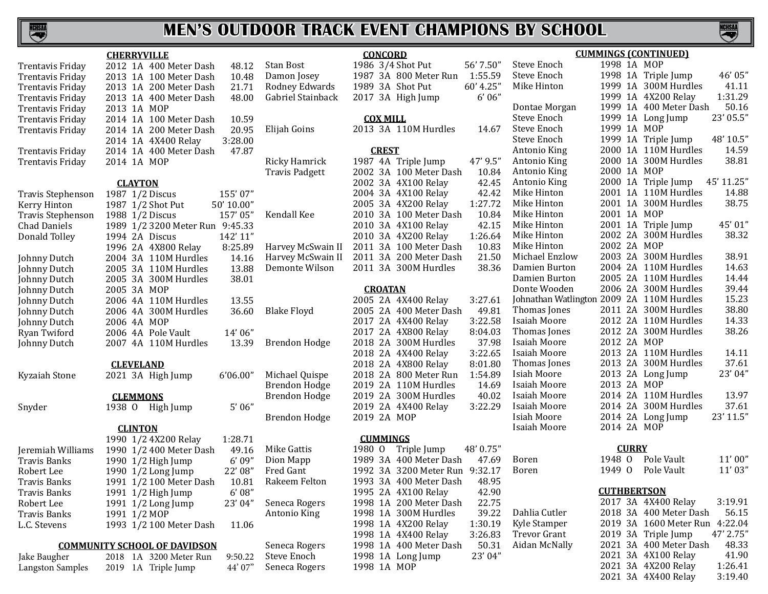# MEN'S OUTDOOR TRACK EVENT CHAMPIONS BY SCHOOL

## CHERRYVILLE

| Name | Year | Class | Event | Mark |
|---|---|---|---|---|
| Trentavis Friday | 2012 | 1A | 400 Meter Dash | 48.12 |
| Trentavis Friday | 2013 | 1A | 100 Meter Dash | 10.48 |
| Trentavis Friday | 2013 | 1A | 200 Meter Dash | 21.71 |
| Trentavis Friday | 2013 | 1A | 400 Meter Dash | 48.00 |
| Trentavis Friday | 2013 | 1A | MOP | |
| Trentavis Friday | 2014 | 1A | 100 Meter Dash | 10.59 |
| Trentavis Friday | 2014 | 1A | 200 Meter Dash | 20.95 |
| | 2014 | 1A | 4X400 Relay | 3:28.00 |
| Trentavis Friday | 2014 | 1A | 400 Meter Dash | 47.87 |
| Trentavis Friday | 2014 | 1A | MOP | |

## CLAYTON

| Name | Year | Class | Event | Mark |
|---|---|---|---|---|
| Travis Stephenson | 1987 | 1/2 | Discus | 155' 07" |
| Kerry Hinton | 1987 | 1/2 | Shot Put | 50' 10.00" |
| Travis Stephenson | 1988 | 1/2 | Discus | 157' 05" |
| Chad Daniels | 1989 | 1/2 | 3200 Meter Run | 9:45.33 |
| Donald Tolley | 1994 | 2A | Discus | 142' 11" |
| | 1996 | 2A | 4X800 Relay | 8:25.89 |
| Johnny Dutch | 2004 | 3A | 110M Hurdles | 14.16 |
| Johnny Dutch | 2005 | 3A | 110M Hurdles | 13.88 |
| Johnny Dutch | 2005 | 3A | 300M Hurdles | 38.01 |
| Johnny Dutch | 2005 | 3A | MOP | |
| Johnny Dutch | 2006 | 4A | 110M Hurdles | 13.55 |
| Johnny Dutch | 2006 | 4A | 300M Hurdles | 36.60 |
| Johnny Dutch | 2006 | 4A | MOP | |
| Ryan Twiford | 2006 | 4A | Pole Vault | 14' 06" |
| Johnny Dutch | 2007 | 4A | 110M Hurdles | 13.39 |

## CLEVELAND

| Name | Year | Class | Event | Mark |
|---|---|---|---|---|
| Kyzaiah Stone | 2021 | 3A | High Jump | 6'06.00" |

## CLEMMONS

| Name | Year | Class | Event | Mark |
|---|---|---|---|---|
| Snyder | 1938 | O | High Jump | 5' 06" |

## CLINTON

| Name | Year | Class | Event | Mark |
|---|---|---|---|---|
| | 1990 | 1/2 | 4X200 Relay | 1:28.71 |
| Jeremiah Williams | 1990 | 1/2 | 400 Meter Dash | 49.16 |
| Travis Banks | 1990 | 1/2 | High Jump | 6' 09" |
| Robert Lee | 1990 | 1/2 | Long Jump | 22' 08" |
| Travis Banks | 1991 | 1/2 | 100 Meter Dash | 10.81 |
| Travis Banks | 1991 | 1/2 | High Jump | 6' 08" |
| Robert Lee | 1991 | 1/2 | Long Jump | 23' 04" |
| Travis Banks | 1991 | 1/2 | MOP | |
| L.C. Stevens | 1993 | 1/2 | 100 Meter Dash | 11.06 |

## COMMUNITY SCHOOL OF DAVIDSON

| Name | Year | Class | Event | Mark |
|---|---|---|---|---|
| Jake Baugher | 2018 | 1A | 3200 Meter Run | 9:50.22 |
| Langston Samples | 2019 | 1A | Triple Jump | 44' 07" |

## CONCORD

| Name | Year | Class | Event | Mark |
|---|---|---|---|---|
| Stan Bost | 1986 | 3/4 | Shot Put | 56' 7.50" |
| Damon Josey | 1987 | 3A | 800 Meter Run | 1:55.59 |
| Rodney Edwards | 1989 | 3A | Shot Put | 60' 4.25" |
| Gabriel Stainback | 2017 | 3A | High Jump | 6' 06" |

## COX MILL

| Name | Year | Class | Event | Mark |
|---|---|---|---|---|
| Elijah Goins | 2013 | 3A | 110M Hurdles | 14.67 |

## CREST

| Name | Year | Class | Event | Mark |
|---|---|---|---|---|
| Ricky Hamrick | 1987 | 4A | Triple Jump | 47' 9.5" |
| Travis Padgett | 2002 | 3A | 100 Meter Dash | 10.84 |
| | 2002 | 3A | 4X100 Relay | 42.45 |
| | 2004 | 3A | 4X100 Relay | 42.42 |
| | 2005 | 3A | 4X200 Relay | 1:27.72 |
| Kendall Kee | 2010 | 3A | 100 Meter Dash | 10.84 |
| | 2010 | 3A | 4X100 Relay | 42.15 |
| | 2010 | 3A | 4X200 Relay | 1:26.64 |
| Harvey McSwain II | 2011 | 3A | 100 Meter Dash | 10.83 |
| Harvey McSwain II | 2011 | 3A | 200 Meter Dash | 21.50 |
| Demonte Wilson | 2011 | 3A | 300M Hurdles | 38.36 |

## CROATAN

| Name | Year | Class | Event | Mark |
|---|---|---|---|---|
| | 2005 | 2A | 4X400 Relay | 3:27.61 |
| Blake Floyd | 2005 | 2A | 400 Meter Dash | 49.81 |
| | 2017 | 2A | 4X400 Relay | 3:22.58 |
| | 2017 | 2A | 4X800 Relay | 8:04.03 |
| Brendon Hodge | 2018 | 2A | 300M Hurdles | 37.98 |
| | 2018 | 2A | 4X400 Relay | 3:22.65 |
| | 2018 | 2A | 4X800 Relay | 8:01.80 |
| Michael Quispe | 2018 | 2A | 800 Meter Run | 1:54.89 |
| Brendon Hodge | 2019 | 2A | 110M Hurdles | 14.69 |
| Brendon Hodge | 2019 | 2A | 300M Hurdles | 40.02 |
| | 2019 | 2A | 4X400 Relay | 3:22.29 |
| Brendon Hodge | 2019 | 2A | MOP | |

## CUMMINGS

| Name | Year | Class | Event | Mark |
|---|---|---|---|---|
| Mike Gattis | 1980 | O | Triple Jump | 48' 0.75" |
| Dion Mapp | 1989 | 3A | 400 Meter Dash | 47.69 |
| Fred Gant | 1992 | 3A | 3200 Meter Run | 9:32.17 |
| Rakeem Felton | 1993 | 3A | 400 Meter Dash | 48.95 |
| | 1995 | 2A | 4X100 Relay | 42.90 |
| Seneca Rogers | 1998 | 1A | 200 Meter Dash | 22.75 |
| Antonio King | 1998 | 1A | 300M Hurdles | 39.22 |
| | 1998 | 1A | 4X200 Relay | 1:30.19 |
| | 1998 | 1A | 4X400 Relay | 3:26.83 |
| Seneca Rogers | 1998 | 1A | 400 Meter Dash | 50.31 |
| Steve Enoch | 1998 | 1A | Long Jump | 23' 04" |
| Seneca Rogers | 1998 | 1A | MOP | |

## CUMMINGS (CONTINUED)

| Name | Year | Class | Event | Mark |
|---|---|---|---|---|
| Steve Enoch | 1998 | 1A | MOP | |
| Steve Enoch | 1998 | 1A | Triple Jump | 46' 05" |
| Mike Hinton | 1999 | 1A | 300M Hurdles | 41.11 |
| | 1999 | 1A | 4X200 Relay | 1:31.29 |
| Dontae Morgan | 1999 | 1A | 400 Meter Dash | 50.16 |
| Steve Enoch | 1999 | 1A | Long Jump | 23' 05.5" |
| Steve Enoch | 1999 | 1A | MOP | |
| Steve Enoch | 1999 | 1A | Triple Jump | 48' 10.5" |
| Antonio King | 2000 | 1A | 110M Hurdles | 14.59 |
| Antonio King | 2000 | 1A | 300M Hurdles | 38.81 |
| Antonio King | 2000 | 1A | MOP | |
| Antonio King | 2000 | 1A | Triple Jump | 45' 11.25" |
| Mike Hinton | 2001 | 1A | 110M Hurdles | 14.88 |
| Mike Hinton | 2001 | 1A | 300M Hurdles | 38.75 |
| Mike Hinton | 2001 | 1A | MOP | |
| Mike Hinton | 2001 | 1A | Triple Jump | 45' 01" |
| Mike Hinton | 2002 | 2A | 300M Hurdles | 38.32 |
| Mike Hinton | 2002 | 2A | MOP | |
| Michael Enzlow | 2003 | 2A | 300M Hurdles | 38.91 |
| Damien Burton | 2004 | 2A | 110M Hurdles | 14.63 |
| Damien Burton | 2005 | 2A | 110M Hurdles | 14.44 |
| Donte Wooden | 2006 | 2A | 300M Hurdles | 39.44 |
| Johnathan Watlington | 2009 | 2A | 110M Hurdles | 15.23 |
| Thomas Jones | 2011 | 2A | 300M Hurdles | 38.80 |
| Isaiah Moore | 2012 | 2A | 110M Hurdles | 14.33 |
| Thomas Jones | 2012 | 2A | 300M Hurdles | 38.26 |
| Isaiah Moore | 2012 | 2A | MOP | |
| Isaiah Moore | 2013 | 2A | 110M Hurdles | 14.11 |
| Thomas Jones | 2013 | 2A | 300M Hurdles | 37.61 |
| Isiah Moore | 2013 | 2A | Long Jump | 23' 04" |
| Isaiah Moore | 2013 | 2A | MOP | |
| Isaiah Moore | 2014 | 2A | 110M Hurdles | 13.97 |
| Isaiah Moore | 2014 | 2A | 300M Hurdles | 37.61 |
| Isiah Moore | 2014 | 2A | Long Jump | 23' 11.5" |
| Isaiah Moore | 2014 | 2A | MOP | |

## CURRY

| Name | Year | Class | Event | Mark |
|---|---|---|---|---|
| Boren | 1948 | O | Pole Vault | 11' 00" |
| Boren | 1949 | O | Pole Vault | 11' 03" |

## CUTHBERTSON

| Name | Year | Class | Event | Mark |
|---|---|---|---|---|
| | 2017 | 3A | 4X400 Relay | 3:19.91 |
| Dahlia Cutler | 2018 | 3A | 400 Meter Dash | 56.15 |
| Kyle Stamper | 2019 | 3A | 1600 Meter Run | 4:22.04 |
| Trevor Grant | 2019 | 3A | Triple Jump | 47' 2.75" |
| Aidan McNally | 2021 | 3A | 400 Meter Dash | 48.33 |
| | 2021 | 3A | 4X100 Relay | 41.90 |
| | 2021 | 3A | 4X200 Relay | 1:26.41 |
| | 2021 | 3A | 4X400 Relay | 3:19.40 |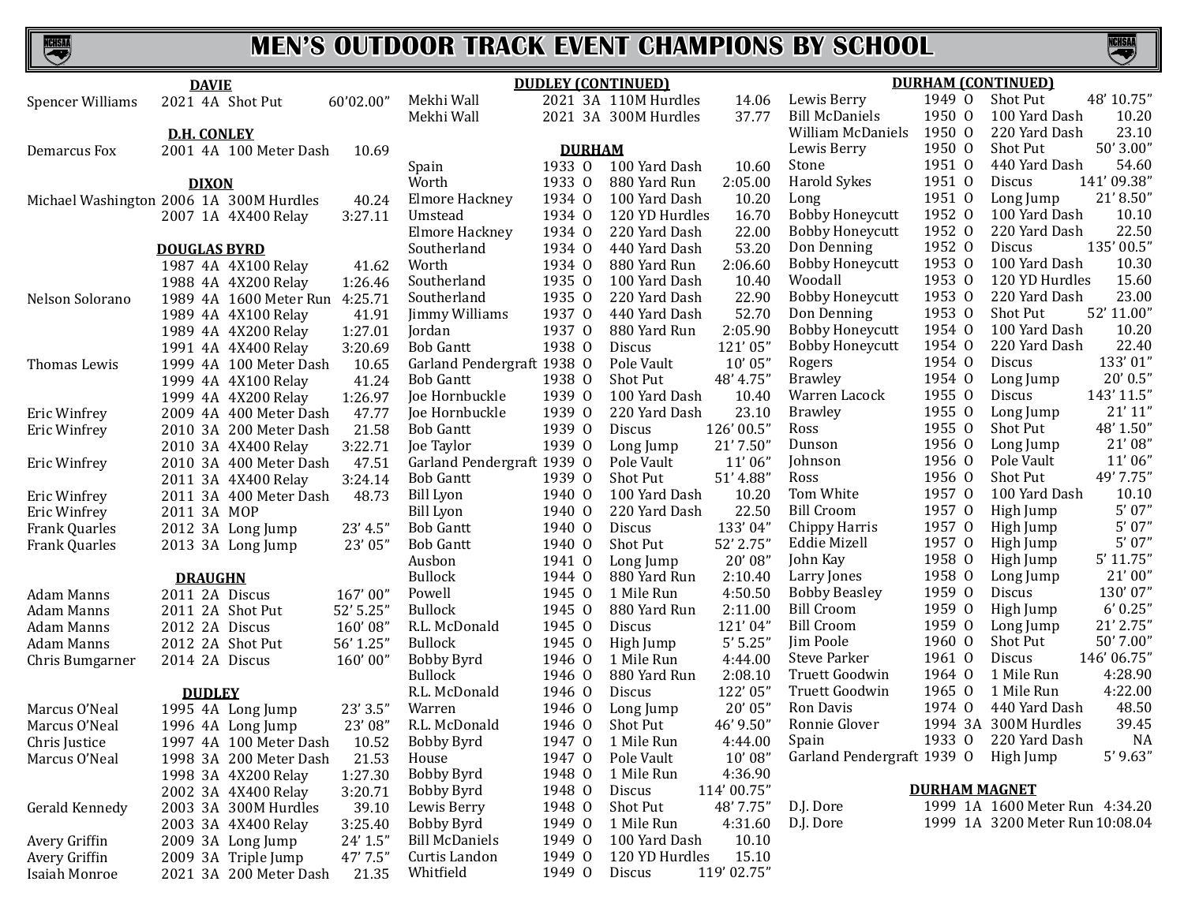# MEN'S OUTDOOR TRACK EVENT CHAMPIONS BY SCHOOL

### DAVIE

| Name | Year | Class | Event | Mark |
|---|---|---|---|---|
| Spencer Williams | 2021 | 4A | Shot Put | 60'02.00" |

### D.H. CONLEY

| Name | Year | Class | Event | Mark |
|---|---|---|---|---|
| Demarcus Fox | 2001 | 4A | 100 Meter Dash | 10.69 |

### DIXON

| Name | Year | Class | Event | Mark |
|---|---|---|---|---|
| Michael Washington | 2006 | 1A | 300M Hurdles | 40.24 |
| | 2007 | 1A | 4X400 Relay | 3:27.11 |

### DOUGLAS BYRD

| Name | Year | Class | Event | Mark |
|---|---|---|---|---|
| | 1987 | 4A | 4X100 Relay | 41.62 |
| | 1988 | 4A | 4X200 Relay | 1:26.46 |
| Nelson Solorano | 1989 | 4A | 1600 Meter Run | 4:25.71 |
| | 1989 | 4A | 4X100 Relay | 41.91 |
| | 1989 | 4A | 4X200 Relay | 1:27.01 |
| | 1991 | 4A | 4X400 Relay | 3:20.69 |
| Thomas Lewis | 1999 | 4A | 100 Meter Dash | 10.65 |
| | 1999 | 4A | 4X100 Relay | 41.24 |
| | 1999 | 4A | 4X200 Relay | 1:26.97 |
| Eric Winfrey | 2009 | 4A | 400 Meter Dash | 47.77 |
| Eric Winfrey | 2010 | 3A | 200 Meter Dash | 21.58 |
| | 2010 | 3A | 4X400 Relay | 3:22.71 |
| Eric Winfrey | 2010 | 3A | 400 Meter Dash | 47.51 |
| | 2011 | 3A | 4X400 Relay | 3:24.14 |
| Eric Winfrey | 2011 | 3A | 400 Meter Dash | 48.73 |
| Eric Winfrey | 2011 | 3A | MOP | |
| Frank Quarles | 2012 | 3A | Long Jump | 23' 4.5" |
| Frank Quarles | 2013 | 3A | Long Jump | 23' 05" |

### DRAUGHN

| Name | Year | Class | Event | Mark |
|---|---|---|---|---|
| Adam Manns | 2011 | 2A | Discus | 167' 00" |
| Adam Manns | 2011 | 2A | Shot Put | 52' 5.25" |
| Adam Manns | 2012 | 2A | Discus | 160' 08" |
| Adam Manns | 2012 | 2A | Shot Put | 56' 1.25" |
| Chris Bumgarner | 2014 | 2A | Discus | 160' 00" |

### DUDLEY

| Name | Year | Class | Event | Mark |
|---|---|---|---|---|
| Marcus O'Neal | 1995 | 4A | Long Jump | 23' 3.5" |
| Marcus O'Neal | 1996 | 4A | Long Jump | 23' 08" |
| Chris Justice | 1997 | 4A | 100 Meter Dash | 10.52 |
| Marcus O'Neal | 1998 | 3A | 200 Meter Dash | 21.53 |
| | 1998 | 3A | 4X200 Relay | 1:27.30 |
| | 2002 | 3A | 4X400 Relay | 3:20.71 |
| Gerald Kennedy | 2003 | 3A | 300M Hurdles | 39.10 |
| | 2003 | 3A | 4X400 Relay | 3:25.40 |
| Avery Griffin | 2009 | 3A | Long Jump | 24' 1.5" |
| Avery Griffin | 2009 | 3A | Triple Jump | 47' 7.5" |
| Isaiah Monroe | 2021 | 3A | 200 Meter Dash | 21.35 |

### DUDLEY (CONTINUED)

| Name | Year | Class | Event | Mark |
|---|---|---|---|---|
| Mekhi Wall | 2021 | 3A | 110M Hurdles | 14.06 |
| Mekhi Wall | 2021 | 3A | 300M Hurdles | 37.77 |

### DURHAM

| Name | Year | Class | Event | Mark |
|---|---|---|---|---|
| Spain | 1933 | O | 100 Yard Dash | 10.60 |
| Worth | 1933 | O | 880 Yard Run | 2:05.00 |
| Elmore Hackney | 1934 | O | 100 Yard Dash | 10.20 |
| Umstead | 1934 | O | 120 YD Hurdles | 16.70 |
| Elmore Hackney | 1934 | O | 220 Yard Dash | 22.00 |
| Southerland | 1934 | O | 440 Yard Dash | 53.20 |
| Worth | 1934 | O | 880 Yard Run | 2:06.60 |
| Southerland | 1935 | O | 100 Yard Dash | 10.40 |
| Southerland | 1935 | O | 220 Yard Dash | 22.90 |
| Jimmy Williams | 1937 | O | 440 Yard Dash | 52.70 |
| Jordan | 1937 | O | 880 Yard Run | 2:05.90 |
| Bob Gantt | 1938 | O | Discus | 121' 05" |
| Garland Pendergraft | 1938 | O | Pole Vault | 10' 05" |
| Bob Gantt | 1938 | O | Shot Put | 48' 4.75" |
| Joe Hornbuckle | 1939 | O | 100 Yard Dash | 10.40 |
| Joe Hornbuckle | 1939 | O | 220 Yard Dash | 23.10 |
| Bob Gantt | 1939 | O | Discus | 126' 00.5" |
| Joe Taylor | 1939 | O | Long Jump | 21' 7.50" |
| Garland Pendergraft | 1939 | O | Pole Vault | 11' 06" |
| Bob Gantt | 1939 | O | Shot Put | 51' 4.88" |
| Bill Lyon | 1940 | O | 100 Yard Dash | 10.20 |
| Bill Lyon | 1940 | O | 220 Yard Dash | 22.50 |
| Bob Gantt | 1940 | O | Discus | 133' 04" |
| Bob Gantt | 1940 | O | Shot Put | 52' 2.75" |
| Ausbon | 1941 | O | Long Jump | 20' 08" |
| Bullock | 1944 | O | 880 Yard Run | 2:10.40 |
| Powell | 1945 | O | 1 Mile Run | 4:50.50 |
| Bullock | 1945 | O | 880 Yard Run | 2:11.00 |
| R.L. McDonald | 1945 | O | Discus | 121' 04" |
| Bullock | 1945 | O | High Jump | 5' 5.25" |
| Bobby Byrd | 1946 | O | 1 Mile Run | 4:44.00 |
| Bullock | 1946 | O | 880 Yard Run | 2:08.10 |
| R.L. McDonald | 1946 | O | Discus | 122' 05" |
| Warren | 1946 | O | Long Jump | 20' 05" |
| R.L. McDonald | 1946 | O | Shot Put | 46' 9.50" |
| Bobby Byrd | 1947 | O | 1 Mile Run | 4:44.00 |
| House | 1947 | O | Pole Vault | 10' 08" |
| Bobby Byrd | 1948 | O | 1 Mile Run | 4:36.90 |
| Bobby Byrd | 1948 | O | Discus | 114' 00.75" |
| Lewis Berry | 1948 | O | Shot Put | 48' 7.75" |
| Bobby Byrd | 1949 | O | 1 Mile Run | 4:31.60 |
| Bill McDaniels | 1949 | O | 100 Yard Dash | 10.10 |
| Curtis Landon | 1949 | O | 120 YD Hurdles | 15.10 |
| Whitfield | 1949 | O | Discus | 119' 02.75" |

### DURHAM (CONTINUED)

| Name | Year | Class | Event | Mark |
|---|---|---|---|---|
| Lewis Berry | 1949 | O | Shot Put | 48' 10.75" |
| Bill McDaniels | 1950 | O | 100 Yard Dash | 10.20 |
| William McDaniels | 1950 | O | 220 Yard Dash | 23.10 |
| Lewis Berry | 1950 | O | Shot Put | 50' 3.00" |
| Stone | 1951 | O | 440 Yard Dash | 54.60 |
| Harold Sykes | 1951 | O | Discus | 141' 09.38" |
| Long | 1951 | O | Long Jump | 21' 8.50" |
| Bobby Honeycutt | 1952 | O | 100 Yard Dash | 10.10 |
| Bobby Honeycutt | 1952 | O | 220 Yard Dash | 22.50 |
| Don Denning | 1952 | O | Discus | 135' 00.5" |
| Bobby Honeycutt | 1953 | O | 100 Yard Dash | 10.30 |
| Woodall | 1953 | O | 120 YD Hurdles | 15.60 |
| Bobby Honeycutt | 1953 | O | 220 Yard Dash | 23.00 |
| Don Denning | 1953 | O | Shot Put | 52' 11.00" |
| Bobby Honeycutt | 1954 | O | 100 Yard Dash | 10.20 |
| Bobby Honeycutt | 1954 | O | 220 Yard Dash | 22.40 |
| Rogers | 1954 | O | Discus | 133' 01" |
| Brawley | 1954 | O | Long Jump | 20' 0.5" |
| Warren Lacock | 1955 | O | Discus | 143' 11.5" |
| Brawley | 1955 | O | Long Jump | 21' 11" |
| Ross | 1955 | O | Shot Put | 48' 1.50" |
| Dunson | 1956 | O | Long Jump | 21' 08" |
| Johnson | 1956 | O | Pole Vault | 11' 06" |
| Ross | 1956 | O | Shot Put | 49' 7.75" |
| Tom White | 1957 | O | 100 Yard Dash | 10.10 |
| Bill Croom | 1957 | O | High Jump | 5' 07" |
| Chippy Harris | 1957 | O | High Jump | 5' 07" |
| Eddie Mizell | 1957 | O | High Jump | 5' 07" |
| John Kay | 1958 | O | High Jump | 5' 11.75" |
| Larry Jones | 1958 | O | Long Jump | 21' 00" |
| Bobby Beasley | 1959 | O | Discus | 130' 07" |
| Bill Croom | 1959 | O | High Jump | 6' 0.25" |
| Bill Croom | 1959 | O | Long Jump | 21' 2.75" |
| Jim Poole | 1960 | O | Shot Put | 50' 7.00" |
| Steve Parker | 1961 | O | Discus | 146' 06.75" |
| Truett Goodwin | 1964 | O | 1 Mile Run | 4:28.90 |
| Truett Goodwin | 1965 | O | 1 Mile Run | 4:22.00 |
| Ron Davis | 1974 | O | 440 Yard Dash | 48.50 |
| Ronnie Glover | 1994 | 3A | 300M Hurdles | 39.45 |
| Spain | 1933 | O | 220 Yard Dash | NA |
| Garland Pendergraft | 1939 | O | High Jump | 5' 9.63" |

### DURHAM MAGNET

| Name | Year | Class | Event | Mark |
|---|---|---|---|---|
| D.J. Dore | 1999 | 1A | 1600 Meter Run | 4:34.20 |
| D.J. Dore | 1999 | 1A | 3200 Meter Run | 10:08.04 |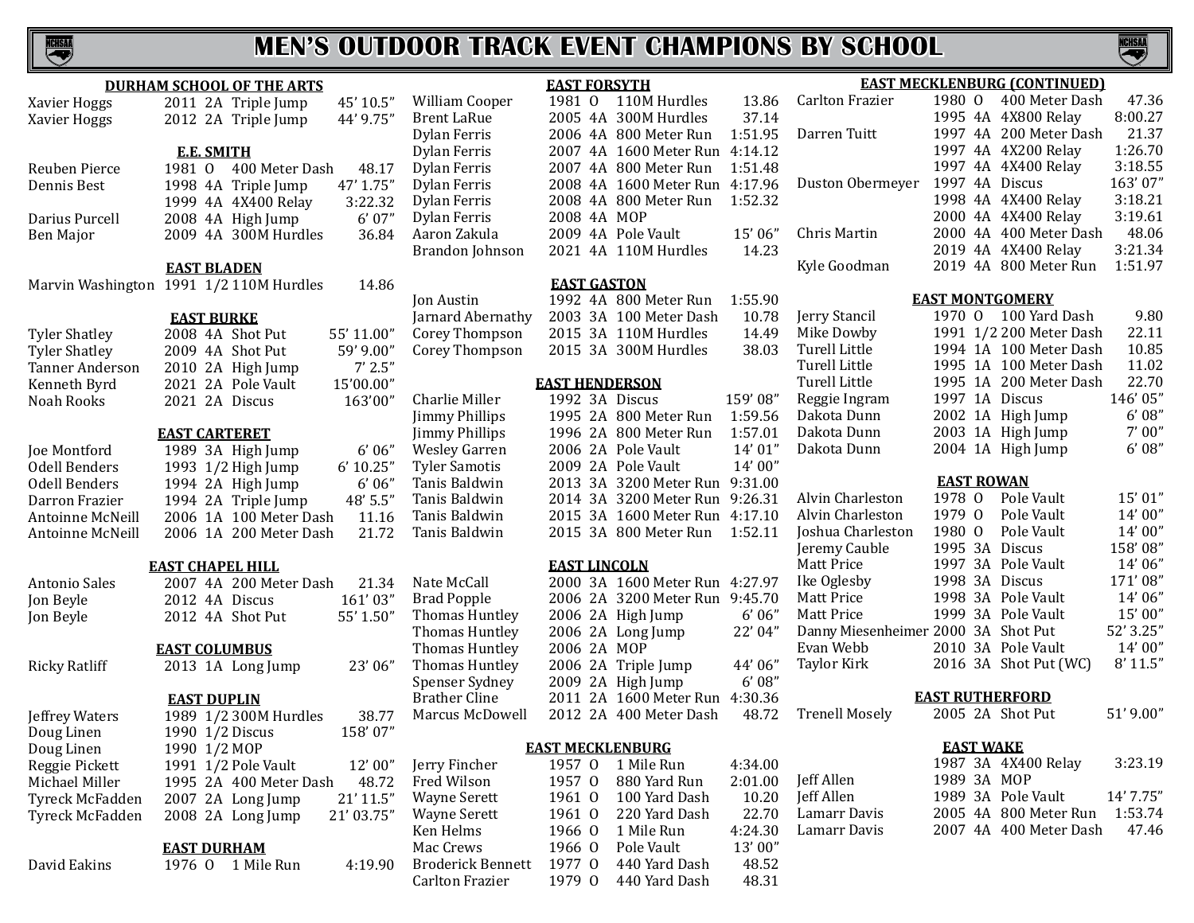# MEN'S OUTDOOR TRACK EVENT CHAMPIONS BY SCHOOL

### DURHAM SCHOOL OF THE ARTS

| Name | Year | Class | Event | Mark |
|---|---|---|---|---|
| Xavier Hoggs | 2011 | 2A | Triple Jump | 45' 10.5" |
| Xavier Hoggs | 2012 | 2A | Triple Jump | 44' 9.75" |

### E.E. SMITH

| Name | Year | Class | Event | Mark |
|---|---|---|---|---|
| Reuben Pierce | 1981 | O | 400 Meter Dash | 48.17 |
| Dennis Best | 1998 | 4A | Triple Jump | 47' 1.75" |
| | 1999 | 4A | 4X400 Relay | 3:22.32 |
| Darius Purcell | 2008 | 4A | High Jump | 6' 07" |
| Ben Major | 2009 | 4A | 300M Hurdles | 36.84 |

### EAST BLADEN

| Name | Year | Class | Event | Mark |
|---|---|---|---|---|
| Marvin Washington | 1991 | 1/2 | 110M Hurdles | 14.86 |

### EAST BURKE

| Name | Year | Class | Event | Mark |
|---|---|---|---|---|
| Tyler Shatley | 2008 | 4A | Shot Put | 55' 11.00" |
| Tyler Shatley | 2009 | 4A | Shot Put | 59' 9.00" |
| Tanner Anderson | 2010 | 2A | High Jump | 7' 2.5" |
| Kenneth Byrd | 2021 | 2A | Pole Vault | 15'00.00" |
| Noah Rooks | 2021 | 2A | Discus | 163'00" |

### EAST CARTERET

| Name | Year | Class | Event | Mark |
|---|---|---|---|---|
| Joe Montford | 1989 | 3A | High Jump | 6' 06" |
| Odell Benders | 1993 | 1/2 | High Jump | 6' 10.25" |
| Odell Benders | 1994 | 2A | High Jump | 6' 06" |
| Darron Frazier | 1994 | 2A | Triple Jump | 48' 5.5" |
| Antoinne McNeill | 2006 | 1A | 100 Meter Dash | 11.16 |
| Antoinne McNeill | 2006 | 1A | 200 Meter Dash | 21.72 |

### EAST CHAPEL HILL

| Name | Year | Class | Event | Mark |
|---|---|---|---|---|
| Antonio Sales | 2007 | 4A | 200 Meter Dash | 21.34 |
| Jon Beyle | 2012 | 4A | Discus | 161' 03" |
| Jon Beyle | 2012 | 4A | Shot Put | 55' 1.50" |

### EAST COLUMBUS

| Name | Year | Class | Event | Mark |
|---|---|---|---|---|
| Ricky Ratliff | 2013 | 1A | Long Jump | 23' 06" |

### EAST DUPLIN

| Name | Year | Class | Event | Mark |
|---|---|---|---|---|
| Jeffrey Waters | 1989 | 1/2 | 300M Hurdles | 38.77 |
| Doug Linen | 1990 | 1/2 | Discus | 158' 07" |
| Doug Linen | 1990 | 1/2 | MOP | |
| Reggie Pickett | 1991 | 1/2 | Pole Vault | 12' 00" |
| Michael Miller | 1995 | 2A | 400 Meter Dash | 48.72 |
| Tyreck McFadden | 2007 | 2A | Long Jump | 21' 11.5" |
| Tyreck McFadden | 2008 | 2A | Long Jump | 21' 03.75" |

### EAST DURHAM

| Name | Year | Class | Event | Mark |
|---|---|---|---|---|
| David Eakins | 1976 | O | 1 Mile Run | 4:19.90 |

### EAST FORSYTH

| Name | Year | Class | Event | Mark |
|---|---|---|---|---|
| William Cooper | 1981 | O | 110M Hurdles | 13.86 |
| Brent LaRue | 2005 | 4A | 300M Hurdles | 37.14 |
| Dylan Ferris | 2006 | 4A | 800 Meter Run | 1:51.95 |
| Dylan Ferris | 2007 | 4A | 1600 Meter Run | 4:14.12 |
| Dylan Ferris | 2007 | 4A | 800 Meter Run | 1:51.48 |
| Dylan Ferris | 2008 | 4A | 1600 Meter Run | 4:17.96 |
| Dylan Ferris | 2008 | 4A | 800 Meter Run | 1:52.32 |
| Dylan Ferris | 2008 | 4A | MOP | |
| Aaron Zakula | 2009 | 4A | Pole Vault | 15' 06" |
| Brandon Johnson | 2021 | 4A | 110M Hurdles | 14.23 |

### EAST GASTON

| Name | Year | Class | Event | Mark |
|---|---|---|---|---|
| Jon Austin | 1992 | 4A | 800 Meter Run | 1:55.90 |
| Jarnard Abernathy | 2003 | 3A | 100 Meter Dash | 10.78 |
| Corey Thompson | 2015 | 3A | 110M Hurdles | 14.49 |
| Corey Thompson | 2015 | 3A | 300M Hurdles | 38.03 |

### EAST HENDERSON

| Name | Year | Class | Event | Mark |
|---|---|---|---|---|
| Charlie Miller | 1992 | 3A | Discus | 159' 08" |
| Jimmy Phillips | 1995 | 2A | 800 Meter Run | 1:59.56 |
| Jimmy Phillips | 1996 | 2A | 800 Meter Run | 1:57.01 |
| Wesley Garren | 2006 | 2A | Pole Vault | 14' 01" |
| Tyler Samotis | 2009 | 2A | Pole Vault | 14' 00" |
| Tanis Baldwin | 2013 | 3A | 3200 Meter Run | 9:31.00 |
| Tanis Baldwin | 2014 | 3A | 3200 Meter Run | 9:26.31 |
| Tanis Baldwin | 2015 | 3A | 1600 Meter Run | 4:17.10 |
| Tanis Baldwin | 2015 | 3A | 800 Meter Run | 1:52.11 |

### EAST LINCOLN

| Name | Year | Class | Event | Mark |
|---|---|---|---|---|
| Nate McCall | 2000 | 3A | 1600 Meter Run | 4:27.97 |
| Brad Popple | 2006 | 2A | 3200 Meter Run | 9:45.70 |
| Thomas Huntley | 2006 | 2A | High Jump | 6' 06" |
| Thomas Huntley | 2006 | 2A | Long Jump | 22' 04" |
| Thomas Huntley | 2006 | 2A | MOP | |
| Thomas Huntley | 2006 | 2A | Triple Jump | 44' 06" |
| Spenser Sydney | 2009 | 2A | High Jump | 6' 08" |
| Brather Cline | 2011 | 2A | 1600 Meter Run | 4:30.36 |
| Marcus McDowell | 2012 | 2A | 400 Meter Dash | 48.72 |

### EAST MECKLENBURG

| Name | Year | Class | Event | Mark |
|---|---|---|---|---|
| Jerry Fincher | 1957 | O | 1 Mile Run | 4:34.00 |
| Fred Wilson | 1957 | O | 880 Yard Run | 2:01.00 |
| Wayne Serett | 1961 | O | 100 Yard Dash | 10.20 |
| Wayne Serett | 1961 | O | 220 Yard Dash | 22.70 |
| Ken Helms | 1966 | O | 1 Mile Run | 4:24.30 |
| Mac Crews | 1966 | O | Pole Vault | 13' 00" |
| Broderick Bennett | 1977 | O | 440 Yard Dash | 48.52 |
| Carlton Frazier | 1979 | O | 440 Yard Dash | 48.31 |

### EAST MECKLENBURG (CONTINUED)

| Name | Year | Class | Event | Mark |
|---|---|---|---|---|
| Carlton Frazier | 1980 | O | 400 Meter Dash | 47.36 |
| | 1995 | 4A | 4X800 Relay | 8:00.27 |
| Darren Tuitt | 1997 | 4A | 200 Meter Dash | 21.37 |
| | 1997 | 4A | 4X200 Relay | 1:26.70 |
| | 1997 | 4A | 4X400 Relay | 3:18.55 |
| Duston Obermeyer | 1997 | 4A | Discus | 163' 07" |
| | 1998 | 4A | 4X400 Relay | 3:18.21 |
| | 2000 | 4A | 4X400 Relay | 3:19.61 |
| Chris Martin | 2000 | 4A | 400 Meter Dash | 48.06 |
| | 2019 | 4A | 4X400 Relay | 3:21.34 |
| Kyle Goodman | 2019 | 4A | 800 Meter Run | 1:51.97 |

### EAST MONTGOMERY

| Name | Year | Class | Event | Mark |
|---|---|---|---|---|
| Jerry Stancil | 1970 | O | 100 Yard Dash | 9.80 |
| Mike Dowby | 1991 | 1/2 | 200 Meter Dash | 22.11 |
| Turell Little | 1994 | 1A | 100 Meter Dash | 10.85 |
| Turell Little | 1995 | 1A | 100 Meter Dash | 11.02 |
| Turell Little | 1995 | 1A | 200 Meter Dash | 22.70 |
| Reggie Ingram | 1997 | 1A | Discus | 146' 05" |
| Dakota Dunn | 2002 | 1A | High Jump | 6' 08" |
| Dakota Dunn | 2003 | 1A | High Jump | 7' 00" |
| Dakota Dunn | 2004 | 1A | High Jump | 6' 08" |

### EAST ROWAN

| Name | Year | Class | Event | Mark |
|---|---|---|---|---|
| Alvin Charleston | 1978 | O | Pole Vault | 15' 01" |
| Alvin Charleston | 1979 | O | Pole Vault | 14' 00" |
| Joshua Charleston | 1980 | O | Pole Vault | 14' 00" |
| Jeremy Cauble | 1995 | 3A | Discus | 158' 08" |
| Matt Price | 1997 | 3A | Pole Vault | 14' 06" |
| Ike Oglesby | 1998 | 3A | Discus | 171' 08" |
| Matt Price | 1998 | 3A | Pole Vault | 14' 06" |
| Matt Price | 1999 | 3A | Pole Vault | 15' 00" |
| Danny Miesenheimer | 2000 | 3A | Shot Put | 52' 3.25" |
| Evan Webb | 2010 | 3A | Pole Vault | 14' 00" |
| Taylor Kirk | 2016 | 3A | Shot Put (WC) | 8' 11.5" |

### EAST RUTHERFORD

| Name | Year | Class | Event | Mark |
|---|---|---|---|---|
| Trenell Mosely | 2005 | 2A | Shot Put | 51' 9.00" |

### EAST WAKE

| Name | Year | Class | Event | Mark |
|---|---|---|---|---|
| | 1987 | 3A | 4X400 Relay | 3:23.19 |
| Jeff Allen | 1989 | 3A | MOP | |
| Jeff Allen | 1989 | 3A | Pole Vault | 14' 7.75" |
| Lamarr Davis | 2005 | 4A | 800 Meter Run | 1:53.74 |
| Lamarr Davis | 2007 | 4A | 400 Meter Dash | 47.46 |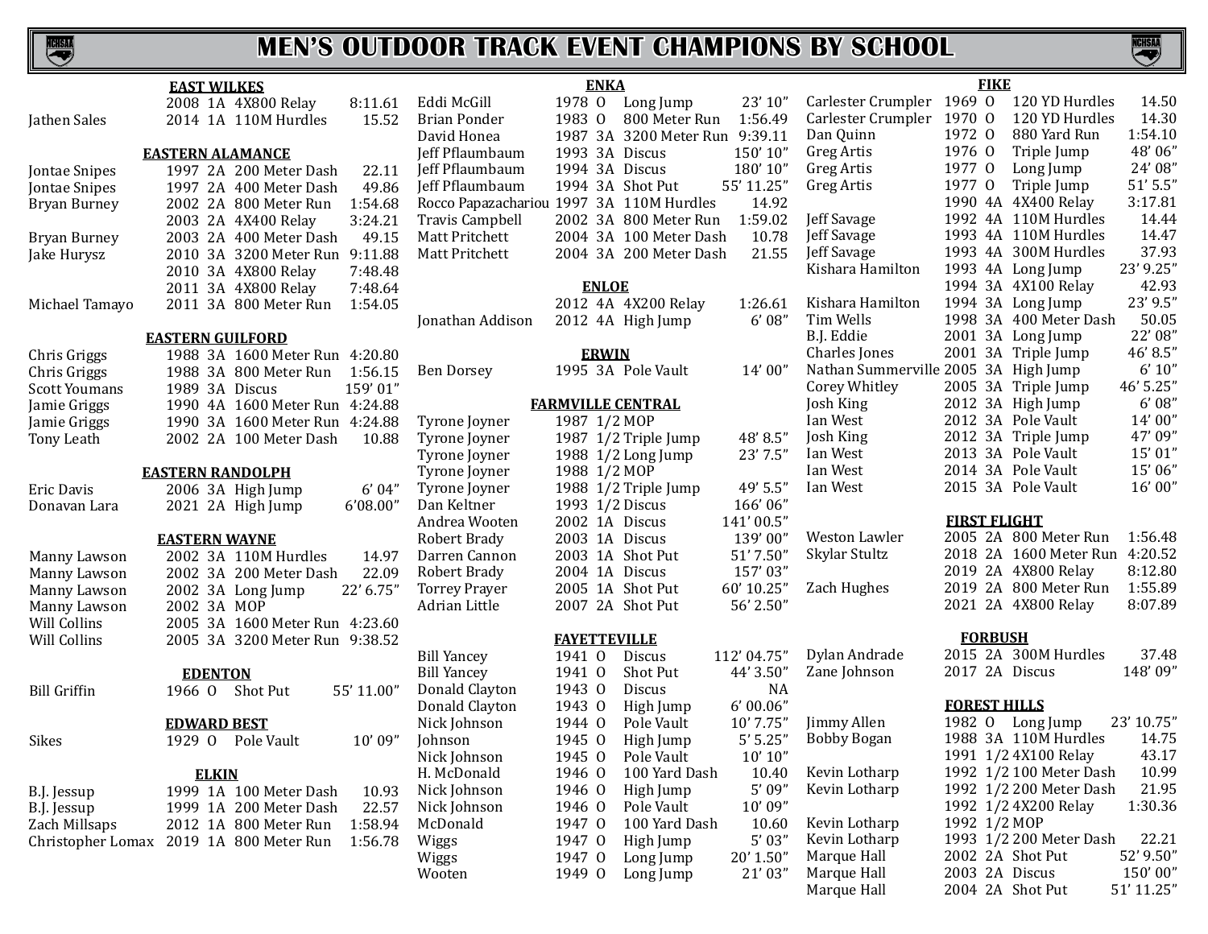# MEN'S OUTDOOR TRACK EVENT CHAMPIONS BY SCHOOL

### EAST WILKES

| Name | Year | Class | Event | Mark |
|---|---|---|---|---|
| | 2008 | 1A | 4X800 Relay | 8:11.61 |
| Jathen Sales | 2014 | 1A | 110M Hurdles | 15.52 |

### EASTERN ALAMANCE

| Name | Year | Class | Event | Mark |
|---|---|---|---|---|
| Jontae Snipes | 1997 | 2A | 200 Meter Dash | 22.11 |
| Jontae Snipes | 1997 | 2A | 400 Meter Dash | 49.86 |
| Bryan Burney | 2002 | 2A | 800 Meter Run | 1:54.68 |
| | 2003 | 2A | 4X400 Relay | 3:24.21 |
| Bryan Burney | 2003 | 2A | 400 Meter Dash | 49.15 |
| Jake Hurysz | 2010 | 3A | 3200 Meter Run | 9:11.88 |
| | 2010 | 3A | 4X800 Relay | 7:48.48 |
| | 2011 | 3A | 4X800 Relay | 7:48.64 |
| Michael Tamayo | 2011 | 3A | 800 Meter Run | 1:54.05 |

### EASTERN GUILFORD

| Name | Year | Class | Event | Mark |
|---|---|---|---|---|
| Chris Griggs | 1988 | 3A | 1600 Meter Run | 4:20.80 |
| Chris Griggs | 1988 | 3A | 800 Meter Run | 1:56.15 |
| Scott Youmans | 1989 | 3A | Discus | 159' 01" |
| Jamie Griggs | 1990 | 4A | 1600 Meter Run | 4:24.88 |
| Jamie Griggs | 1990 | 3A | 1600 Meter Run | 4:24.88 |
| Tony Leath | 2002 | 2A | 100 Meter Dash | 10.88 |

### EASTERN RANDOLPH

| Name | Year | Class | Event | Mark |
|---|---|---|---|---|
| Eric Davis | 2006 | 3A | High Jump | 6' 04" |
| Donavan Lara | 2021 | 2A | High Jump | 6'08.00" |

### EASTERN WAYNE

| Name | Year | Class | Event | Mark |
|---|---|---|---|---|
| Manny Lawson | 2002 | 3A | 110M Hurdles | 14.97 |
| Manny Lawson | 2002 | 3A | 200 Meter Dash | 22.09 |
| Manny Lawson | 2002 | 3A | Long Jump | 22' 6.75" |
| Manny Lawson | 2002 | 3A | MOP | |
| Will Collins | 2005 | 3A | 1600 Meter Run | 4:23.60 |
| Will Collins | 2005 | 3A | 3200 Meter Run | 9:38.52 |

### EDENTON

| Name | Year | Class | Event | Mark |
|---|---|---|---|---|
| Bill Griffin | 1966 | O | Shot Put | 55' 11.00" |

### EDWARD BEST

| Name | Year | Class | Event | Mark |
|---|---|---|---|---|
| Sikes | 1929 | O | Pole Vault | 10' 09" |

### ELKIN

| Name | Year | Class | Event | Mark |
|---|---|---|---|---|
| B.J. Jessup | 1999 | 1A | 100 Meter Dash | 10.93 |
| B.J. Jessup | 1999 | 1A | 200 Meter Dash | 22.57 |
| Zach Millsaps | 2012 | 1A | 800 Meter Run | 1:58.94 |
| Christopher Lomax | 2019 | 1A | 800 Meter Run | 1:56.78 |

### ENKA

| Name | Year | Class | Event | Mark |
|---|---|---|---|---|
| Eddi McGill | 1978 | O | Long Jump | 23' 10" |
| Brian Ponder | 1983 | O | 800 Meter Run | 1:56.49 |
| David Honea | 1987 | 3A | 3200 Meter Run | 9:39.11 |
| Jeff Pflaumbaum | 1993 | 3A | Discus | 150' 10" |
| Jeff Pflaumbaum | 1994 | 3A | Discus | 180' 10" |
| Jeff Pflaumbaum | 1994 | 3A | Shot Put | 55' 11.25" |
| Rocco Papazachariou | 1997 | 3A | 110M Hurdles | 14.92 |
| Travis Campbell | 2002 | 3A | 800 Meter Run | 1:59.02 |
| Matt Pritchett | 2004 | 3A | 100 Meter Dash | 10.78 |
| Matt Pritchett | 2004 | 3A | 200 Meter Dash | 21.55 |

### ENLOE

| Name | Year | Class | Event | Mark |
|---|---|---|---|---|
| | 2012 | 4A | 4X200 Relay | 1:26.61 |
| Jonathan Addison | 2012 | 4A | High Jump | 6' 08" |

### ERWIN

| Name | Year | Class | Event | Mark |
|---|---|---|---|---|
| Ben Dorsey | 1995 | 3A | Pole Vault | 14' 00" |

### FARMVILLE CENTRAL

| Name | Year | Class | Event | Mark |
|---|---|---|---|---|
| Tyrone Joyner | 1987 | 1/2 | MOP | |
| Tyrone Joyner | 1987 | 1/2 | Triple Jump | 48' 8.5" |
| Tyrone Joyner | 1988 | 1/2 | Long Jump | 23' 7.5" |
| Tyrone Joyner | 1988 | 1/2 | MOP | |
| Tyrone Joyner | 1988 | 1/2 | Triple Jump | 49' 5.5" |
| Dan Keltner | 1993 | 1/2 | Discus | 166' 06" |
| Andrea Wooten | 2002 | 1A | Discus | 141' 00.5" |
| Robert Brady | 2003 | 1A | Discus | 139' 00" |
| Darren Cannon | 2003 | 1A | Shot Put | 51' 7.50" |
| Robert Brady | 2004 | 1A | Discus | 157' 03" |
| Torrey Prayer | 2005 | 1A | Shot Put | 60' 10.25" |
| Adrian Little | 2007 | 2A | Shot Put | 56' 2.50" |

### FAYETTEVILLE

| Name | Year | Class | Event | Mark |
|---|---|---|---|---|
| Bill Yancey | 1941 | O | Discus | 112' 04.75" |
| Bill Yancey | 1941 | O | Shot Put | 44' 3.50" |
| Donald Clayton | 1943 | O | Discus | NA |
| Donald Clayton | 1943 | O | High Jump | 6' 00.06" |
| Nick Johnson | 1944 | O | Pole Vault | 10' 7.75" |
| Johnson | 1945 | O | High Jump | 5' 5.25" |
| Nick Johnson | 1945 | O | Pole Vault | 10' 10" |
| H. McDonald | 1946 | O | 100 Yard Dash | 10.40 |
| Nick Johnson | 1946 | O | High Jump | 5' 09" |
| Nick Johnson | 1946 | O | Pole Vault | 10' 09" |
| McDonald | 1947 | O | 100 Yard Dash | 10.60 |
| Wiggs | 1947 | O | High Jump | 5' 03" |
| Wiggs | 1947 | O | Long Jump | 20' 1.50" |
| Wooten | 1949 | O | Long Jump | 21' 03" |

### FIKE

| Name | Year | Class | Event | Mark |
|---|---|---|---|---|
| Carlester Crumpler | 1969 | O | 120 YD Hurdles | 14.50 |
| Carlester Crumpler | 1970 | O | 120 YD Hurdles | 14.30 |
| Dan Quinn | 1972 | O | 880 Yard Run | 1:54.10 |
| Greg Artis | 1976 | O | Triple Jump | 48' 06" |
| Greg Artis | 1977 | O | Long Jump | 24' 08" |
| Greg Artis | 1977 | O | Triple Jump | 51' 5.5" |
| | 1990 | 4A | 4X400 Relay | 3:17.81 |
| Jeff Savage | 1992 | 4A | 110M Hurdles | 14.44 |
| Jeff Savage | 1993 | 4A | 110M Hurdles | 14.47 |
| Jeff Savage | 1993 | 4A | 300M Hurdles | 37.93 |
| Kishara Hamilton | 1993 | 4A | Long Jump | 23' 9.25" |
| | 1994 | 3A | 4X100 Relay | 42.93 |
| Kishara Hamilton | 1994 | 3A | Long Jump | 23' 9.5" |
| Tim Wells | 1998 | 3A | 400 Meter Dash | 50.05 |
| B.J. Eddie | 2001 | 3A | Long Jump | 22' 08" |
| Charles Jones | 2001 | 3A | Triple Jump | 46' 8.5" |
| Nathan Summerville | 2005 | 3A | High Jump | 6' 10" |
| Corey Whitley | 2005 | 3A | Triple Jump | 46' 5.25" |
| Josh King | 2012 | 3A | High Jump | 6' 08" |
| Ian West | 2012 | 3A | Pole Vault | 14' 00" |
| Josh King | 2012 | 3A | Triple Jump | 47' 09" |
| Ian West | 2013 | 3A | Pole Vault | 15' 01" |
| Ian West | 2014 | 3A | Pole Vault | 15' 06" |
| Ian West | 2015 | 3A | Pole Vault | 16' 00" |

### FIRST FLIGHT

| Name | Year | Class | Event | Mark |
|---|---|---|---|---|
| Weston Lawler | 2005 | 2A | 800 Meter Run | 1:56.48 |
| Skylar Stultz | 2018 | 2A | 1600 Meter Run | 4:20.52 |
| | 2019 | 2A | 4X800 Relay | 8:12.80 |
| Zach Hughes | 2019 | 2A | 800 Meter Run | 1:55.89 |
| | 2021 | 2A | 4X800 Relay | 8:07.89 |

### FORBUSH

| Name | Year | Class | Event | Mark |
|---|---|---|---|---|
| Dylan Andrade | 2015 | 2A | 300M Hurdles | 37.48 |
| Zane Johnson | 2017 | 2A | Discus | 148' 09" |

### FOREST HILLS

| Name | Year | Class | Event | Mark |
|---|---|---|---|---|
| Jimmy Allen | 1982 | O | Long Jump | 23' 10.75" |
| Bobby Bogan | 1988 | 3A | 110M Hurdles | 14.75 |
| | 1991 | 1/2 | 4X100 Relay | 43.17 |
| Kevin Lotharp | 1992 | 1/2 | 100 Meter Dash | 10.99 |
| Kevin Lotharp | 1992 | 1/2 | 200 Meter Dash | 21.95 |
| | 1992 | 1/2 | 4X200 Relay | 1:30.36 |
| Kevin Lotharp | 1992 | 1/2 | MOP | |
| Kevin Lotharp | 1993 | 1/2 | 200 Meter Dash | 22.21 |
| Marque Hall | 2002 | 2A | Shot Put | 52' 9.50" |
| Marque Hall | 2003 | 2A | Discus | 150' 00" |
| Marque Hall | 2004 | 2A | Shot Put | 51' 11.25" |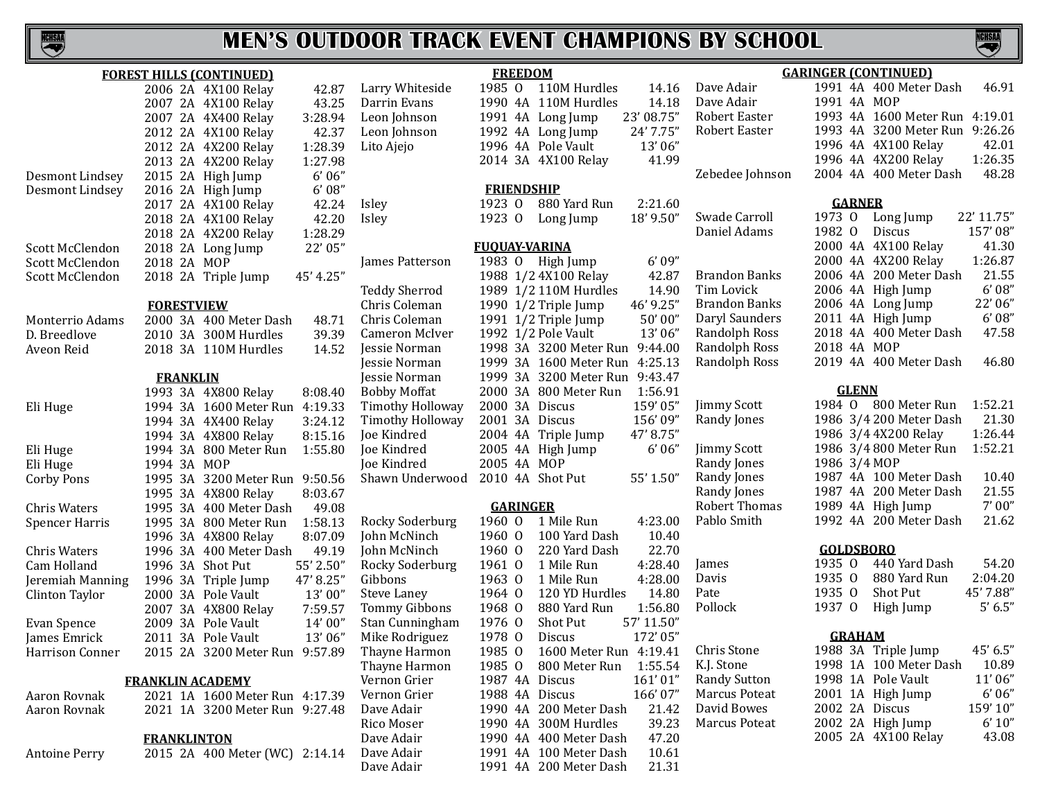# MEN'S OUTDOOR TRACK EVENT CHAMPIONS BY SCHOOL

### FOREST HILLS (CONTINUED)

| Name | Year | Class | Event | Mark |
|---|---|---|---|---|
| | 2006 | 2A | 4X100 Relay | 42.87 |
| | 2007 | 2A | 4X100 Relay | 43.25 |
| | 2007 | 2A | 4X400 Relay | 3:28.94 |
| | 2012 | 2A | 4X100 Relay | 42.37 |
| | 2012 | 2A | 4X200 Relay | 1:28.39 |
| | 2013 | 2A | 4X200 Relay | 1:27.98 |
| Desmont Lindsey | 2015 | 2A | High Jump | 6' 06" |
| Desmont Lindsey | 2016 | 2A | High Jump | 6' 08" |
| | 2017 | 2A | 4X100 Relay | 42.24 |
| | 2018 | 2A | 4X100 Relay | 42.20 |
| | 2018 | 2A | 4X200 Relay | 1:28.29 |
| Scott McClendon | 2018 | 2A | Long Jump | 22' 05" |
| Scott McClendon | 2018 | 2A | MOP | |
| Scott McClendon | 2018 | 2A | Triple Jump | 45' 4.25" |

### FORESTVIEW

| Name | Year | Class | Event | Mark |
|---|---|---|---|---|
| Monterrio Adams | 2000 | 3A | 400 Meter Dash | 48.71 |
| D. Breedlove | 2010 | 3A | 300M Hurdles | 39.39 |
| Aveon Reid | 2018 | 3A | 110M Hurdles | 14.52 |

### FRANKLIN

| Name | Year | Class | Event | Mark |
|---|---|---|---|---|
| | 1993 | 3A | 4X800 Relay | 8:08.40 |
| Eli Huge | 1994 | 3A | 1600 Meter Run | 4:19.33 |
| | 1994 | 3A | 4X400 Relay | 3:24.12 |
| | 1994 | 3A | 4X800 Relay | 8:15.16 |
| Eli Huge | 1994 | 3A | 800 Meter Run | 1:55.80 |
| Eli Huge | 1994 | 3A | MOP | |
| Corby Pons | 1995 | 3A | 3200 Meter Run | 9:50.56 |
| | 1995 | 3A | 4X800 Relay | 8:03.67 |
| Chris Waters | 1995 | 3A | 400 Meter Dash | 49.08 |
| Spencer Harris | 1995 | 3A | 800 Meter Run | 1:58.13 |
| | 1996 | 3A | 4X800 Relay | 8:07.09 |
| Chris Waters | 1996 | 3A | 400 Meter Dash | 49.19 |
| Cam Holland | 1996 | 3A | Shot Put | 55' 2.50" |
| Jeremiah Manning | 1996 | 3A | Triple Jump | 47' 8.25" |
| Clinton Taylor | 2000 | 3A | Pole Vault | 13' 00" |
| | 2007 | 3A | 4X800 Relay | 7:59.57 |
| Evan Spence | 2009 | 3A | Pole Vault | 14' 00" |
| James Emrick | 2011 | 3A | Pole Vault | 13' 06" |
| Harrison Conner | 2015 | 2A | 3200 Meter Run | 9:57.89 |

### FRANKLIN ACADEMY

| Name | Year | Class | Event | Mark |
|---|---|---|---|---|
| Aaron Rovnak | 2021 | 1A | 1600 Meter Run | 4:17.39 |
| Aaron Rovnak | 2021 | 1A | 3200 Meter Run | 9:27.48 |

### FRANKLINTON

| Name | Year | Class | Event | Mark |
|---|---|---|---|---|
| Antoine Perry | 2015 | 2A | 400 Meter (WC) | 2:14.14 |

### FREEDOM

| Name | Year | Class | Event | Mark |
|---|---|---|---|---|
| Larry Whiteside | 1985 | O | 110M Hurdles | 14.16 |
| Darrin Evans | 1990 | 4A | 110M Hurdles | 14.18 |
| Leon Johnson | 1991 | 4A | Long Jump | 23' 08.75" |
| Leon Johnson | 1992 | 4A | Long Jump | 24' 7.75" |
| Lito Ajejo | 1996 | 4A | Pole Vault | 13' 06" |
| | 2014 | 3A | 4X100 Relay | 41.99 |

### FRIENDSHIP

| Name | Year | Class | Event | Mark |
|---|---|---|---|---|
| Isley | 1923 | O | 880 Yard Run | 2:21.60 |
| Isley | 1923 | O | Long Jump | 18' 9.50" |

### FUQUAY-VARINA

| Name | Year | Class | Event | Mark |
|---|---|---|---|---|
| James Patterson | 1983 | O | High Jump | 6' 09" |
| | 1988 | 1/2 | 4X100 Relay | 42.87 |
| Teddy Sherrod | 1989 | 1/2 | 110M Hurdles | 14.90 |
| Chris Coleman | 1990 | 1/2 | Triple Jump | 46' 9.25" |
| Chris Coleman | 1991 | 1/2 | Triple Jump | 50' 00" |
| Cameron McIver | 1992 | 1/2 | Pole Vault | 13' 06" |
| Jessie Norman | 1998 | 3A | 3200 Meter Run | 9:44.00 |
| Jessie Norman | 1999 | 3A | 1600 Meter Run | 4:25.13 |
| Jessie Norman | 1999 | 3A | 3200 Meter Run | 9:43.47 |
| Bobby Moffat | 2000 | 3A | 800 Meter Run | 1:56.91 |
| Timothy Holloway | 2000 | 3A | Discus | 159' 05" |
| Timothy Holloway | 2001 | 3A | Discus | 156' 09" |
| Joe Kindred | 2004 | 4A | Triple Jump | 47' 8.75" |
| Joe Kindred | 2005 | 4A | High Jump | 6' 06" |
| Joe Kindred | 2005 | 4A | MOP | |
| Shawn Underwood | 2010 | 4A | Shot Put | 55' 1.50" |

### GARINGER

| Name | Year | Class | Event | Mark |
|---|---|---|---|---|
| Rocky Soderburg | 1960 | O | 1 Mile Run | 4:23.00 |
| John McNinch | 1960 | O | 100 Yard Dash | 10.40 |
| John McNinch | 1960 | O | 220 Yard Dash | 22.70 |
| Rocky Soderburg | 1961 | O | 1 Mile Run | 4:28.40 |
| Gibbons | 1963 | O | 1 Mile Run | 4:28.00 |
| Steve Laney | 1964 | O | 120 YD Hurdles | 14.80 |
| Tommy Gibbons | 1968 | O | 880 Yard Run | 1:56.80 |
| Stan Cunningham | 1976 | O | Shot Put | 57' 11.50" |
| Mike Rodriguez | 1978 | O | Discus | 172' 05" |
| Thayne Harmon | 1985 | O | 1600 Meter Run | 4:19.41 |
| Thayne Harmon | 1985 | O | 800 Meter Run | 1:55.54 |
| Vernon Grier | 1987 | 4A | Discus | 161' 01" |
| Vernon Grier | 1988 | 4A | Discus | 166' 07" |
| Dave Adair | 1990 | 4A | 200 Meter Dash | 21.42 |
| Rico Moser | 1990 | 4A | 300M Hurdles | 39.23 |
| Dave Adair | 1990 | 4A | 400 Meter Dash | 47.20 |
| Dave Adair | 1991 | 4A | 100 Meter Dash | 10.61 |
| Dave Adair | 1991 | 4A | 200 Meter Dash | 21.31 |

### GARINGER (CONTINUED)

| Name | Year | Class | Event | Mark |
|---|---|---|---|---|
| Dave Adair | 1991 | 4A | 400 Meter Dash | 46.91 |
| Dave Adair | 1991 | 4A | MOP | |
| Robert Easter | 1993 | 4A | 1600 Meter Run | 4:19.01 |
| Robert Easter | 1993 | 4A | 3200 Meter Run | 9:26.26 |
| | 1996 | 4A | 4X100 Relay | 42.01 |
| | 1996 | 4A | 4X200 Relay | 1:26.35 |
| Zebedee Johnson | 2004 | 4A | 400 Meter Dash | 48.28 |

### GARNER

| Name | Year | Class | Event | Mark |
|---|---|---|---|---|
| Swade Carroll | 1973 | O | Long Jump | 22' 11.75" |
| Daniel Adams | 1982 | O | Discus | 157' 08" |
| | 2000 | 4A | 4X100 Relay | 41.30 |
| | 2000 | 4A | 4X200 Relay | 1:26.87 |
| Brandon Banks | 2006 | 4A | 200 Meter Dash | 21.55 |
| Tim Lovick | 2006 | 4A | High Jump | 6' 08" |
| Brandon Banks | 2006 | 4A | Long Jump | 22' 06" |
| Daryl Saunders | 2011 | 4A | High Jump | 6' 08" |
| Randolph Ross | 2018 | 4A | 400 Meter Dash | 47.58 |
| Randolph Ross | 2018 | 4A | MOP | |
| Randolph Ross | 2019 | 4A | 400 Meter Dash | 46.80 |

### GLENN

| Name | Year | Class | Event | Mark |
|---|---|---|---|---|
| Jimmy Scott | 1984 | O | 800 Meter Run | 1:52.21 |
| Randy Jones | 1986 | 3/4 | 200 Meter Dash | 21.30 |
| | 1986 | 3/4 | 4X200 Relay | 1:26.44 |
| Jimmy Scott | 1986 | 3/4 | 800 Meter Run | 1:52.21 |
| Randy Jones | 1986 | 3/4 | MOP | |
| Randy Jones | 1987 | 4A | 100 Meter Dash | 10.40 |
| Randy Jones | 1987 | 4A | 200 Meter Dash | 21.55 |
| Robert Thomas | 1989 | 4A | High Jump | 7' 00" |
| Pablo Smith | 1992 | 4A | 200 Meter Dash | 21.62 |

### GOLDSBORO

| Name | Year | Class | Event | Mark |
|---|---|---|---|---|
| James | 1935 | O | 440 Yard Dash | 54.20 |
| Davis | 1935 | O | 880 Yard Run | 2:04.20 |
| Pate | 1935 | O | Shot Put | 45' 7.88" |
| Pollock | 1937 | O | High Jump | 5' 6.5" |

### GRAHAM

| Name | Year | Class | Event | Mark |
|---|---|---|---|---|
| Chris Stone | 1988 | 3A | Triple Jump | 45' 6.5" |
| K.J. Stone | 1998 | 1A | 100 Meter Dash | 10.89 |
| Randy Sutton | 1998 | 1A | Pole Vault | 11' 06" |
| Marcus Poteat | 2001 | 1A | High Jump | 6' 06" |
| David Bowes | 2002 | 2A | Discus | 159' 10" |
| Marcus Poteat | 2002 | 2A | High Jump | 6' 10" |
| | 2005 | 2A | 4X100 Relay | 43.08 |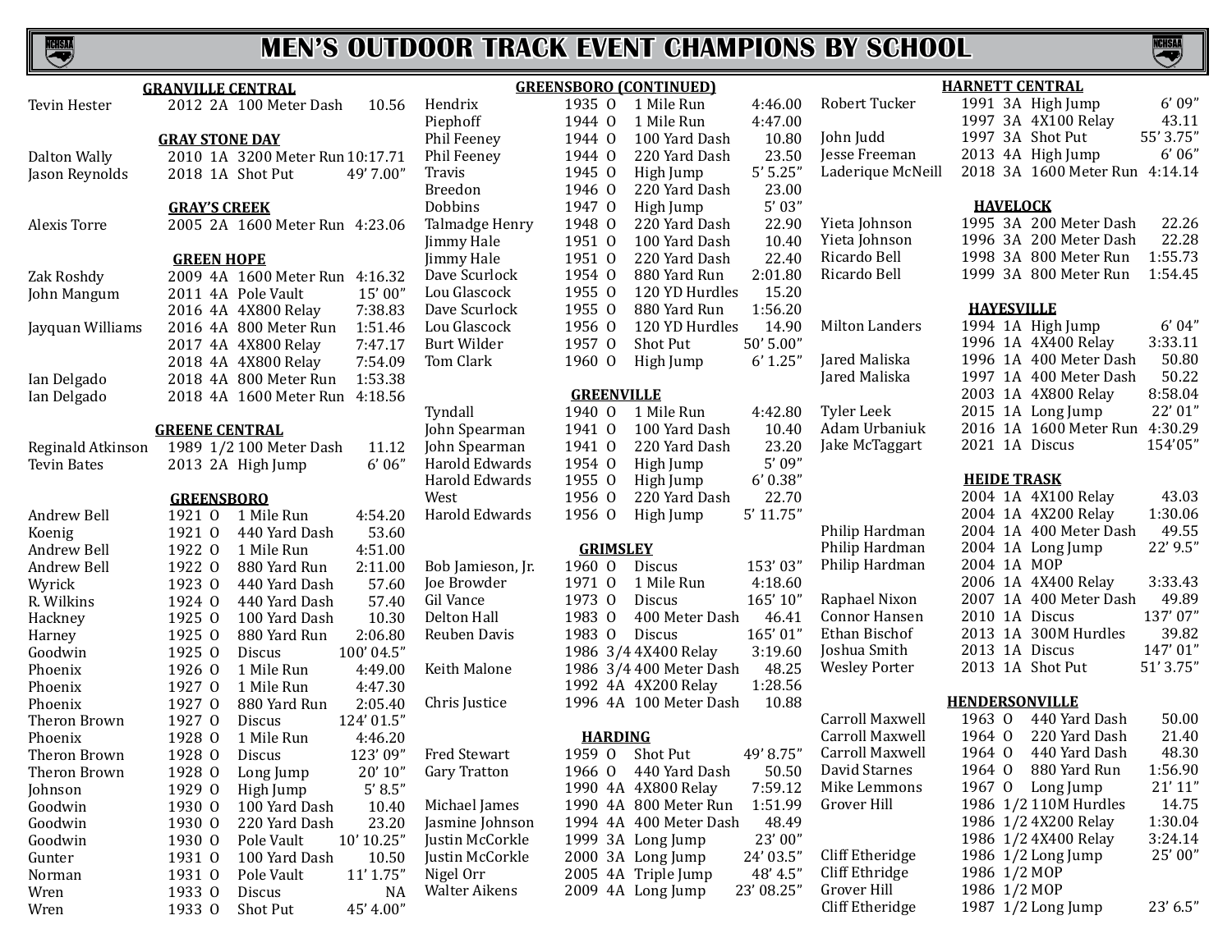# MEN'S OUTDOOR TRACK EVENT CHAMPIONS BY SCHOOL

### GRANVILLE CENTRAL

| Name | Year | Class | Event | Mark |
|---|---|---|---|---|
| Tevin Hester | 2012 | 2A | 100 Meter Dash | 10.56 |

### GRAY STONE DAY

| Name | Year | Class | Event | Mark |
|---|---|---|---|---|
| Dalton Wally | 2010 | 1A | 3200 Meter Run | 10:17.71 |
| Jason Reynolds | 2018 | 1A | Shot Put | 49' 7.00" |

### GRAY'S CREEK

| Name | Year | Class | Event | Mark |
|---|---|---|---|---|
| Alexis Torre | 2005 | 2A | 1600 Meter Run | 4:23.06 |

### GREEN HOPE

| Name | Year | Class | Event | Mark |
|---|---|---|---|---|
| Zak Roshdy | 2009 | 4A | 1600 Meter Run | 4:16.32 |
| John Mangum | 2011 | 4A | Pole Vault | 15' 00" |
| | 2016 | 4A | 4X800 Relay | 7:38.83 |
| Jayquan Williams | 2016 | 4A | 800 Meter Run | 1:51.46 |
| | 2017 | 4A | 4X800 Relay | 7:47.17 |
| | 2018 | 4A | 4X800 Relay | 7:54.09 |
| Ian Delgado | 2018 | 4A | 800 Meter Run | 1:53.38 |
| Ian Delgado | 2018 | 4A | 1600 Meter Run | 4:18.56 |

### GREENE CENTRAL

| Name | Year | Class | Event | Mark |
|---|---|---|---|---|
| Reginald Atkinson | 1989 | 1/2 | 100 Meter Dash | 11.12 |
| Tevin Bates | 2013 | 2A | High Jump | 6' 06" |

### GREENSBORO

| Name | Year | Class | Event | Mark |
|---|---|---|---|---|
| Andrew Bell | 1921 | O | 1 Mile Run | 4:54.20 |
| Koenig | 1921 | O | 440 Yard Dash | 53.60 |
| Andrew Bell | 1922 | O | 1 Mile Run | 4:51.00 |
| Andrew Bell | 1922 | O | 880 Yard Run | 2:11.00 |
| Wyrick | 1923 | O | 440 Yard Dash | 57.60 |
| R. Wilkins | 1924 | O | 440 Yard Dash | 57.40 |
| Hackney | 1925 | O | 100 Yard Dash | 10.30 |
| Harney | 1925 | O | 880 Yard Run | 2:06.80 |
| Goodwin | 1925 | O | Discus | 100' 04.5" |
| Phoenix | 1926 | O | 1 Mile Run | 4:49.00 |
| Phoenix | 1927 | O | 1 Mile Run | 4:47.30 |
| Phoenix | 1927 | O | 880 Yard Run | 2:05.40 |
| Theron Brown | 1927 | O | Discus | 124' 01.5" |
| Phoenix | 1928 | O | 1 Mile Run | 4:46.20 |
| Theron Brown | 1928 | O | Discus | 123' 09" |
| Theron Brown | 1928 | O | Long Jump | 20' 10" |
| Johnson | 1929 | O | High Jump | 5' 8.5" |
| Goodwin | 1930 | O | 100 Yard Dash | 10.40 |
| Goodwin | 1930 | O | 220 Yard Dash | 23.20 |
| Goodwin | 1930 | O | Pole Vault | 10' 10.25" |
| Gunter | 1931 | O | 100 Yard Dash | 10.50 |
| Norman | 1931 | O | Pole Vault | 11' 1.75" |
| Wren | 1933 | O | Discus | NA |
| Wren | 1933 | O | Shot Put | 45' 4.00" |

### GREENSBORO (CONTINUED)

| Name | Year | Class | Event | Mark |
|---|---|---|---|---|
| Hendrix | 1935 | O | 1 Mile Run | 4:46.00 |
| Piephoff | 1944 | O | 1 Mile Run | 4:47.00 |
| Phil Feeney | 1944 | O | 100 Yard Dash | 10.80 |
| Phil Feeney | 1944 | O | 220 Yard Dash | 23.50 |
| Travis | 1945 | O | High Jump | 5' 5.25" |
| Breedon | 1946 | O | 220 Yard Dash | 23.00 |
| Dobbins | 1947 | O | High Jump | 5' 03" |
| Talmadge Henry | 1948 | O | 220 Yard Dash | 22.90 |
| Jimmy Hale | 1951 | O | 100 Yard Dash | 10.40 |
| Jimmy Hale | 1951 | O | 220 Yard Dash | 22.40 |
| Dave Scurlock | 1954 | O | 880 Yard Run | 2:01.80 |
| Lou Glascock | 1955 | O | 120 YD Hurdles | 15.20 |
| Dave Scurlock | 1955 | O | 880 Yard Run | 1:56.20 |
| Lou Glascock | 1956 | O | 120 YD Hurdles | 14.90 |
| Burt Wilder | 1957 | O | Shot Put | 50' 5.00" |
| Tom Clark | 1960 | O | High Jump | 6' 1.25" |

### GREENVILLE

| Name | Year | Class | Event | Mark |
|---|---|---|---|---|
| Tyndall | 1940 | O | 1 Mile Run | 4:42.80 |
| John Spearman | 1941 | O | 100 Yard Dash | 10.40 |
| John Spearman | 1941 | O | 220 Yard Dash | 23.20 |
| Harold Edwards | 1954 | O | High Jump | 5' 09" |
| Harold Edwards | 1955 | O | High Jump | 6' 0.38" |
| West | 1956 | O | 220 Yard Dash | 22.70 |
| Harold Edwards | 1956 | O | High Jump | 5' 11.75" |

### GRIMSLEY

| Name | Year | Class | Event | Mark |
|---|---|---|---|---|
| Bob Jamieson, Jr. | 1960 | O | Discus | 153' 03" |
| Joe Browder | 1971 | O | 1 Mile Run | 4:18.60 |
| Gil Vance | 1973 | O | Discus | 165' 10" |
| Delton Hall | 1983 | O | 400 Meter Dash | 46.41 |
| Reuben Davis | 1983 | O | Discus | 165' 01" |
| | 1986 | 3/4 | 4X400 Relay | 3:19.60 |
| Keith Malone | 1986 | 3/4 | 400 Meter Dash | 48.25 |
| | 1992 | 4A | 4X200 Relay | 1:28.56 |
| Chris Justice | 1996 | 4A | 100 Meter Dash | 10.88 |

### HARDING

| Name | Year | Class | Event | Mark |
|---|---|---|---|---|
| Fred Stewart | 1959 | O | Shot Put | 49' 8.75" |
| Gary Tratton | 1966 | O | 440 Yard Dash | 50.50 |
| | 1990 | 4A | 4X800 Relay | 7:59.12 |
| Michael James | 1990 | 4A | 800 Meter Run | 1:51.99 |
| Jasmine Johnson | 1994 | 4A | 400 Meter Dash | 48.49 |
| Justin McCorkle | 1999 | 3A | Long Jump | 23' 00" |
| Justin McCorkle | 2000 | 3A | Long Jump | 24' 03.5" |
| Nigel Orr | 2005 | 4A | Triple Jump | 48' 4.5" |
| Walter Aikens | 2009 | 4A | Long Jump | 23' 08.25" |

### HARNETT CENTRAL

| Name | Year | Class | Event | Mark |
|---|---|---|---|---|
| Robert Tucker | 1991 | 3A | High Jump | 6' 09" |
| | 1997 | 3A | 4X100 Relay | 43.11 |
| John Judd | 1997 | 3A | Shot Put | 55' 3.75" |
| Jesse Freeman | 2013 | 4A | High Jump | 6' 06" |
| Laderique McNeill | 2018 | 3A | 1600 Meter Run | 4:14.14 |

### HAVELOCK

| Name | Year | Class | Event | Mark |
|---|---|---|---|---|
| Yieta Johnson | 1995 | 3A | 200 Meter Dash | 22.26 |
| Yieta Johnson | 1996 | 3A | 200 Meter Dash | 22.28 |
| Ricardo Bell | 1998 | 3A | 800 Meter Run | 1:55.73 |
| Ricardo Bell | 1999 | 3A | 800 Meter Run | 1:54.45 |

### HAYESVILLE

| Name | Year | Class | Event | Mark |
|---|---|---|---|---|
| Milton Landers | 1994 | 1A | High Jump | 6' 04" |
| | 1996 | 1A | 4X400 Relay | 3:33.11 |
| Jared Maliska | 1996 | 1A | 400 Meter Dash | 50.80 |
| Jared Maliska | 1997 | 1A | 400 Meter Dash | 50.22 |
| | 2003 | 1A | 4X800 Relay | 8:58.04 |
| Tyler Leek | 2015 | 1A | Long Jump | 22' 01" |
| Adam Urbaniuk | 2016 | 1A | 1600 Meter Run | 4:30.29 |
| Jake McTaggart | 2021 | 1A | Discus | 154'05" |

### HEIDE TRASK

| Name | Year | Class | Event | Mark |
|---|---|---|---|---|
| | 2004 | 1A | 4X100 Relay | 43.03 |
| | 2004 | 1A | 4X200 Relay | 1:30.06 |
| Philip Hardman | 2004 | 1A | 400 Meter Dash | 49.55 |
| Philip Hardman | 2004 | 1A | Long Jump | 22' 9.5" |
| Philip Hardman | 2004 | 1A | MOP | |
| | 2006 | 1A | 4X400 Relay | 3:33.43 |
| Raphael Nixon | 2007 | 1A | 400 Meter Dash | 49.89 |
| Connor Hansen | 2010 | 1A | Discus | 137' 07" |
| Ethan Bischof | 2013 | 1A | 300M Hurdles | 39.82 |
| Joshua Smith | 2013 | 1A | Discus | 147' 01" |
| Wesley Porter | 2013 | 1A | Shot Put | 51' 3.75" |

### HENDERSONVILLE

| Name | Year | Class | Event | Mark |
|---|---|---|---|---|
| Carroll Maxwell | 1963 | O | 440 Yard Dash | 50.00 |
| Carroll Maxwell | 1964 | O | 220 Yard Dash | 21.40 |
| Carroll Maxwell | 1964 | O | 440 Yard Dash | 48.30 |
| David Starnes | 1964 | O | 880 Yard Run | 1:56.90 |
| Mike Lemmons | 1967 | O | Long Jump | 21' 11" |
| Grover Hill | 1986 | 1/2 | 110M Hurdles | 14.75 |
| | 1986 | 1/2 | 4X200 Relay | 1:30.04 |
| | 1986 | 1/2 | 4X400 Relay | 3:24.14 |
| Cliff Etheridge | 1986 | 1/2 | Long Jump | 25' 00" |
| Cliff Ethridge | 1986 | 1/2 | MOP | |
| Grover Hill | 1986 | 1/2 | MOP | |
| Cliff Etheridge | 1987 | 1/2 | Long Jump | 23' 6.5" |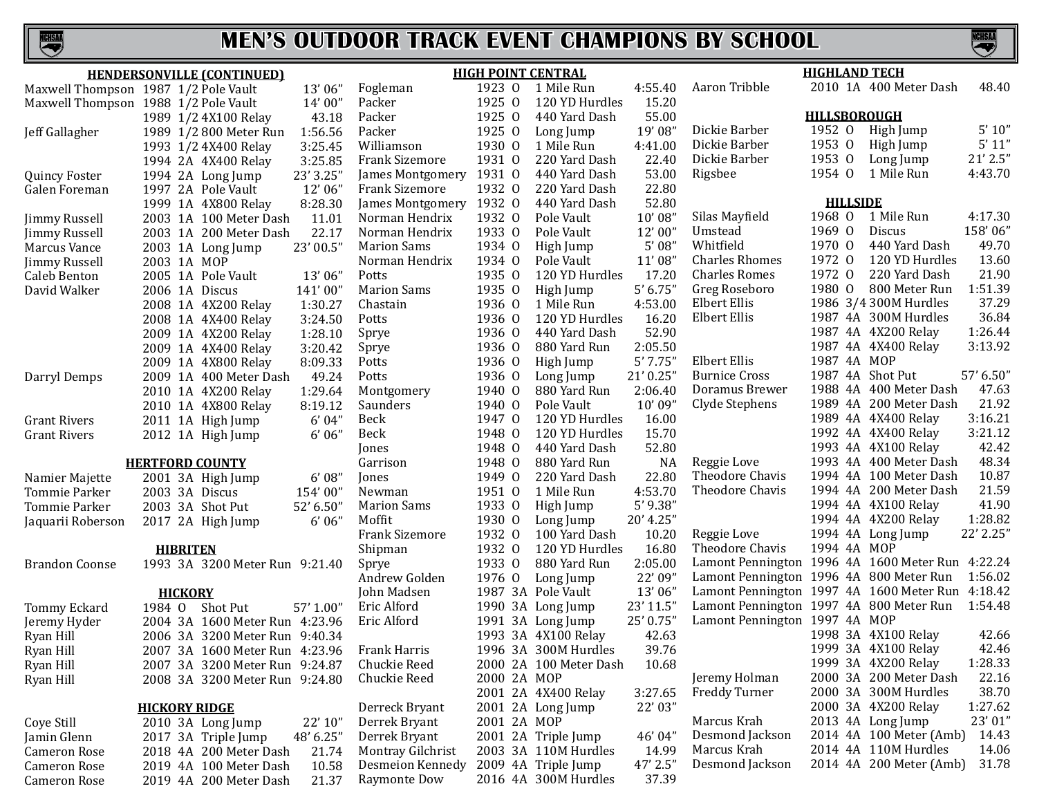# MEN'S OUTDOOR TRACK EVENT CHAMPIONS BY SCHOOL

### HENDERSONVILLE (CONTINUED)

| Name | Year | Class | Event | Mark |
|---|---|---|---|---|
| Maxwell Thompson | 1987 | 1/2 | Pole Vault | 13' 06" |
| Maxwell Thompson | 1988 | 1/2 | Pole Vault | 14' 00" |
| | 1989 | 1/2 | 4X100 Relay | 43.18 |
| Jeff Gallagher | 1989 | 1/2 | 800 Meter Run | 1:56.56 |
| | 1993 | 1/2 | 4X400 Relay | 3:25.45 |
| | 1994 | 2A | 4X400 Relay | 3:25.85 |
| Quincy Foster | 1994 | 2A | Long Jump | 23' 3.25" |
| Galen Foreman | 1997 | 2A | Pole Vault | 12' 06" |
| | 1999 | 1A | 4X800 Relay | 8:28.30 |
| Jimmy Russell | 2003 | 1A | 100 Meter Dash | 11.01 |
| Jimmy Russell | 2003 | 1A | 200 Meter Dash | 22.17 |
| Marcus Vance | 2003 | 1A | Long Jump | 23' 00.5" |
| Jimmy Russell | 2003 | 1A | MOP | |
| Caleb Benton | 2005 | 1A | Pole Vault | 13' 06" |
| David Walker | 2006 | 1A | Discus | 141' 00" |
| | 2008 | 1A | 4X200 Relay | 1:30.27 |
| | 2008 | 1A | 4X400 Relay | 3:24.50 |
| | 2009 | 1A | 4X200 Relay | 1:28.10 |
| | 2009 | 1A | 4X400 Relay | 3:20.42 |
| | 2009 | 1A | 4X800 Relay | 8:09.33 |
| Darryl Demps | 2009 | 1A | 400 Meter Dash | 49.24 |
| | 2010 | 1A | 4X200 Relay | 1:29.64 |
| | 2010 | 1A | 4X800 Relay | 8:19.12 |
| Grant Rivers | 2011 | 1A | High Jump | 6' 04" |
| Grant Rivers | 2012 | 1A | High Jump | 6' 06" |

### HERTFORD COUNTY

| Name | Year | Class | Event | Mark |
|---|---|---|---|---|
| Namier Majette | 2001 | 3A | High Jump | 6' 08" |
| Tommie Parker | 2003 | 3A | Discus | 154' 00" |
| Tommie Parker | 2003 | 3A | Shot Put | 52' 6.50" |
| Jaquarii Roberson | 2017 | 2A | High Jump | 6' 06" |

### HIBRITEN

| Name | Year | Class | Event | Mark |
|---|---|---|---|---|
| Brandon Coonse | 1993 | 3A | 3200 Meter Run | 9:21.40 |

### HICKORY

| Name | Year | Class | Event | Mark |
|---|---|---|---|---|
| Tommy Eckard | 1984 | O | Shot Put | 57' 1.00" |
| Jeremy Hyder | 2004 | 3A | 1600 Meter Run | 4:23.96 |
| Ryan Hill | 2006 | 3A | 3200 Meter Run | 9:40.34 |
| Ryan Hill | 2007 | 3A | 1600 Meter Run | 4:23.96 |
| Ryan Hill | 2007 | 3A | 3200 Meter Run | 9:24.87 |
| Ryan Hill | 2008 | 3A | 3200 Meter Run | 9:24.80 |

### HICKORY RIDGE

| Name | Year | Class | Event | Mark |
|---|---|---|---|---|
| Coye Still | 2010 | 3A | Long Jump | 22' 10" |
| Jamin Glenn | 2017 | 3A | Triple Jump | 48' 6.25" |
| Cameron Rose | 2018 | 4A | 200 Meter Dash | 21.74 |
| Cameron Rose | 2019 | 4A | 100 Meter Dash | 10.58 |
| Cameron Rose | 2019 | 4A | 200 Meter Dash | 21.37 |

### HIGH POINT CENTRAL

| Name | Year | Class | Event | Mark |
|---|---|---|---|---|
| Fogleman | 1923 | O | 1 Mile Run | 4:55.40 |
| Packer | 1925 | O | 120 YD Hurdles | 15.20 |
| Packer | 1925 | O | 440 Yard Dash | 55.00 |
| Packer | 1925 | O | Long Jump | 19' 08" |
| Williamson | 1930 | O | 1 Mile Run | 4:41.00 |
| Frank Sizemore | 1931 | O | 220 Yard Dash | 22.40 |
| James Montgomery | 1931 | O | 440 Yard Dash | 53.00 |
| Frank Sizemore | 1932 | O | 220 Yard Dash | 22.80 |
| James Montgomery | 1932 | O | 440 Yard Dash | 52.80 |
| Norman Hendrix | 1932 | O | Pole Vault | 10' 08" |
| Norman Hendrix | 1933 | O | Pole Vault | 12' 00" |
| Marion Sams | 1934 | O | High Jump | 5' 08" |
| Norman Hendrix | 1934 | O | Pole Vault | 11' 08" |
| Potts | 1935 | O | 120 YD Hurdles | 17.20 |
| Marion Sams | 1935 | O | High Jump | 5' 6.75" |
| Chastain | 1936 | O | 1 Mile Run | 4:53.00 |
| Potts | 1936 | O | 120 YD Hurdles | 16.20 |
| Sprye | 1936 | O | 440 Yard Dash | 52.90 |
| Sprye | 1936 | O | 880 Yard Run | 2:05.50 |
| Potts | 1936 | O | High Jump | 5' 7.75" |
| Potts | 1936 | O | Long Jump | 21' 0.25" |
| Montgomery | 1940 | O | 880 Yard Run | 2:06.40 |
| Saunders | 1940 | O | Pole Vault | 10' 09" |
| Beck | 1947 | O | 120 YD Hurdles | 16.00 |
| Beck | 1948 | O | 120 YD Hurdles | 15.70 |
| Jones | 1948 | O | 440 Yard Dash | 52.80 |
| Garrison | 1948 | O | 880 Yard Run | NA |
| Jones | 1949 | O | 220 Yard Dash | 22.80 |
| Newman | 1951 | O | 1 Mile Run | 4:53.70 |
| Marion Sams | 1933 | O | High Jump | 5' 9.38" |
| Moffit | 1930 | O | Long Jump | 20' 4.25" |
| Frank Sizemore | 1932 | O | 100 Yard Dash | 10.20 |
| Shipman | 1932 | O | 120 YD Hurdles | 16.80 |
| Sprye | 1933 | O | 880 Yard Run | 2:05.00 |
| Andrew Golden | 1976 | O | Long Jump | 22' 09" |
| John Madsen | 1987 | 3A | Pole Vault | 13' 06" |
| Eric Alford | 1990 | 3A | Long Jump | 23' 11.5" |
| Eric Alford | 1991 | 3A | Long Jump | 25' 0.75" |
| | 1993 | 3A | 4X100 Relay | 42.63 |
| Frank Harris | 1996 | 3A | 300M Hurdles | 39.76 |
| Chuckie Reed | 2000 | 2A | 100 Meter Dash | 10.68 |
| Chuckie Reed | 2000 | 2A | MOP | |
| | 2001 | 2A | 4X400 Relay | 3:27.65 |
| Derreck Bryant | 2001 | 2A | Long Jump | 22' 03" |
| Derrek Bryant | 2001 | 2A | MOP | |
| Derrek Bryant | 2001 | 2A | Triple Jump | 46' 04" |
| Montray Gilchrist | 2003 | 3A | 110M Hurdles | 14.99 |
| Desmeion Kennedy | 2009 | 4A | Triple Jump | 47' 2.5" |
| Raymonte Dow | 2016 | 4A | 300M Hurdles | 37.39 |

### HIGHLAND TECH

| Name | Year | Class | Event | Mark |
|---|---|---|---|---|
| Aaron Tribble | 2010 | 1A | 400 Meter Dash | 48.40 |

### HILLSBOROUGH

| Name | Year | Class | Event | Mark |
|---|---|---|---|---|
| Dickie Barber | 1952 | O | High Jump | 5' 10" |
| Dickie Barber | 1953 | O | High Jump | 5' 11" |
| Dickie Barber | 1953 | O | Long Jump | 21' 2.5" |
| Rigsbee | 1954 | O | 1 Mile Run | 4:43.70 |

### HILLSIDE

| Name | Year | Class | Event | Mark |
|---|---|---|---|---|
| Silas Mayfield | 1968 | O | 1 Mile Run | 4:17.30 |
| Umstead | 1969 | O | Discus | 158' 06" |
| Whitfield | 1970 | O | 440 Yard Dash | 49.70 |
| Charles Rhomes | 1972 | O | 120 YD Hurdles | 13.60 |
| Charles Romes | 1972 | O | 220 Yard Dash | 21.90 |
| Greg Roseboro | 1980 | O | 800 Meter Run | 1:51.39 |
| Elbert Ellis | 1986 | 3/4 | 300M Hurdles | 37.29 |
| Elbert Ellis | 1987 | 4A | 300M Hurdles | 36.84 |
| | 1987 | 4A | 4X200 Relay | 1:26.44 |
| | 1987 | 4A | 4X400 Relay | 3:13.92 |
| Elbert Ellis | 1987 | 4A | MOP | |
| Burnice Cross | 1987 | 4A | Shot Put | 57' 6.50" |
| Doramus Brewer | 1988 | 4A | 400 Meter Dash | 47.63 |
| Clyde Stephens | 1989 | 4A | 200 Meter Dash | 21.92 |
| | 1989 | 4A | 4X400 Relay | 3:16.21 |
| | 1992 | 4A | 4X400 Relay | 3:21.12 |
| | 1993 | 4A | 4X100 Relay | 42.42 |
| Reggie Love | 1993 | 4A | 400 Meter Dash | 48.34 |
| Theodore Chavis | 1994 | 4A | 100 Meter Dash | 10.87 |
| Theodore Chavis | 1994 | 4A | 200 Meter Dash | 21.59 |
| | 1994 | 4A | 4X100 Relay | 41.90 |
| | 1994 | 4A | 4X200 Relay | 1:28.82 |
| Reggie Love | 1994 | 4A | Long Jump | 22' 2.25" |
| Theodore Chavis | 1994 | 4A | MOP | |
| Lamont Pennington | 1996 | 4A | 1600 Meter Run | 4:22.24 |
| Lamont Pennington | 1996 | 4A | 800 Meter Run | 1:56.02 |
| Lamont Pennington | 1997 | 4A | 1600 Meter Run | 4:18.42 |
| Lamont Pennington | 1997 | 4A | 800 Meter Run | 1:54.48 |
| Lamont Pennington | 1997 | 4A | MOP | |
| | 1998 | 3A | 4X100 Relay | 42.66 |
| | 1999 | 3A | 4X100 Relay | 42.46 |
| | 1999 | 3A | 4X200 Relay | 1:28.33 |
| Jeremy Holman | 2000 | 3A | 200 Meter Dash | 22.16 |
| Freddy Turner | 2000 | 3A | 300M Hurdles | 38.70 |
| | 2000 | 3A | 4X200 Relay | 1:27.62 |
| Marcus Krah | 2013 | 4A | Long Jump | 23' 01" |
| Desmond Jackson | 2014 | 4A | 100 Meter (Amb) | 14.43 |
| Marcus Krah | 2014 | 4A | 110M Hurdles | 14.06 |
| Desmond Jackson | 2014 | 4A | 200 Meter (Amb) | 31.78 |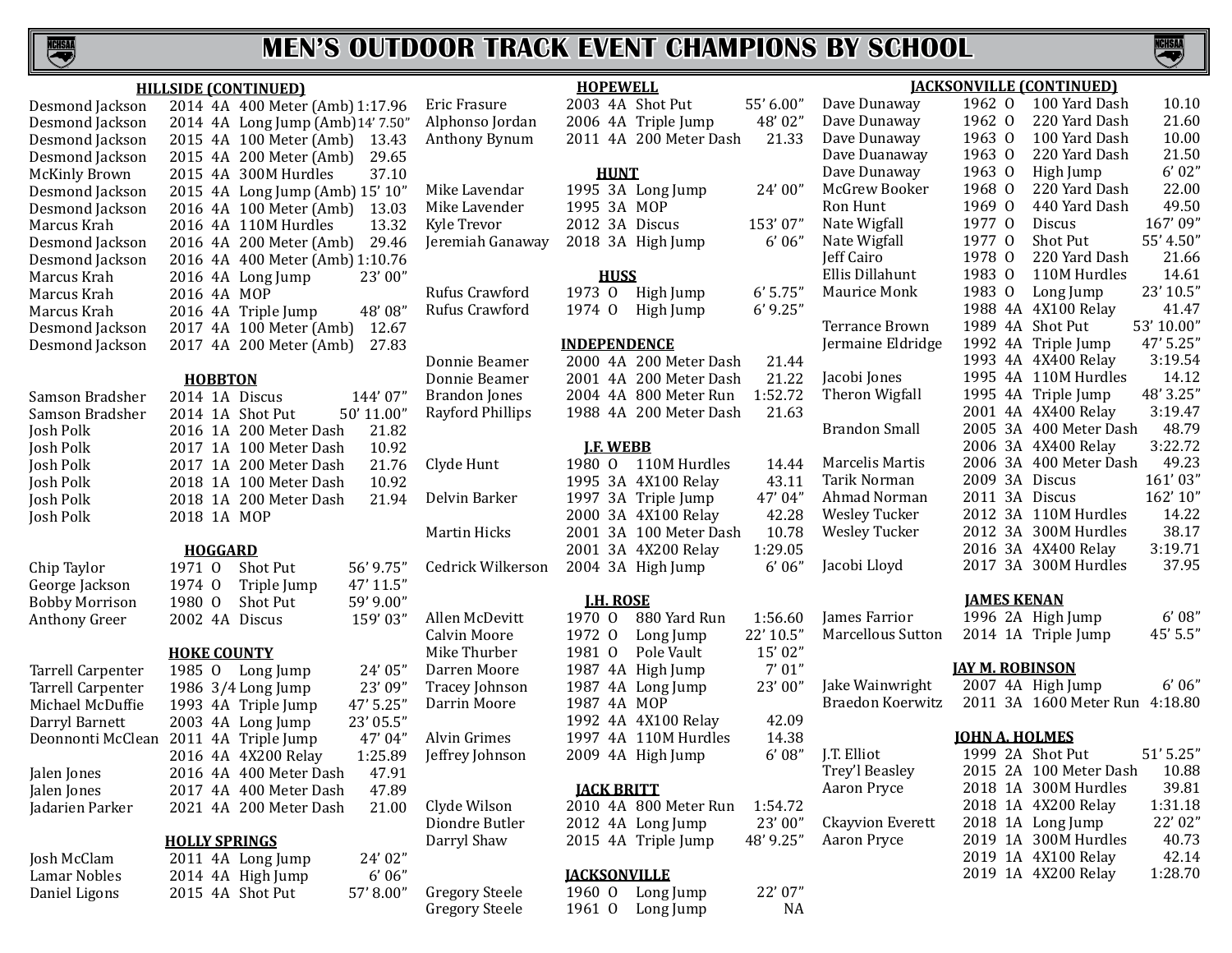# MEN'S OUTDOOR TRACK EVENT CHAMPIONS BY SCHOOL

### HILLSIDE (CONTINUED)

| Name | Year | Class | Event | Mark |
|---|---|---|---|---|
| Desmond Jackson | 2014 | 4A | 400 Meter (Amb) | 1:17.96 |
| Desmond Jackson | 2014 | 4A | Long Jump (Amb) | 14' 7.50" |
| Desmond Jackson | 2015 | 4A | 100 Meter (Amb) | 13.43 |
| Desmond Jackson | 2015 | 4A | 200 Meter (Amb) | 29.65 |
| McKinly Brown | 2015 | 4A | 300M Hurdles | 37.10 |
| Desmond Jackson | 2015 | 4A | Long Jump (Amb) | 15' 10" |
| Desmond Jackson | 2016 | 4A | 100 Meter (Amb) | 13.03 |
| Marcus Krah | 2016 | 4A | 110M Hurdles | 13.32 |
| Desmond Jackson | 2016 | 4A | 200 Meter (Amb) | 29.46 |
| Desmond Jackson | 2016 | 4A | 400 Meter (Amb) | 1:10.76 |
| Marcus Krah | 2016 | 4A | Long Jump | 23' 00" |
| Marcus Krah | 2016 | 4A | MOP | |
| Marcus Krah | 2016 | 4A | Triple Jump | 48' 08" |
| Desmond Jackson | 2017 | 4A | 100 Meter (Amb) | 12.67 |
| Desmond Jackson | 2017 | 4A | 200 Meter (Amb) | 27.83 |

### HOBBTON

| Name | Year | Class | Event | Mark |
|---|---|---|---|---|
| Samson Bradsher | 2014 | 1A | Discus | 144' 07" |
| Samson Bradsher | 2014 | 1A | Shot Put | 50' 11.00" |
| Josh Polk | 2016 | 1A | 200 Meter Dash | 21.82 |
| Josh Polk | 2017 | 1A | 100 Meter Dash | 10.92 |
| Josh Polk | 2017 | 1A | 200 Meter Dash | 21.76 |
| Josh Polk | 2018 | 1A | 100 Meter Dash | 10.92 |
| Josh Polk | 2018 | 1A | 200 Meter Dash | 21.94 |
| Josh Polk | 2018 | 1A | MOP | |

### HOGGARD

| Name | Year | Class | Event | Mark |
|---|---|---|---|---|
| Chip Taylor | 1971 | O | Shot Put | 56' 9.75" |
| George Jackson | 1974 | O | Triple Jump | 47' 11.5" |
| Bobby Morrison | 1980 | O | Shot Put | 59' 9.00" |
| Anthony Greer | 2002 | 4A | Discus | 159' 03" |

### HOKE COUNTY

| Name | Year | Class | Event | Mark |
|---|---|---|---|---|
| Tarrell Carpenter | 1985 | O | Long Jump | 24' 05" |
| Tarrell Carpenter | 1986 | 3/4 | Long Jump | 23' 09" |
| Michael McDuffie | 1993 | 4A | Triple Jump | 47' 5.25" |
| Darryl Barnett | 2003 | 4A | Long Jump | 23' 05.5" |
| Deonnonti McClean | 2011 | 4A | Triple Jump | 47' 04" |
| | 2016 | 4A | 4X200 Relay | 1:25.89 |
| Jalen Jones | 2016 | 4A | 400 Meter Dash | 47.91 |
| Jalen Jones | 2017 | 4A | 400 Meter Dash | 47.89 |
| Jadarien Parker | 2021 | 4A | 200 Meter Dash | 21.00 |

### HOLLY SPRINGS

| Name | Year | Class | Event | Mark |
|---|---|---|---|---|
| Josh McClam | 2011 | 4A | Long Jump | 24' 02" |
| Lamar Nobles | 2014 | 4A | High Jump | 6' 06" |
| Daniel Ligons | 2015 | 4A | Shot Put | 57' 8.00" |

### HOPEWELL

| Name | Year | Class | Event | Mark |
|---|---|---|---|---|
| Eric Frasure | 2003 | 4A | Shot Put | 55' 6.00" |
| Alphonso Jordan | 2006 | 4A | Triple Jump | 48' 02" |
| Anthony Bynum | 2011 | 4A | 200 Meter Dash | 21.33 |

### HUNT

| Name | Year | Class | Event | Mark |
|---|---|---|---|---|
| Mike Lavendar | 1995 | 3A | Long Jump | 24' 00" |
| Mike Lavender | 1995 | 3A | MOP | |
| Kyle Trevor | 2012 | 3A | Discus | 153' 07" |
| Jeremiah Ganaway | 2018 | 3A | High Jump | 6' 06" |

### HUSS

| Name | Year | Class | Event | Mark |
|---|---|---|---|---|
| Rufus Crawford | 1973 | O | High Jump | 6' 5.75" |
| Rufus Crawford | 1974 | O | High Jump | 6' 9.25" |

### INDEPENDENCE

| Name | Year | Class | Event | Mark |
|---|---|---|---|---|
| Donnie Beamer | 2000 | 4A | 200 Meter Dash | 21.44 |
| Donnie Beamer | 2001 | 4A | 200 Meter Dash | 21.22 |
| Brandon Jones | 2004 | 4A | 800 Meter Run | 1:52.72 |
| Rayford Phillips | 1988 | 4A | 200 Meter Dash | 21.63 |

### J.F. WEBB

| Name | Year | Class | Event | Mark |
|---|---|---|---|---|
| Clyde Hunt | 1980 | O | 110M Hurdles | 14.44 |
| | 1995 | 3A | 4X100 Relay | 43.11 |
| Delvin Barker | 1997 | 3A | Triple Jump | 47' 04" |
| | 2000 | 3A | 4X100 Relay | 42.28 |
| Martin Hicks | 2001 | 3A | 100 Meter Dash | 10.78 |
| | 2001 | 3A | 4X200 Relay | 1:29.05 |
| Cedrick Wilkerson | 2004 | 3A | High Jump | 6' 06" |

### J.H. ROSE

| Name | Year | Class | Event | Mark |
|---|---|---|---|---|
| Allen McDevitt | 1970 | O | 880 Yard Run | 1:56.60 |
| Calvin Moore | 1972 | O | Long Jump | 22' 10.5" |
| Mike Thurber | 1981 | O | Pole Vault | 15' 02" |
| Darren Moore | 1987 | 4A | High Jump | 7' 01" |
| Tracey Johnson | 1987 | 4A | Long Jump | 23' 00" |
| Darrin Moore | 1987 | 4A | MOP | |
| | 1992 | 4A | 4X100 Relay | 42.09 |
| Alvin Grimes | 1997 | 4A | 110M Hurdles | 14.38 |
| Jeffrey Johnson | 2009 | 4A | High Jump | 6' 08" |

### JACK BRITT

| Name | Year | Class | Event | Mark |
|---|---|---|---|---|
| Clyde Wilson | 2010 | 4A | 800 Meter Run | 1:54.72 |
| Diondre Butler | 2012 | 4A | Long Jump | 23' 00" |
| Darryl Shaw | 2015 | 4A | Triple Jump | 48' 9.25" |

### JACKSONVILLE

| Name | Year | Class | Event | Mark |
|---|---|---|---|---|
| Gregory Steele | 1960 | O | Long Jump | 22' 07" |
| Gregory Steele | 1961 | O | Long Jump | NA |

### JACKSONVILLE (CONTINUED)

| Name | Year | Class | Event | Mark |
|---|---|---|---|---|
| Dave Dunaway | 1962 | O | 100 Yard Dash | 10.10 |
| Dave Dunaway | 1962 | O | 220 Yard Dash | 21.60 |
| Dave Dunaway | 1963 | O | 100 Yard Dash | 10.00 |
| Dave Duanaway | 1963 | O | 220 Yard Dash | 21.50 |
| Dave Dunaway | 1963 | O | High Jump | 6' 02" |
| McGrew Booker | 1968 | O | 220 Yard Dash | 22.00 |
| Ron Hunt | 1969 | O | 440 Yard Dash | 49.50 |
| Nate Wigfall | 1977 | O | Discus | 167' 09" |
| Nate Wigfall | 1977 | O | Shot Put | 55' 4.50" |
| Jeff Cairo | 1978 | O | 220 Yard Dash | 21.66 |
| Ellis Dillahunt | 1983 | O | 110M Hurdles | 14.61 |
| Maurice Monk | 1983 | O | Long Jump | 23' 10.5" |
| | 1988 | 4A | 4X100 Relay | 41.47 |
| Terrance Brown | 1989 | 4A | Shot Put | 53' 10.00" |
| Jermaine Eldridge | 1992 | 4A | Triple Jump | 47' 5.25" |
| | 1993 | 4A | 4X400 Relay | 3:19.54 |
| Jacobi Jones | 1995 | 4A | 110M Hurdles | 14.12 |
| Theron Wigfall | 1995 | 4A | Triple Jump | 48' 3.25" |
| | 2001 | 4A | 4X400 Relay | 3:19.47 |
| Brandon Small | 2005 | 3A | 400 Meter Dash | 48.79 |
| | 2006 | 3A | 4X400 Relay | 3:22.72 |
| Marcelis Martis | 2006 | 3A | 400 Meter Dash | 49.23 |
| Tarik Norman | 2009 | 3A | Discus | 161' 03" |
| Ahmad Norman | 2011 | 3A | Discus | 162' 10" |
| Wesley Tucker | 2012 | 3A | 110M Hurdles | 14.22 |
| Wesley Tucker | 2012 | 3A | 300M Hurdles | 38.17 |
| | 2016 | 3A | 4X400 Relay | 3:19.71 |
| Jacobi Lloyd | 2017 | 3A | 300M Hurdles | 37.95 |

### JAMES KENAN

| Name | Year | Class | Event | Mark |
|---|---|---|---|---|
| James Farrior | 1996 | 2A | High Jump | 6' 08" |
| Marcellous Sutton | 2014 | 1A | Triple Jump | 45' 5.5" |

### JAY M. ROBINSON

| Name | Year | Class | Event | Mark |
|---|---|---|---|---|
| Jake Wainwright | 2007 | 4A | High Jump | 6' 06" |
| Braedon Koerwitz | 2011 | 3A | 1600 Meter Run | 4:18.80 |

### JOHN A. HOLMES

| Name | Year | Class | Event | Mark |
|---|---|---|---|---|
| J.T. Elliot | 1999 | 2A | Shot Put | 51' 5.25" |
| Trey'l Beasley | 2015 | 2A | 100 Meter Dash | 10.88 |
| Aaron Pryce | 2018 | 1A | 300M Hurdles | 39.81 |
| | 2018 | 1A | 4X200 Relay | 1:31.18 |
| Ckayvion Everett | 2018 | 1A | Long Jump | 22' 02" |
| Aaron Pryce | 2019 | 1A | 300M Hurdles | 40.73 |
| | 2019 | 1A | 4X100 Relay | 42.14 |
| | 2019 | 1A | 4X200 Relay | 1:28.70 |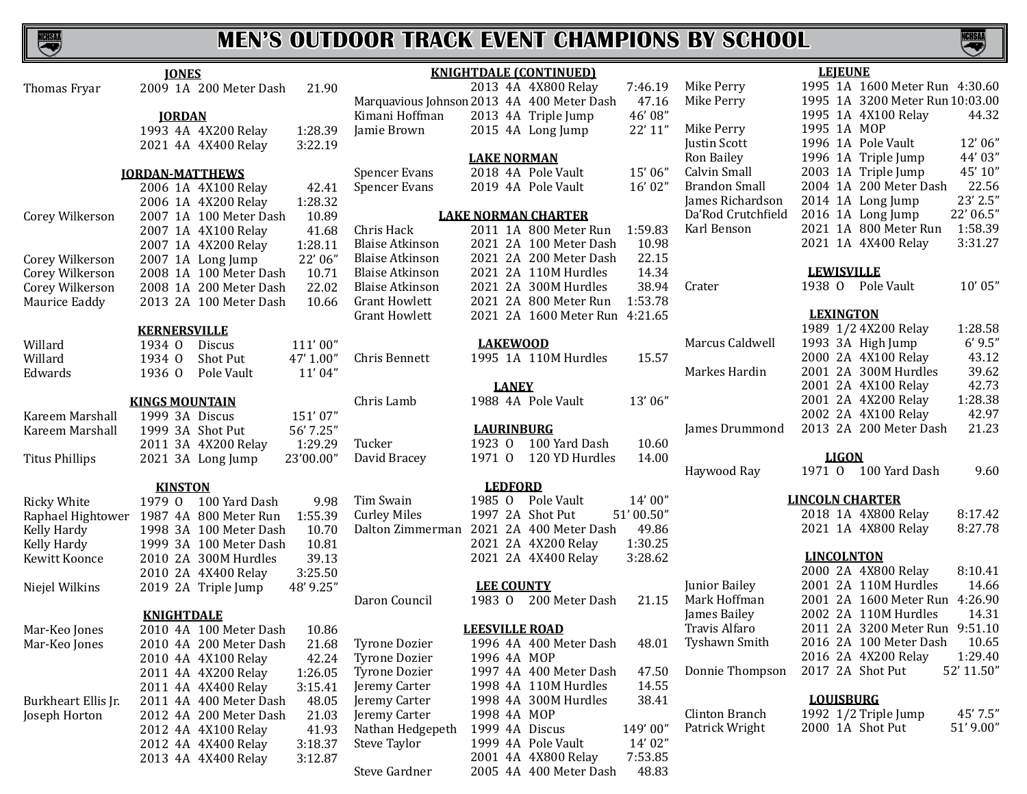# MEN'S OUTDOOR TRACK EVENT CHAMPIONS BY SCHOOL

### JONES

| Name | Year | Class | Event | Mark |
|---|---|---|---|---|
| Thomas Fryar | 2009 | 1A | 200 Meter Dash | 21.90 |

### JORDAN

| Name | Year | Class | Event | Mark |
|---|---|---|---|---|
| | 1993 | 4A | 4X200 Relay | 1:28.39 |
| | 2021 | 4A | 4X400 Relay | 3:22.19 |

### JORDAN-MATTHEWS

| Name | Year | Class | Event | Mark |
|---|---|---|---|---|
| | 2006 | 1A | 4X100 Relay | 42.41 |
| | 2006 | 1A | 4X200 Relay | 1:28.32 |
| Corey Wilkerson | 2007 | 1A | 100 Meter Dash | 10.89 |
| | 2007 | 1A | 4X100 Relay | 41.68 |
| | 2007 | 1A | 4X200 Relay | 1:28.11 |
| Corey Wilkerson | 2007 | 1A | Long Jump | 22' 06" |
| Corey Wilkerson | 2008 | 1A | 100 Meter Dash | 10.71 |
| Corey Wilkerson | 2008 | 1A | 200 Meter Dash | 22.02 |
| Maurice Eaddy | 2013 | 2A | 100 Meter Dash | 10.66 |

### KERNERSVILLE

| Name | Year | Class | Event | Mark |
|---|---|---|---|---|
| Willard | 1934 | O | Discus | 111' 00" |
| Willard | 1934 | O | Shot Put | 47' 1.00" |
| Edwards | 1936 | O | Pole Vault | 11' 04" |

### KINGS MOUNTAIN

| Name | Year | Class | Event | Mark |
|---|---|---|---|---|
| Kareem Marshall | 1999 | 3A | Discus | 151' 07" |
| Kareem Marshall | 1999 | 3A | Shot Put | 56' 7.25" |
| | 2011 | 3A | 4X200 Relay | 1:29.29 |
| Titus Phillips | 2021 | 3A | Long Jump | 23'00.00" |

### KINSTON

| Name | Year | Class | Event | Mark |
|---|---|---|---|---|
| Ricky White | 1979 | O | 100 Yard Dash | 9.98 |
| Raphael Hightower | 1987 | 4A | 800 Meter Run | 1:55.39 |
| Kelly Hardy | 1998 | 3A | 100 Meter Dash | 10.70 |
| Kelly Hardy | 1999 | 3A | 100 Meter Dash | 10.81 |
| Kewitt Koonce | 2010 | 2A | 300M Hurdles | 39.13 |
| | 2010 | 2A | 4X400 Relay | 3:25.50 |
| Niejel Wilkins | 2019 | 2A | Triple Jump | 48' 9.25" |

### KNIGHTDALE

| Name | Year | Class | Event | Mark |
|---|---|---|---|---|
| Mar-Keo Jones | 2010 | 4A | 100 Meter Dash | 10.86 |
| Mar-Keo Jones | 2010 | 4A | 200 Meter Dash | 21.68 |
| | 2010 | 4A | 4X100 Relay | 42.24 |
| | 2011 | 4A | 4X200 Relay | 1:26.05 |
| | 2011 | 4A | 4X400 Relay | 3:15.41 |
| Burkheart Ellis Jr. | 2011 | 4A | 400 Meter Dash | 48.05 |
| Joseph Horton | 2012 | 4A | 200 Meter Dash | 21.03 |
| | 2012 | 4A | 4X100 Relay | 41.93 |
| | 2012 | 4A | 4X400 Relay | 3:18.37 |
| | 2013 | 4A | 4X400 Relay | 3:12.87 |

### KNIGHTDALE (CONTINUED)

| Name | Year | Class | Event | Mark |
|---|---|---|---|---|
| | 2013 | 4A | 4X800 Relay | 7:46.19 |
| Marquavious Johnson | 2013 | 4A | 400 Meter Dash | 47.16 |
| Kimani Hoffman | 2013 | 4A | Triple Jump | 46' 08" |
| Jamie Brown | 2015 | 4A | Long Jump | 22' 11" |

### LAKE NORMAN

| Name | Year | Class | Event | Mark |
|---|---|---|---|---|
| Spencer Evans | 2018 | 4A | Pole Vault | 15' 06" |
| Spencer Evans | 2019 | 4A | Pole Vault | 16' 02" |

### LAKE NORMAN CHARTER

| Name | Year | Class | Event | Mark |
|---|---|---|---|---|
| Chris Hack | 2011 | 1A | 800 Meter Run | 1:59.83 |
| Blaise Atkinson | 2021 | 2A | 100 Meter Dash | 10.98 |
| Blaise Atkinson | 2021 | 2A | 200 Meter Dash | 22.15 |
| Blaise Atkinson | 2021 | 2A | 110M Hurdles | 14.34 |
| Blaise Atkinson | 2021 | 2A | 300M Hurdles | 38.94 |
| Grant Howlett | 2021 | 2A | 800 Meter Run | 1:53.78 |
| Grant Howlett | 2021 | 2A | 1600 Meter Run | 4:21.65 |

### LAKEWOOD

| Name | Year | Class | Event | Mark |
|---|---|---|---|---|
| Chris Bennett | 1995 | 1A | 110M Hurdles | 15.57 |

### LANEY

| Name | Year | Class | Event | Mark |
|---|---|---|---|---|
| Chris Lamb | 1988 | 4A | Pole Vault | 13' 06" |

### LAURINBURG

| Name | Year | Class | Event | Mark |
|---|---|---|---|---|
| Tucker | 1923 | O | 100 Yard Dash | 10.60 |
| David Bracey | 1971 | O | 120 YD Hurdles | 14.00 |

### LEDFORD

| Name | Year | Class | Event | Mark |
|---|---|---|---|---|
| Tim Swain | 1985 | O | Pole Vault | 14' 00" |
| Curley Miles | 1997 | 2A | Shot Put | 51' 00.50" |
| Dalton Zimmerman | 2021 | 2A | 400 Meter Dash | 49.86 |
| | 2021 | 2A | 4X200 Relay | 1:30.25 |
| | 2021 | 2A | 4X400 Relay | 3:28.62 |

### LEE COUNTY

| Name | Year | Class | Event | Mark |
|---|---|---|---|---|
| Daron Council | 1983 | O | 200 Meter Dash | 21.15 |

### LEESVILLE ROAD

| Name | Year | Class | Event | Mark |
|---|---|---|---|---|
| Tyrone Dozier | 1996 | 4A | 400 Meter Dash | 48.01 |
| Tyrone Dozier | 1996 | 4A | MOP | |
| Tyrone Dozier | 1997 | 4A | 400 Meter Dash | 47.50 |
| Jeremy Carter | 1998 | 4A | 110M Hurdles | 14.55 |
| Jeremy Carter | 1998 | 4A | 300M Hurdles | 38.41 |
| Jeremy Carter | 1998 | 4A | MOP | |
| Nathan Hedgepeth | 1999 | 4A | Discus | 149' 00" |
| Steve Taylor | 1999 | 4A | Pole Vault | 14' 02" |
| | 2001 | 4A | 4X800 Relay | 7:53.85 |
| Steve Gardner | 2005 | 4A | 400 Meter Dash | 48.83 |

### LEJEUNE

| Name | Year | Class | Event | Mark |
|---|---|---|---|---|
| Mike Perry | 1995 | 1A | 1600 Meter Run | 4:30.60 |
| Mike Perry | 1995 | 1A | 3200 Meter Run | 10:03.00 |
| | 1995 | 1A | 4X100 Relay | 44.32 |
| Mike Perry | 1995 | 1A | MOP | |
| Justin Scott | 1996 | 1A | Pole Vault | 12' 06" |
| Ron Bailey | 1996 | 1A | Triple Jump | 44' 03" |
| Calvin Small | 2003 | 1A | Triple Jump | 45' 10" |
| Brandon Small | 2004 | 1A | 200 Meter Dash | 22.56 |
| James Richardson | 2014 | 1A | Long Jump | 23' 2.5" |
| Da'Rod Crutchfield | 2016 | 1A | Long Jump | 22' 06.5" |
| Karl Benson | 2021 | 1A | 800 Meter Run | 1:58.39 |
| | 2021 | 1A | 4X400 Relay | 3:31.27 |

### LEWISVILLE

| Name | Year | Class | Event | Mark |
|---|---|---|---|---|
| Crater | 1938 | O | Pole Vault | 10' 05" |

### LEXINGTON

| Name | Year | Class | Event | Mark |
|---|---|---|---|---|
| | 1989 | 1/2 | 4X200 Relay | 1:28.58 |
| Marcus Caldwell | 1993 | 3A | High Jump | 6' 9.5" |
| | 2000 | 2A | 4X100 Relay | 43.12 |
| Markes Hardin | 2001 | 2A | 300M Hurdles | 39.62 |
| | 2001 | 2A | 4X100 Relay | 42.73 |
| | 2001 | 2A | 4X200 Relay | 1:28.38 |
| | 2002 | 2A | 4X100 Relay | 42.97 |
| James Drummond | 2013 | 2A | 200 Meter Dash | 21.23 |

### LIGON

| Name | Year | Class | Event | Mark |
|---|---|---|---|---|
| Haywood Ray | 1971 | O | 100 Yard Dash | 9.60 |

### LINCOLN CHARTER

| Name | Year | Class | Event | Mark |
|---|---|---|---|---|
| | 2018 | 1A | 4X800 Relay | 8:17.42 |
| | 2021 | 1A | 4X800 Relay | 8:27.78 |

### LINCOLNTON

| Name | Year | Class | Event | Mark |
|---|---|---|---|---|
| | 2000 | 2A | 4X800 Relay | 8:10.41 |
| Junior Bailey | 2001 | 2A | 110M Hurdles | 14.66 |
| Mark Hoffman | 2001 | 2A | 1600 Meter Run | 4:26.90 |
| James Bailey | 2002 | 2A | 110M Hurdles | 14.31 |
| Travis Alfaro | 2011 | 2A | 3200 Meter Run | 9:51.10 |
| Tyshawn Smith | 2016 | 2A | 100 Meter Dash | 10.65 |
| | 2016 | 2A | 4X200 Relay | 1:29.40 |
| Donnie Thompson | 2017 | 2A | Shot Put | 52' 11.50" |

### LOUISBURG

| Name | Year | Class | Event | Mark |
|---|---|---|---|---|
| Clinton Branch | 1992 | 1/2 | Triple Jump | 45' 7.5" |
| Patrick Wright | 2000 | 1A | Shot Put | 51' 9.00" |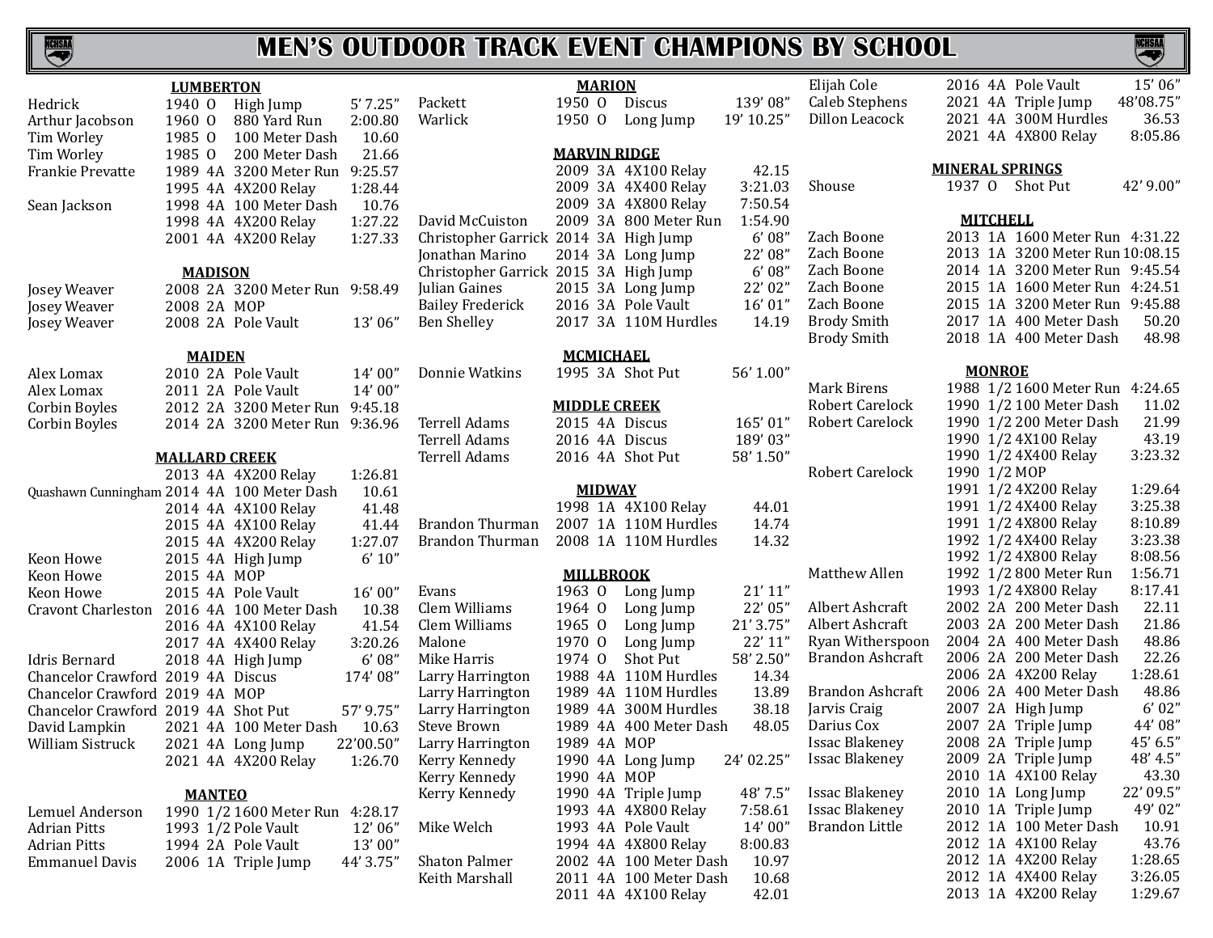# MEN'S OUTDOOR TRACK EVENT CHAMPIONS BY SCHOOL

### LUMBERTON

| Name | Year | Class | Event | Mark |
|---|---|---|---|---|
| Hedrick | 1940 | O | High Jump | 5' 7.25" |
| Arthur Jacobson | 1960 | O | 880 Yard Run | 2:00.80 |
| Tim Worley | 1985 | O | 100 Meter Dash | 10.60 |
| Tim Worley | 1985 | O | 200 Meter Dash | 21.66 |
| Frankie Prevatte | 1989 | 4A | 3200 Meter Run | 9:25.57 |
| | 1995 | 4A | 4X200 Relay | 1:28.44 |
| Sean Jackson | 1998 | 4A | 100 Meter Dash | 10.76 |
| | 1998 | 4A | 4X200 Relay | 1:27.22 |
| | 2001 | 4A | 4X200 Relay | 1:27.33 |

### MADISON

| Name | Year | Class | Event | Mark |
|---|---|---|---|---|
| Josey Weaver | 2008 | 2A | 3200 Meter Run | 9:58.49 |
| Josey Weaver | 2008 | 2A | MOP | |
| Josey Weaver | 2008 | 2A | Pole Vault | 13' 06" |

### MAIDEN

| Name | Year | Class | Event | Mark |
|---|---|---|---|---|
| Alex Lomax | 2010 | 2A | Pole Vault | 14' 00" |
| Alex Lomax | 2011 | 2A | Pole Vault | 14' 00" |
| Corbin Boyles | 2012 | 2A | 3200 Meter Run | 9:45.18 |
| Corbin Boyles | 2014 | 2A | 3200 Meter Run | 9:36.96 |

### MALLARD CREEK

| Name | Year | Class | Event | Mark |
|---|---|---|---|---|
| | 2013 | 4A | 4X200 Relay | 1:26.81 |
| Quashawn Cunningham | 2014 | 4A | 100 Meter Dash | 10.61 |
| | 2014 | 4A | 4X100 Relay | 41.48 |
| | 2015 | 4A | 4X100 Relay | 41.44 |
| | 2015 | 4A | 4X200 Relay | 1:27.07 |
| Keon Howe | 2015 | 4A | High Jump | 6' 10" |
| Keon Howe | 2015 | 4A | MOP | |
| Keon Howe | 2015 | 4A | Pole Vault | 16' 00" |
| Cravont Charleston | 2016 | 4A | 100 Meter Dash | 10.38 |
| | 2016 | 4A | 4X100 Relay | 41.54 |
| | 2017 | 4A | 4X400 Relay | 3:20.26 |
| Idris Bernard | 2018 | 4A | High Jump | 6' 08" |
| Chancelor Crawford | 2019 | 4A | Discus | 174' 08" |
| Chancelor Crawford | 2019 | 4A | MOP | |
| Chancelor Crawford | 2019 | 4A | Shot Put | 57' 9.75" |
| David Lampkin | 2021 | 4A | 100 Meter Dash | 10.63 |
| William Sistruck | 2021 | 4A | Long Jump | 22'00.50" |
| | 2021 | 4A | 4X200 Relay | 1:26.70 |

### MANTEO

| Name | Year | Class | Event | Mark |
|---|---|---|---|---|
| Lemuel Anderson | 1990 | 1/2 | 1600 Meter Run | 4:28.17 |
| Adrian Pitts | 1993 | 1/2 | Pole Vault | 12' 06" |
| Adrian Pitts | 1994 | 2A | Pole Vault | 13' 00" |
| Emmanuel Davis | 2006 | 1A | Triple Jump | 44' 3.75" |

### MARION

| Name | Year | Class | Event | Mark |
|---|---|---|---|---|
| Packett | 1950 | O | Discus | 139' 08" |
| Warlick | 1950 | O | Long Jump | 19' 10.25" |

### MARVIN RIDGE

| Name | Year | Class | Event | Mark |
|---|---|---|---|---|
| | 2009 | 3A | 4X100 Relay | 42.15 |
| | 2009 | 3A | 4X400 Relay | 3:21.03 |
| | 2009 | 3A | 4X800 Relay | 7:50.54 |
| David McCuiston | 2009 | 3A | 800 Meter Run | 1:54.90 |
| Christopher Garrick | 2014 | 3A | High Jump | 6' 08" |
| Jonathan Marino | 2014 | 3A | Long Jump | 22' 08" |
| Christopher Garrick | 2015 | 3A | High Jump | 6' 08" |
| Julian Gaines | 2015 | 3A | Long Jump | 22' 02" |
| Bailey Frederick | 2016 | 3A | Pole Vault | 16' 01" |
| Ben Shelley | 2017 | 3A | 110M Hurdles | 14.19 |

### MCMICHAEL

| Name | Year | Class | Event | Mark |
|---|---|---|---|---|
| Donnie Watkins | 1995 | 3A | Shot Put | 56' 1.00" |

### MIDDLE CREEK

| Name | Year | Class | Event | Mark |
|---|---|---|---|---|
| Terrell Adams | 2015 | 4A | Discus | 165' 01" |
| Terrell Adams | 2016 | 4A | Discus | 189' 03" |
| Terrell Adams | 2016 | 4A | Shot Put | 58' 1.50" |

### MIDWAY

| Name | Year | Class | Event | Mark |
|---|---|---|---|---|
| | 1998 | 1A | 4X100 Relay | 44.01 |
| Brandon Thurman | 2007 | 1A | 110M Hurdles | 14.74 |
| Brandon Thurman | 2008 | 1A | 110M Hurdles | 14.32 |

### MILLBROOK

| Name | Year | Class | Event | Mark |
|---|---|---|---|---|
| Evans | 1963 | O | Long Jump | 21' 11" |
| Clem Williams | 1964 | O | Long Jump | 22' 05" |
| Clem Williams | 1965 | O | Long Jump | 21' 3.75" |
| Malone | 1970 | O | Long Jump | 22' 11" |
| Mike Harris | 1974 | O | Shot Put | 58' 2.50" |
| Larry Harrington | 1988 | 4A | 110M Hurdles | 14.34 |
| Larry Harrington | 1989 | 4A | 110M Hurdles | 13.89 |
| Larry Harrington | 1989 | 4A | 300M Hurdles | 38.18 |
| Steve Brown | 1989 | 4A | 400 Meter Dash | 48.05 |
| Larry Harrington | 1989 | 4A | MOP | |
| Kerry Kennedy | 1990 | 4A | Long Jump | 24' 02.25" |
| Kerry Kennedy | 1990 | 4A | MOP | |
| Kerry Kennedy | 1990 | 4A | Triple Jump | 48' 7.5" |
| | 1993 | 4A | 4X800 Relay | 7:58.61 |
| Mike Welch | 1993 | 4A | Pole Vault | 14' 00" |
| | 1994 | 4A | 4X800 Relay | 8:00.83 |
| Shaton Palmer | 2002 | 4A | 100 Meter Dash | 10.97 |
| Keith Marshall | 2011 | 4A | 100 Meter Dash | 10.68 |
| | 2011 | 4A | 4X100 Relay | 42.01 |
| Elijah Cole | 2016 | 4A | Pole Vault | 15' 06" |
| Caleb Stephens | 2021 | 4A | Triple Jump | 48'08.75" |
| Dillon Leacock | 2021 | 4A | 300M Hurdles | 36.53 |
| | 2021 | 4A | 4X800 Relay | 8:05.86 |

### MINERAL SPRINGS

| Name | Year | Class | Event | Mark |
|---|---|---|---|---|
| Shouse | 1937 | O | Shot Put | 42' 9.00" |

### MITCHELL

| Name | Year | Class | Event | Mark |
|---|---|---|---|---|
| Zach Boone | 2013 | 1A | 1600 Meter Run | 4:31.22 |
| Zach Boone | 2013 | 1A | 3200 Meter Run | 10:08.15 |
| Zach Boone | 2014 | 1A | 3200 Meter Run | 9:45.54 |
| Zach Boone | 2015 | 1A | 1600 Meter Run | 4:24.51 |
| Zach Boone | 2015 | 1A | 3200 Meter Run | 9:45.88 |
| Brody Smith | 2017 | 1A | 400 Meter Dash | 50.20 |
| Brody Smith | 2018 | 1A | 400 Meter Dash | 48.98 |

### MONROE

| Name | Year | Class | Event | Mark |
|---|---|---|---|---|
| Mark Birens | 1988 | 1/2 | 1600 Meter Run | 4:24.65 |
| Robert Carelock | 1990 | 1/2 | 100 Meter Dash | 11.02 |
| Robert Carelock | 1990 | 1/2 | 200 Meter Dash | 21.99 |
| | 1990 | 1/2 | 4X100 Relay | 43.19 |
| | 1990 | 1/2 | 4X400 Relay | 3:23.32 |
| Robert Carelock | 1990 | 1/2 | MOP | |
| | 1991 | 1/2 | 4X200 Relay | 1:29.64 |
| | 1991 | 1/2 | 4X400 Relay | 3:25.38 |
| | 1991 | 1/2 | 4X800 Relay | 8:10.89 |
| | 1992 | 1/2 | 4X400 Relay | 3:23.38 |
| | 1992 | 1/2 | 4X800 Relay | 8:08.56 |
| Matthew Allen | 1992 | 1/2 | 800 Meter Run | 1:56.71 |
| | 1993 | 1/2 | 4X800 Relay | 8:17.41 |
| Albert Ashcraft | 2002 | 2A | 200 Meter Dash | 22.11 |
| Albert Ashcraft | 2003 | 2A | 200 Meter Dash | 21.86 |
| Ryan Witherspoon | 2004 | 2A | 400 Meter Dash | 48.86 |
| Brandon Ashcraft | 2006 | 2A | 200 Meter Dash | 22.26 |
| | 2006 | 2A | 4X200 Relay | 1:28.61 |
| Brandon Ashcraft | 2006 | 2A | 400 Meter Dash | 48.86 |
| Jarvis Craig | 2007 | 2A | High Jump | 6' 02" |
| Darius Cox | 2007 | 2A | Triple Jump | 44' 08" |
| Issac Blakeney | 2008 | 2A | Triple Jump | 45' 6.5" |
| Issac Blakeney | 2009 | 2A | Triple Jump | 48' 4.5" |
| | 2010 | 1A | 4X100 Relay | 43.30 |
| Issac Blakeney | 2010 | 1A | Long Jump | 22' 09.5" |
| Issac Blakeney | 2010 | 1A | Triple Jump | 49' 02" |
| Brandon Little | 2012 | 1A | 100 Meter Dash | 10.91 |
| | 2012 | 1A | 4X100 Relay | 43.76 |
| | 2012 | 1A | 4X200 Relay | 1:28.65 |
| | 2012 | 1A | 4X400 Relay | 3:26.05 |
| | 2013 | 1A | 4X200 Relay | 1:29.67 |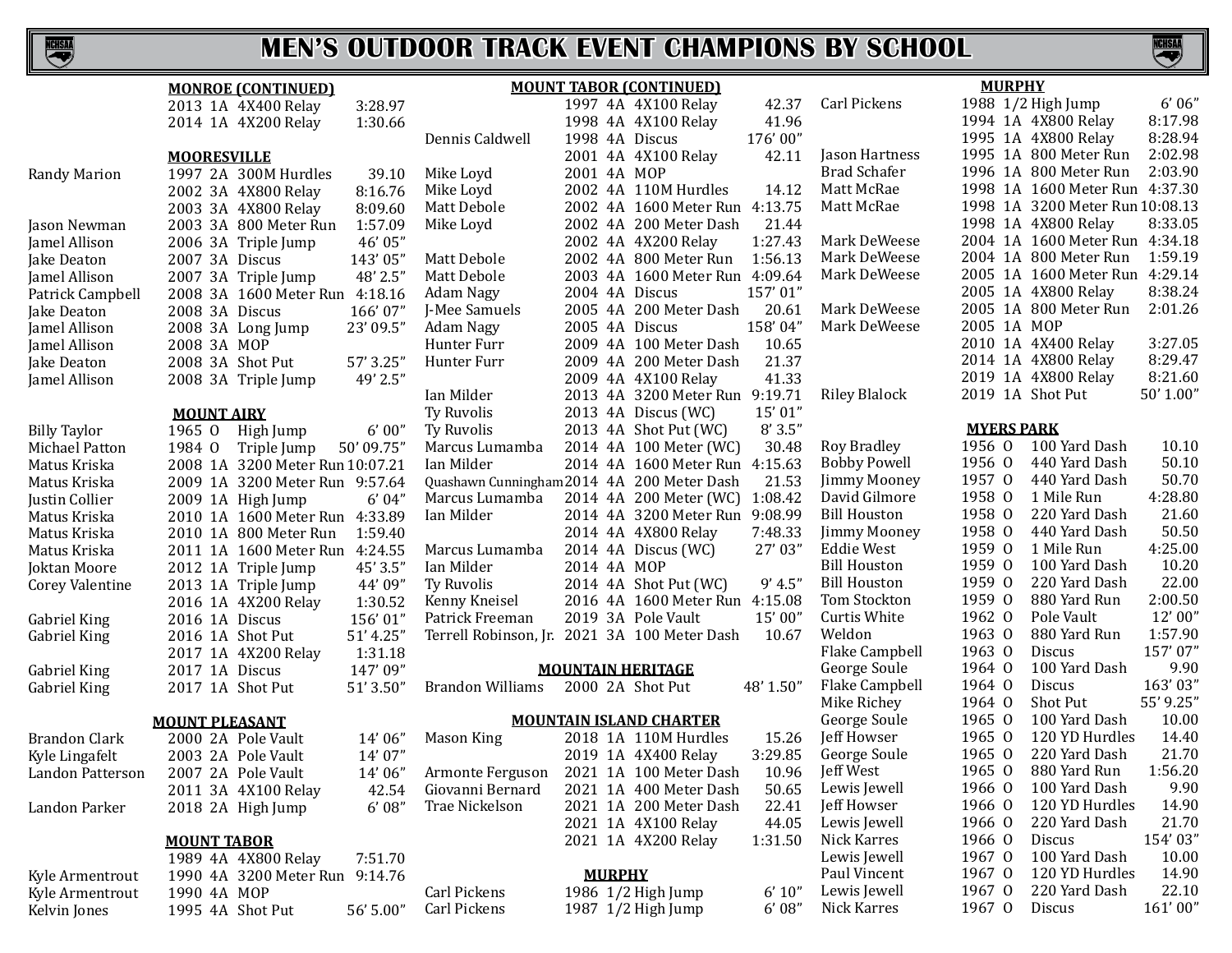# MEN'S OUTDOOR TRACK EVENT CHAMPIONS BY SCHOOL

## MONROE (CONTINUED)

| Name | Year | Class | Event | Mark |
|---|---|---|---|---|
| | 2013 | 1A | 4X400 Relay | 3:28.97 |
| | 2014 | 1A | 4X200 Relay | 1:30.66 |

## MOORESVILLE

| Name | Year | Class | Event | Mark |
|---|---|---|---|---|
| Randy Marion | 1997 | 2A | 300M Hurdles | 39.10 |
| | 2002 | 3A | 4X800 Relay | 8:16.76 |
| | 2003 | 3A | 4X800 Relay | 8:09.60 |
| Jason Newman | 2003 | 3A | 800 Meter Run | 1:57.09 |
| Jamel Allison | 2006 | 3A | Triple Jump | 46' 05" |
| Jake Deaton | 2007 | 3A | Discus | 143' 05" |
| Jamel Allison | 2007 | 3A | Triple Jump | 48' 2.5" |
| Patrick Campbell | 2008 | 3A | 1600 Meter Run | 4:18.16 |
| Jake Deaton | 2008 | 3A | Discus | 166' 07" |
| Jamel Allison | 2008 | 3A | Long Jump | 23' 09.5" |
| Jamel Allison | 2008 | 3A | MOP | |
| Jake Deaton | 2008 | 3A | Shot Put | 57' 3.25" |
| Jamel Allison | 2008 | 3A | Triple Jump | 49' 2.5" |

## MOUNT AIRY

| Name | Year | Class | Event | Mark |
|---|---|---|---|---|
| Billy Taylor | 1965 | O | High Jump | 6' 00" |
| Michael Patton | 1984 | O | Triple Jump | 50' 09.75" |
| Matus Kriska | 2008 | 1A | 3200 Meter Run | 10:07.21 |
| Matus Kriska | 2009 | 1A | 3200 Meter Run | 9:57.64 |
| Justin Collier | 2009 | 1A | High Jump | 6' 04" |
| Matus Kriska | 2010 | 1A | 1600 Meter Run | 4:33.89 |
| Matus Kriska | 2010 | 1A | 800 Meter Run | 1:59.40 |
| Matus Kriska | 2011 | 1A | 1600 Meter Run | 4:24.55 |
| Joktan Moore | 2012 | 1A | Triple Jump | 45' 3.5" |
| Corey Valentine | 2013 | 1A | Triple Jump | 44' 09" |
| | 2016 | 1A | 4X200 Relay | 1:30.52 |
| Gabriel King | 2016 | 1A | Discus | 156' 01" |
| Gabriel King | 2016 | 1A | Shot Put | 51' 4.25" |
| | 2017 | 1A | 4X200 Relay | 1:31.18 |
| Gabriel King | 2017 | 1A | Discus | 147' 09" |
| Gabriel King | 2017 | 1A | Shot Put | 51' 3.50" |

## MOUNT PLEASANT

| Name | Year | Class | Event | Mark |
|---|---|---|---|---|
| Brandon Clark | 2000 | 2A | Pole Vault | 14' 06" |
| Kyle Lingafelt | 2003 | 2A | Pole Vault | 14' 07" |
| Landon Patterson | 2007 | 2A | Pole Vault | 14' 06" |
| | 2011 | 3A | 4X100 Relay | 42.54 |
| Landon Parker | 2018 | 2A | High Jump | 6' 08" |

## MOUNT TABOR

| Name | Year | Class | Event | Mark |
|---|---|---|---|---|
| | 1989 | 4A | 4X800 Relay | 7:51.70 |
| Kyle Armentrout | 1990 | 4A | 3200 Meter Run | 9:14.76 |
| Kyle Armentrout | 1990 | 4A | MOP | |
| Kelvin Jones | 1995 | 4A | Shot Put | 56' 5.00" |

## MOUNT TABOR (CONTINUED)

| Name | Year | Class | Event | Mark |
|---|---|---|---|---|
| | 1997 | 4A | 4X100 Relay | 42.37 |
| | 1998 | 4A | 4X100 Relay | 41.96 |
| Dennis Caldwell | 1998 | 4A | Discus | 176' 00" |
| | 2001 | 4A | 4X100 Relay | 42.11 |
| Mike Loyd | 2001 | 4A | MOP | |
| Mike Loyd | 2002 | 4A | 110M Hurdles | 14.12 |
| Matt Debole | 2002 | 4A | 1600 Meter Run | 4:13.75 |
| Mike Loyd | 2002 | 4A | 200 Meter Dash | 21.44 |
| | 2002 | 4A | 4X200 Relay | 1:27.43 |
| Matt Debole | 2002 | 4A | 800 Meter Run | 1:56.13 |
| Matt Debole | 2003 | 4A | 1600 Meter Run | 4:09.64 |
| Adam Nagy | 2004 | 4A | Discus | 157' 01" |
| J-Mee Samuels | 2005 | 4A | 200 Meter Dash | 20.61 |
| Adam Nagy | 2005 | 4A | Discus | 158' 04" |
| Hunter Furr | 2009 | 4A | 100 Meter Dash | 10.65 |
| Hunter Furr | 2009 | 4A | 200 Meter Dash | 21.37 |
| | 2009 | 4A | 4X100 Relay | 41.33 |
| Ian Milder | 2013 | 4A | 3200 Meter Run | 9:19.71 |
| Ty Ruvolis | 2013 | 4A | Discus (WC) | 15' 01" |
| Ty Ruvolis | 2013 | 4A | Shot Put (WC) | 8' 3.5" |
| Marcus Lumamba | 2014 | 4A | 100 Meter (WC) | 30.48 |
| Ian Milder | 2014 | 4A | 1600 Meter Run | 4:15.63 |
| Quashawn Cunningham | 2014 | 4A | 200 Meter Dash | 21.53 |
| Marcus Lumamba | 2014 | 4A | 200 Meter (WC) | 1:08.42 |
| Ian Milder | 2014 | 4A | 3200 Meter Run | 9:08.99 |
| | 2014 | 4A | 4X800 Relay | 7:48.33 |
| Marcus Lumamba | 2014 | 4A | Discus (WC) | 27' 03" |
| Ian Milder | 2014 | 4A | MOP | |
| Ty Ruvolis | 2014 | 4A | Shot Put (WC) | 9' 4.5" |
| Kenny Kneisel | 2016 | 4A | 1600 Meter Run | 4:15.08 |
| Patrick Freeman | 2019 | 3A | Pole Vault | 15' 00" |
| Terrell Robinson, Jr. | 2021 | 3A | 100 Meter Dash | 10.67 |

## MOUNTAIN HERITAGE

| Name | Year | Class | Event | Mark |
|---|---|---|---|---|
| Brandon Williams | 2000 | 2A | Shot Put | 48' 1.50" |

## MOUNTAIN ISLAND CHARTER

| Name | Year | Class | Event | Mark |
|---|---|---|---|---|
| Mason King | 2018 | 1A | 110M Hurdles | 15.26 |
| | 2019 | 1A | 4X400 Relay | 3:29.85 |
| Armonte Ferguson | 2021 | 1A | 100 Meter Dash | 10.96 |
| Giovanni Bernard | 2021 | 1A | 400 Meter Dash | 50.65 |
| Trae Nickelson | 2021 | 1A | 200 Meter Dash | 22.41 |
| | 2021 | 1A | 4X100 Relay | 44.05 |
| | 2021 | 1A | 4X200 Relay | 1:31.50 |

## MURPHY

| Name | Year | Class | Event | Mark |
|---|---|---|---|---|
| Carl Pickens | 1986 | 1/2 | High Jump | 6' 10" |
| Carl Pickens | 1987 | 1/2 | High Jump | 6' 08" |
| Carl Pickens | 1988 | 1/2 | High Jump | 6' 06" |
| | 1994 | 1A | 4X800 Relay | 8:17.98 |
| | 1995 | 1A | 4X800 Relay | 8:28.94 |
| Jason Hartness | 1995 | 1A | 800 Meter Run | 2:02.98 |
| Brad Schafer | 1996 | 1A | 800 Meter Run | 2:03.90 |
| Matt McRae | 1998 | 1A | 1600 Meter Run | 4:37.30 |
| Matt McRae | 1998 | 1A | 3200 Meter Run | 10:08.13 |
| | 1998 | 1A | 4X800 Relay | 8:33.05 |
| Mark DeWeese | 2004 | 1A | 1600 Meter Run | 4:34.18 |
| Mark DeWeese | 2004 | 1A | 800 Meter Run | 1:59.19 |
| Mark DeWeese | 2005 | 1A | 1600 Meter Run | 4:29.14 |
| | 2005 | 1A | 4X800 Relay | 8:38.24 |
| Mark DeWeese | 2005 | 1A | 800 Meter Run | 2:01.26 |
| Mark DeWeese | 2005 | 1A | MOP | |
| | 2010 | 1A | 4X400 Relay | 3:27.05 |
| | 2014 | 1A | 4X800 Relay | 8:29.47 |
| | 2019 | 1A | 4X800 Relay | 8:21.60 |
| Riley Blalock | 2019 | 1A | Shot Put | 50' 1.00" |

## MYERS PARK

| Name | Year | Class | Event | Mark |
|---|---|---|---|---|
| Roy Bradley | 1956 | O | 100 Yard Dash | 10.10 |
| Bobby Powell | 1956 | O | 440 Yard Dash | 50.10 |
| Jimmy Mooney | 1957 | O | 440 Yard Dash | 50.70 |
| David Gilmore | 1958 | O | 1 Mile Run | 4:28.80 |
| Bill Houston | 1958 | O | 220 Yard Dash | 21.60 |
| Jimmy Mooney | 1958 | O | 440 Yard Dash | 50.50 |
| Eddie West | 1959 | O | 1 Mile Run | 4:25.00 |
| Bill Houston | 1959 | O | 100 Yard Dash | 10.20 |
| Bill Houston | 1959 | O | 220 Yard Dash | 22.00 |
| Tom Stockton | 1959 | O | 880 Yard Run | 2:00.50 |
| Curtis White | 1962 | O | Pole Vault | 12' 00" |
| Weldon | 1963 | O | 880 Yard Run | 1:57.90 |
| Flake Campbell | 1963 | O | Discus | 157' 07" |
| George Soule | 1964 | O | 100 Yard Dash | 9.90 |
| Flake Campbell | 1964 | O | Discus | 163' 03" |
| Mike Richey | 1964 | O | Shot Put | 55' 9.25" |
| George Soule | 1965 | O | 100 Yard Dash | 10.00 |
| Jeff Howser | 1965 | O | 120 YD Hurdles | 14.40 |
| George Soule | 1965 | O | 220 Yard Dash | 21.70 |
| Jeff West | 1965 | O | 880 Yard Run | 1:56.20 |
| Lewis Jewell | 1966 | O | 100 Yard Dash | 9.90 |
| Jeff Howser | 1966 | O | 120 YD Hurdles | 14.90 |
| Lewis Jewell | 1966 | O | 220 Yard Dash | 21.70 |
| Nick Karres | 1966 | O | Discus | 154' 03" |
| Lewis Jewell | 1967 | O | 100 Yard Dash | 10.00 |
| Paul Vincent | 1967 | O | 120 YD Hurdles | 14.90 |
| Lewis Jewell | 1967 | O | 220 Yard Dash | 22.10 |
| Nick Karres | 1967 | O | Discus | 161' 00" |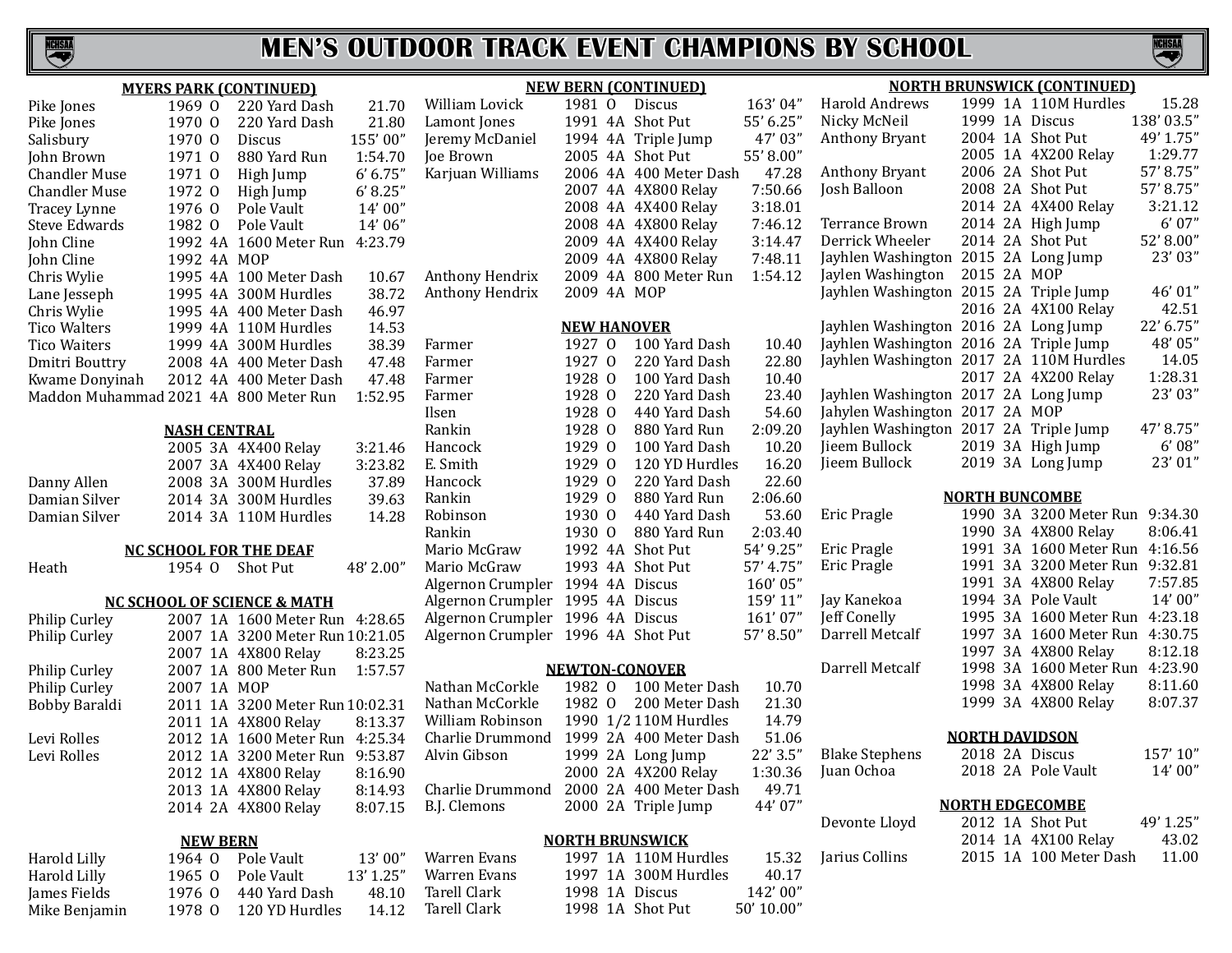# MEN'S OUTDOOR TRACK EVENT CHAMPIONS BY SCHOOL

### MYERS PARK (CONTINUED)

| Name | Year | Class | Event | Mark |
|---|---|---|---|---|
| Pike Jones | 1969 | O | 220 Yard Dash | 21.70 |
| Pike Jones | 1970 | O | 220 Yard Dash | 21.80 |
| Salisbury | 1970 | O | Discus | 155' 00" |
| John Brown | 1971 | O | 880 Yard Run | 1:54.70 |
| Chandler Muse | 1971 | O | High Jump | 6' 6.75" |
| Chandler Muse | 1972 | O | High Jump | 6' 8.25" |
| Tracey Lynne | 1976 | O | Pole Vault | 14' 00" |
| Steve Edwards | 1982 | O | Pole Vault | 14' 06" |
| John Cline | 1992 | 4A | 1600 Meter Run | 4:23.79 |
| John Cline | 1992 | 4A | MOP | |
| Chris Wylie | 1995 | 4A | 100 Meter Dash | 10.67 |
| Lane Jesseph | 1995 | 4A | 300M Hurdles | 38.72 |
| Chris Wylie | 1995 | 4A | 400 Meter Dash | 46.97 |
| Tico Walters | 1999 | 4A | 110M Hurdles | 14.53 |
| Tico Waiters | 1999 | 4A | 300M Hurdles | 38.39 |
| Dmitri Bouttry | 2008 | 4A | 400 Meter Dash | 47.48 |
| Kwame Donyinah | 2012 | 4A | 400 Meter Dash | 47.48 |
| Maddon Muhammad | 2021 | 4A | 800 Meter Run | 1:52.95 |

### NASH CENTRAL

| Name | Year | Class | Event | Mark |
|---|---|---|---|---|
| | 2005 | 3A | 4X400 Relay | 3:21.46 |
| | 2007 | 3A | 4X400 Relay | 3:23.82 |
| Danny Allen | 2008 | 3A | 300M Hurdles | 37.89 |
| Damian Silver | 2014 | 3A | 300M Hurdles | 39.63 |
| Damian Silver | 2014 | 3A | 110M Hurdles | 14.28 |

### NC SCHOOL FOR THE DEAF

| Name | Year | Class | Event | Mark |
|---|---|---|---|---|
| Heath | 1954 | O | Shot Put | 48' 2.00" |

### NC SCHOOL OF SCIENCE & MATH

| Name | Year | Class | Event | Mark |
|---|---|---|---|---|
| Philip Curley | 2007 | 1A | 1600 Meter Run | 4:28.65 |
| Philip Curley | 2007 | 1A | 3200 Meter Run | 10:21.05 |
| | 2007 | 1A | 4X800 Relay | 8:23.25 |
| Philip Curley | 2007 | 1A | 800 Meter Run | 1:57.57 |
| Philip Curley | 2007 | 1A | MOP | |
| Bobby Baraldi | 2011 | 1A | 3200 Meter Run | 10:02.31 |
| | 2011 | 1A | 4X800 Relay | 8:13.37 |
| Levi Rolles | 2012 | 1A | 1600 Meter Run | 4:25.34 |
| Levi Rolles | 2012 | 1A | 3200 Meter Run | 9:53.87 |
| | 2012 | 1A | 4X800 Relay | 8:16.90 |
| | 2013 | 1A | 4X800 Relay | 8:14.93 |
| | 2014 | 2A | 4X800 Relay | 8:07.15 |

### NEW BERN

| Name | Year | Class | Event | Mark |
|---|---|---|---|---|
| Harold Lilly | 1964 | O | Pole Vault | 13' 00" |
| Harold Lilly | 1965 | O | Pole Vault | 13' 1.25" |
| James Fields | 1976 | O | 440 Yard Dash | 48.10 |
| Mike Benjamin | 1978 | O | 120 YD Hurdles | 14.12 |

### NEW BERN (CONTINUED)

| Name | Year | Class | Event | Mark |
|---|---|---|---|---|
| William Lovick | 1981 | O | Discus | 163' 04" |
| Lamont Jones | 1991 | 4A | Shot Put | 55' 6.25" |
| Jeremy McDaniel | 1994 | 4A | Triple Jump | 47' 03" |
| Joe Brown | 2005 | 4A | Shot Put | 55' 8.00" |
| Karjuan Williams | 2006 | 4A | 400 Meter Dash | 47.28 |
| | 2007 | 4A | 4X800 Relay | 7:50.66 |
| | 2008 | 4A | 4X400 Relay | 3:18.01 |
| | 2008 | 4A | 4X800 Relay | 7:46.12 |
| | 2009 | 4A | 4X400 Relay | 3:14.47 |
| | 2009 | 4A | 4X800 Relay | 7:48.11 |
| Anthony Hendrix | 2009 | 4A | 800 Meter Run | 1:54.12 |
| Anthony Hendrix | 2009 | 4A | MOP | |

### NEW HANOVER

| Name | Year | Class | Event | Mark |
|---|---|---|---|---|
| Farmer | 1927 | O | 100 Yard Dash | 10.40 |
| Farmer | 1927 | O | 220 Yard Dash | 22.80 |
| Farmer | 1928 | O | 100 Yard Dash | 10.40 |
| Farmer | 1928 | O | 220 Yard Dash | 23.40 |
| Ilsen | 1928 | O | 440 Yard Dash | 54.60 |
| Rankin | 1928 | O | 880 Yard Run | 2:09.20 |
| Hancock | 1929 | O | 100 Yard Dash | 10.20 |
| E. Smith | 1929 | O | 120 YD Hurdles | 16.20 |
| Hancock | 1929 | O | 220 Yard Dash | 22.60 |
| Rankin | 1929 | O | 880 Yard Run | 2:06.60 |
| Robinson | 1930 | O | 440 Yard Dash | 53.60 |
| Rankin | 1930 | O | 880 Yard Run | 2:03.40 |
| Mario McGraw | 1992 | 4A | Shot Put | 54' 9.25" |
| Mario McGraw | 1993 | 4A | Shot Put | 57' 4.75" |
| Algernon Crumpler | 1994 | 4A | Discus | 160' 05" |
| Algernon Crumpler | 1995 | 4A | Discus | 159' 11" |
| Algernon Crumpler | 1996 | 4A | Discus | 161' 07" |
| Algernon Crumpler | 1996 | 4A | Shot Put | 57' 8.50" |

### NEWTON-CONOVER

| Name | Year | Class | Event | Mark |
|---|---|---|---|---|
| Nathan McCorkle | 1982 | O | 100 Meter Dash | 10.70 |
| Nathan McCorkle | 1982 | O | 200 Meter Dash | 21.30 |
| William Robinson | 1990 | 1/2 | 110M Hurdles | 14.79 |
| Charlie Drummond | 1999 | 2A | 400 Meter Dash | 51.06 |
| Alvin Gibson | 1999 | 2A | Long Jump | 22' 3.5" |
| | 2000 | 2A | 4X200 Relay | 1:30.36 |
| Charlie Drummond | 2000 | 2A | 400 Meter Dash | 49.71 |
| B.J. Clemons | 2000 | 2A | Triple Jump | 44' 07" |

### NORTH BRUNSWICK

| Name | Year | Class | Event | Mark |
|---|---|---|---|---|
| Warren Evans | 1997 | 1A | 110M Hurdles | 15.32 |
| Warren Evans | 1997 | 1A | 300M Hurdles | 40.17 |
| Tarell Clark | 1998 | 1A | Discus | 142' 00" |
| Tarell Clark | 1998 | 1A | Shot Put | 50' 10.00" |

### NORTH BRUNSWICK (CONTINUED)

| Name | Year | Class | Event | Mark |
|---|---|---|---|---|
| Harold Andrews | 1999 | 1A | 110M Hurdles | 15.28 |
| Nicky McNeil | 1999 | 1A | Discus | 138' 03.5" |
| Anthony Bryant | 2004 | 1A | Shot Put | 49' 1.75" |
| | 2005 | 1A | 4X200 Relay | 1:29.77 |
| Anthony Bryant | 2006 | 2A | Shot Put | 57' 8.75" |
| Josh Balloon | 2008 | 2A | Shot Put | 57' 8.75" |
| | 2014 | 2A | 4X400 Relay | 3:21.12 |
| Terrance Brown | 2014 | 2A | High Jump | 6' 07" |
| Derrick Wheeler | 2014 | 2A | Shot Put | 52' 8.00" |
| Jayhlen Washington | 2015 | 2A | Long Jump | 23' 03" |
| Jaylen Washington | 2015 | 2A | MOP | |
| Jayhlen Washington | 2015 | 2A | Triple Jump | 46' 01" |
| | 2016 | 2A | 4X100 Relay | 42.51 |
| Jayhlen Washington | 2016 | 2A | Long Jump | 22' 6.75" |
| Jayhlen Washington | 2016 | 2A | Triple Jump | 48' 05" |
| Jayhlen Washington | 2017 | 2A | 110M Hurdles | 14.05 |
| | 2017 | 2A | 4X200 Relay | 1:28.31 |
| Jayhlen Washington | 2017 | 2A | Long Jump | 23' 03" |
| Jahylen Washington | 2017 | 2A | MOP | |
| Jayhlen Washington | 2017 | 2A | Triple Jump | 47' 8.75" |
| Jieem Bullock | 2019 | 3A | High Jump | 6' 08" |
| Jieem Bullock | 2019 | 3A | Long Jump | 23' 01" |

### NORTH BUNCOMBE

| Name | Year | Class | Event | Mark |
|---|---|---|---|---|
| Eric Pragle | 1990 | 3A | 3200 Meter Run | 9:34.30 |
| | 1990 | 3A | 4X800 Relay | 8:06.41 |
| Eric Pragle | 1991 | 3A | 1600 Meter Run | 4:16.56 |
| Eric Pragle | 1991 | 3A | 3200 Meter Run | 9:32.81 |
| | 1991 | 3A | 4X800 Relay | 7:57.85 |
| Jay Kanekoa | 1994 | 3A | Pole Vault | 14' 00" |
| Jeff Conelly | 1995 | 3A | 1600 Meter Run | 4:23.18 |
| Darrell Metcalf | 1997 | 3A | 1600 Meter Run | 4:30.75 |
| | 1997 | 3A | 4X800 Relay | 8:12.18 |
| Darrell Metcalf | 1998 | 3A | 1600 Meter Run | 4:23.90 |
| | 1998 | 3A | 4X800 Relay | 8:11.60 |
| | 1999 | 3A | 4X800 Relay | 8:07.37 |

### NORTH DAVIDSON

| Name | Year | Class | Event | Mark |
|---|---|---|---|---|
| Blake Stephens | 2018 | 2A | Discus | 157' 10" |
| Juan Ochoa | 2018 | 2A | Pole Vault | 14' 00" |

### NORTH EDGECOMBE

| Name | Year | Class | Event | Mark |
|---|---|---|---|---|
| Devonte Lloyd | 2012 | 1A | Shot Put | 49' 1.25" |
| | 2014 | 1A | 4X100 Relay | 43.02 |
| Jarius Collins | 2015 | 1A | 100 Meter Dash | 11.00 |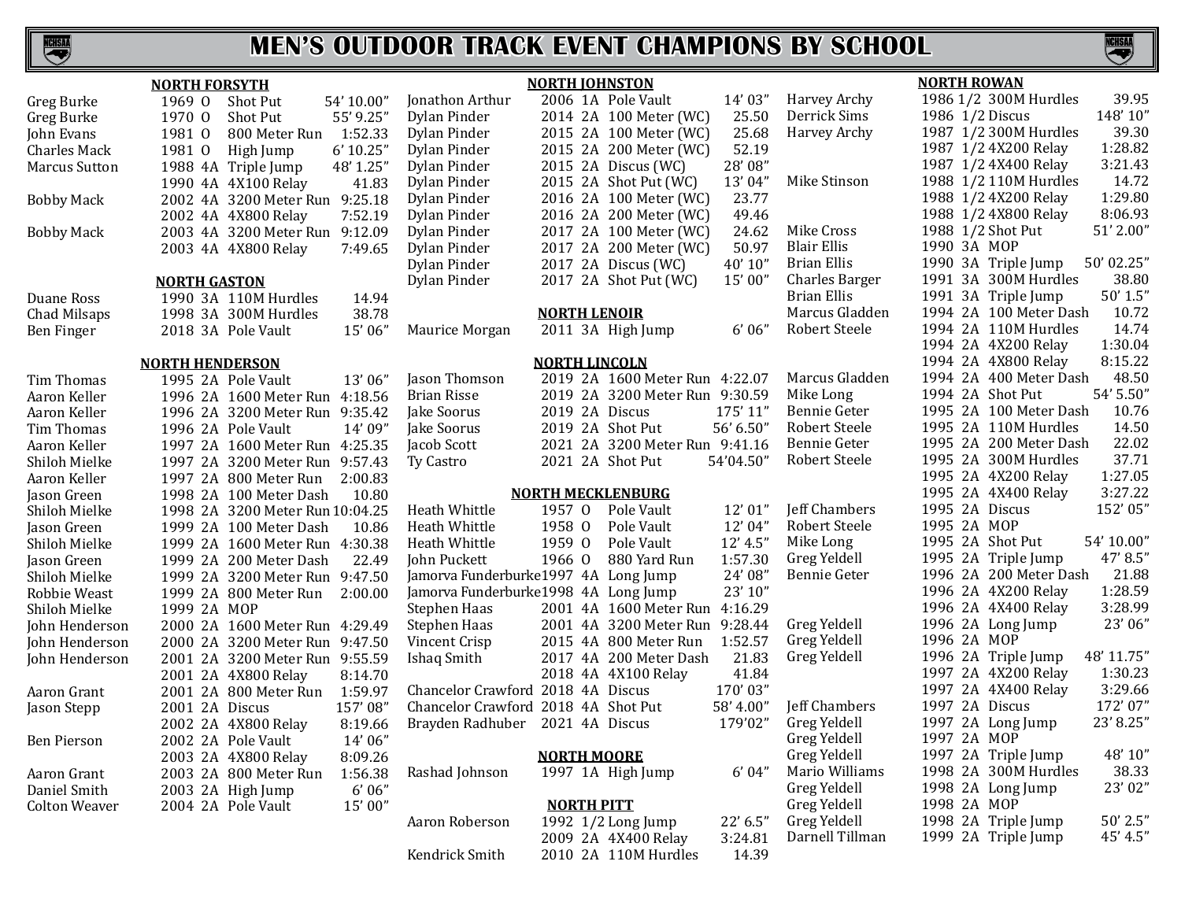# MEN'S OUTDOOR TRACK EVENT CHAMPIONS BY SCHOOL

## NORTH FORSYTH

| Name | Year | Class | Event | Mark |
|---|---|---|---|---|
| Greg Burke | 1969 | O | Shot Put | 54' 10.00" |
| Greg Burke | 1970 | O | Shot Put | 55' 9.25" |
| John Evans | 1981 | O | 800 Meter Run | 1:52.33 |
| Charles Mack | 1981 | O | High Jump | 6' 10.25" |
| Marcus Sutton | 1988 | 4A | Triple Jump | 48' 1.25" |
| | 1990 | 4A | 4X100 Relay | 41.83 |
| Bobby Mack | 2002 | 4A | 3200 Meter Run | 9:25.18 |
| | 2002 | 4A | 4X800 Relay | 7:52.19 |
| Bobby Mack | 2003 | 4A | 3200 Meter Run | 9:12.09 |
| | 2003 | 4A | 4X800 Relay | 7:49.65 |

## NORTH GASTON

| Name | Year | Class | Event | Mark |
|---|---|---|---|---|
| Duane Ross | 1990 | 3A | 110M Hurdles | 14.94 |
| Chad Milsaps | 1998 | 3A | 300M Hurdles | 38.78 |
| Ben Finger | 2018 | 3A | Pole Vault | 15' 06" |

## NORTH HENDERSON

| Name | Year | Class | Event | Mark |
|---|---|---|---|---|
| Tim Thomas | 1995 | 2A | Pole Vault | 13' 06" |
| Aaron Keller | 1996 | 2A | 1600 Meter Run | 4:18.56 |
| Aaron Keller | 1996 | 2A | 3200 Meter Run | 9:35.42 |
| Tim Thomas | 1996 | 2A | Pole Vault | 14' 09" |
| Aaron Keller | 1997 | 2A | 1600 Meter Run | 4:25.35 |
| Shiloh Mielke | 1997 | 2A | 3200 Meter Run | 9:57.43 |
| Aaron Keller | 1997 | 2A | 800 Meter Run | 2:00.83 |
| Jason Green | 1998 | 2A | 100 Meter Dash | 10.80 |
| Shiloh Mielke | 1998 | 2A | 3200 Meter Run | 10:04.25 |
| Jason Green | 1999 | 2A | 100 Meter Dash | 10.86 |
| Shiloh Mielke | 1999 | 2A | 1600 Meter Run | 4:30.38 |
| Jason Green | 1999 | 2A | 200 Meter Dash | 22.49 |
| Shiloh Mielke | 1999 | 2A | 3200 Meter Run | 9:47.50 |
| Robbie Weast | 1999 | 2A | 800 Meter Run | 2:00.00 |
| Shiloh Mielke | 1999 | 2A | MOP | |
| John Henderson | 2000 | 2A | 1600 Meter Run | 4:29.49 |
| John Henderson | 2000 | 2A | 3200 Meter Run | 9:47.50 |
| John Henderson | 2001 | 2A | 3200 Meter Run | 9:55.59 |
| | 2001 | 2A | 4X800 Relay | 8:14.70 |
| Aaron Grant | 2001 | 2A | 800 Meter Run | 1:59.97 |
| Jason Stepp | 2001 | 2A | Discus | 157' 08" |
| | 2002 | 2A | 4X800 Relay | 8:19.66 |
| Ben Pierson | 2002 | 2A | Pole Vault | 14' 06" |
| | 2003 | 2A | 4X800 Relay | 8:09.26 |
| Aaron Grant | 2003 | 2A | 800 Meter Run | 1:56.38 |
| Daniel Smith | 2003 | 2A | High Jump | 6' 06" |
| Colton Weaver | 2004 | 2A | Pole Vault | 15' 00" |

## NORTH JOHNSTON

| Name | Year | Class | Event | Mark |
|---|---|---|---|---|
| Jonathon Arthur | 2006 | 1A | Pole Vault | 14' 03" |
| Dylan Pinder | 2014 | 2A | 100 Meter (WC) | 25.50 |
| Dylan Pinder | 2015 | 2A | 100 Meter (WC) | 25.68 |
| Dylan Pinder | 2015 | 2A | 200 Meter (WC) | 52.19 |
| Dylan Pinder | 2015 | 2A | Discus (WC) | 28' 08" |
| Dylan Pinder | 2015 | 2A | Shot Put (WC) | 13' 04" |
| Dylan Pinder | 2016 | 2A | 100 Meter (WC) | 23.77 |
| Dylan Pinder | 2016 | 2A | 200 Meter (WC) | 49.46 |
| Dylan Pinder | 2017 | 2A | 100 Meter (WC) | 24.62 |
| Dylan Pinder | 2017 | 2A | 200 Meter (WC) | 50.97 |
| Dylan Pinder | 2017 | 2A | Discus (WC) | 40' 10" |
| Dylan Pinder | 2017 | 2A | Shot Put (WC) | 15' 00" |

## NORTH LENOIR

| Name | Year | Class | Event | Mark |
|---|---|---|---|---|
| Maurice Morgan | 2011 | 3A | High Jump | 6' 06" |

## NORTH LINCOLN

| Name | Year | Class | Event | Mark |
|---|---|---|---|---|
| Jason Thomson | 2019 | 2A | 1600 Meter Run | 4:22.07 |
| Brian Risse | 2019 | 2A | 3200 Meter Run | 9:30.59 |
| Jake Soorus | 2019 | 2A | Discus | 175' 11" |
| Jake Soorus | 2019 | 2A | Shot Put | 56' 6.50" |
| Jacob Scott | 2021 | 2A | 3200 Meter Run | 9:41.16 |
| Ty Castro | 2021 | 2A | Shot Put | 54'04.50" |

## NORTH MECKLENBURG

| Name | Year | Class | Event | Mark |
|---|---|---|---|---|
| Heath Whittle | 1957 | O | Pole Vault | 12' 01" |
| Heath Whittle | 1958 | O | Pole Vault | 12' 04" |
| Heath Whittle | 1959 | O | Pole Vault | 12' 4.5" |
| John Puckett | 1966 | O | 880 Yard Run | 1:57.30 |
| Jamorva Funderburke | 1997 | 4A | Long Jump | 24' 08" |
| Jamorva Funderburke | 1998 | 4A | Long Jump | 23' 10" |
| Stephen Haas | 2001 | 4A | 1600 Meter Run | 4:16.29 |
| Stephen Haas | 2001 | 4A | 3200 Meter Run | 9:28.44 |
| Vincent Crisp | 2015 | 4A | 800 Meter Run | 1:52.57 |
| Ishaq Smith | 2017 | 4A | 200 Meter Dash | 21.83 |
| | 2018 | 4A | 4X100 Relay | 41.84 |
| Chancelor Crawford | 2018 | 4A | Discus | 170' 03" |
| Chancelor Crawford | 2018 | 4A | Shot Put | 58' 4.00" |
| Brayden Radhuber | 2021 | 4A | Discus | 179'02" |

## NORTH MOORE

| Name | Year | Class | Event | Mark |
|---|---|---|---|---|
| Rashad Johnson | 1997 | 1A | High Jump | 6' 04" |

## NORTH PITT

| Name | Year | Class | Event | Mark |
|---|---|---|---|---|
| Aaron Roberson | 1992 | 1/2 | Long Jump | 22' 6.5" |
| | 2009 | 2A | 4X400 Relay | 3:24.81 |
| Kendrick Smith | 2010 | 2A | 110M Hurdles | 14.39 |

## NORTH ROWAN

| Name | Year | Class | Event | Mark |
|---|---|---|---|---|
| Harvey Archy | 1986 | 1/2 | 300M Hurdles | 39.95 |
| Derrick Sims | 1986 | 1/2 | Discus | 148' 10" |
| Harvey Archy | 1987 | 1/2 | 300M Hurdles | 39.30 |
| | 1987 | 1/2 | 4X200 Relay | 1:28.82 |
| | 1987 | 1/2 | 4X400 Relay | 3:21.43 |
| Mike Stinson | 1988 | 1/2 | 110M Hurdles | 14.72 |
| | 1988 | 1/2 | 4X200 Relay | 1:29.80 |
| | 1988 | 1/2 | 4X800 Relay | 8:06.93 |
| Mike Cross | 1988 | 1/2 | Shot Put | 51' 2.00" |
| Blair Ellis | 1990 | 3A | MOP | |
| Brian Ellis | 1990 | 3A | Triple Jump | 50' 02.25" |
| Charles Barger | 1991 | 3A | 300M Hurdles | 38.80 |
| Brian Ellis | 1991 | 3A | Triple Jump | 50' 1.5" |
| Marcus Gladden | 1994 | 2A | 100 Meter Dash | 10.72 |
| Robert Steele | 1994 | 2A | 110M Hurdles | 14.74 |
| | 1994 | 2A | 4X200 Relay | 1:30.04 |
| | 1994 | 2A | 4X800 Relay | 8:15.22 |
| Marcus Gladden | 1994 | 2A | 400 Meter Dash | 48.50 |
| Mike Long | 1994 | 2A | Shot Put | 54' 5.50" |
| Bennie Geter | 1995 | 2A | 100 Meter Dash | 10.76 |
| Robert Steele | 1995 | 2A | 110M Hurdles | 14.50 |
| Bennie Geter | 1995 | 2A | 200 Meter Dash | 22.02 |
| Robert Steele | 1995 | 2A | 300M Hurdles | 37.71 |
| | 1995 | 2A | 4X200 Relay | 1:27.05 |
| | 1995 | 2A | 4X400 Relay | 3:27.22 |
| Jeff Chambers | 1995 | 2A | Discus | 152' 05" |
| Robert Steele | 1995 | 2A | MOP | |
| Mike Long | 1995 | 2A | Shot Put | 54' 10.00" |
| Greg Yeldell | 1995 | 2A | Triple Jump | 47' 8.5" |
| Bennie Geter | 1996 | 2A | 200 Meter Dash | 21.88 |
| | 1996 | 2A | 4X200 Relay | 1:28.59 |
| | 1996 | 2A | 4X400 Relay | 3:28.99 |
| Greg Yeldell | 1996 | 2A | Long Jump | 23' 06" |
| Greg Yeldell | 1996 | 2A | MOP | |
| Greg Yeldell | 1996 | 2A | Triple Jump | 48' 11.75" |
| | 1997 | 2A | 4X200 Relay | 1:30.23 |
| | 1997 | 2A | 4X400 Relay | 3:29.66 |
| Jeff Chambers | 1997 | 2A | Discus | 172' 07" |
| Greg Yeldell | 1997 | 2A | Long Jump | 23' 8.25" |
| Greg Yeldell | 1997 | 2A | MOP | |
| Greg Yeldell | 1997 | 2A | Triple Jump | 48' 10" |
| Mario Williams | 1998 | 2A | 300M Hurdles | 38.33 |
| Greg Yeldell | 1998 | 2A | Long Jump | 23' 02" |
| Greg Yeldell | 1998 | 2A | MOP | |
| Greg Yeldell | 1998 | 2A | Triple Jump | 50' 2.5" |
| Darnell Tillman | 1999 | 2A | Triple Jump | 45' 4.5" |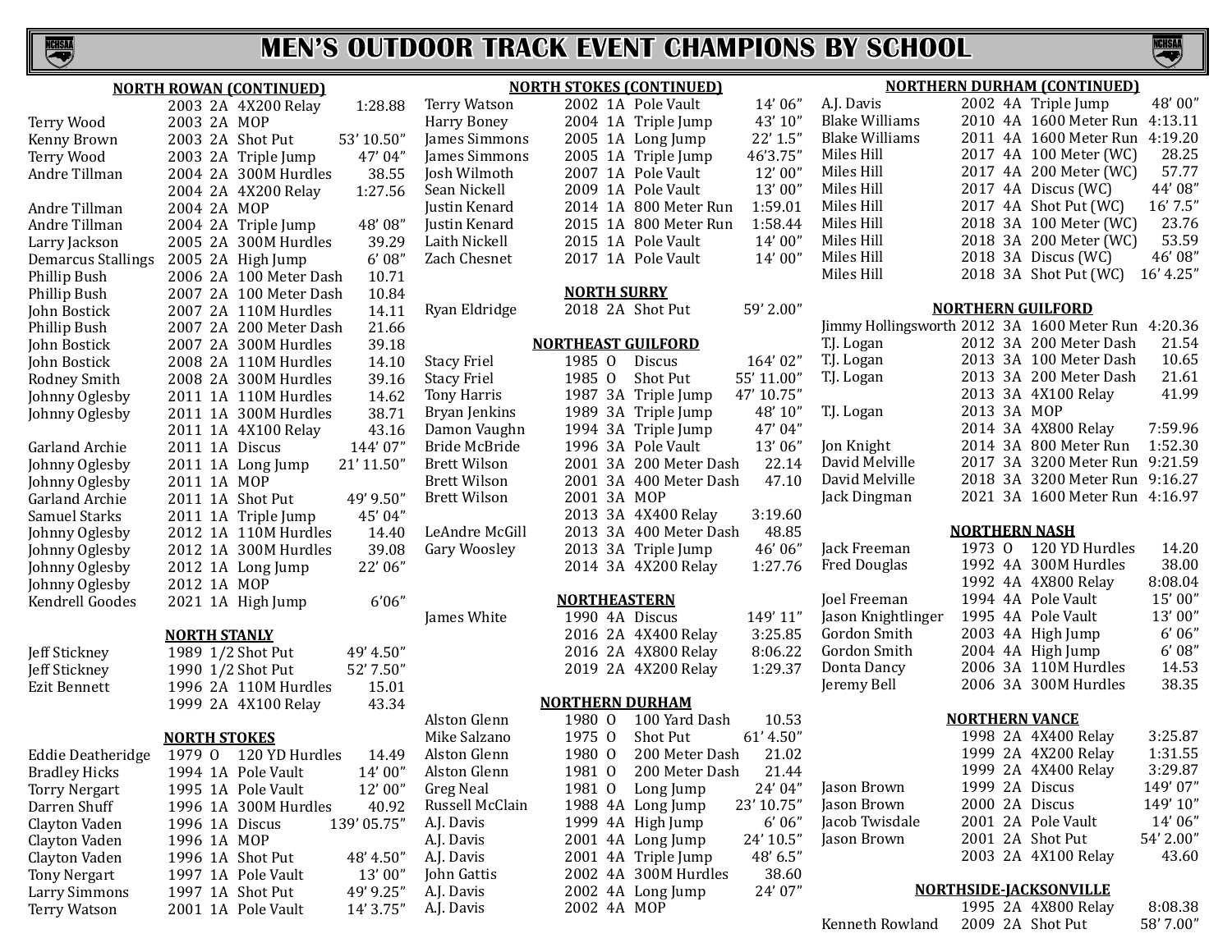# MEN'S OUTDOOR TRACK EVENT CHAMPIONS BY SCHOOL

## NORTH ROWAN (CONTINUED)

| Name | Year | Class | Event | Mark |
|---|---|---|---|---|
| | 2003 | 2A | 4X200 Relay | 1:28.88 |
| Terry Wood | 2003 | 2A | MOP | |
| Kenny Brown | 2003 | 2A | Shot Put | 53' 10.50" |
| Terry Wood | 2003 | 2A | Triple Jump | 47' 04" |
| Andre Tillman | 2004 | 2A | 300M Hurdles | 38.55 |
| | 2004 | 2A | 4X200 Relay | 1:27.56 |
| Andre Tillman | 2004 | 2A | MOP | |
| Andre Tillman | 2004 | 2A | Triple Jump | 48' 08" |
| Larry Jackson | 2005 | 2A | 300M Hurdles | 39.29 |
| Demarcus Stallings | 2005 | 2A | High Jump | 6' 08" |
| Phillip Bush | 2006 | 2A | 100 Meter Dash | 10.71 |
| Phillip Bush | 2007 | 2A | 100 Meter Dash | 10.84 |
| John Bostick | 2007 | 2A | 110M Hurdles | 14.11 |
| Phillip Bush | 2007 | 2A | 200 Meter Dash | 21.66 |
| John Bostick | 2007 | 2A | 300M Hurdles | 39.18 |
| John Bostick | 2008 | 2A | 110M Hurdles | 14.10 |
| Rodney Smith | 2008 | 2A | 300M Hurdles | 39.16 |
| Johnny Oglesby | 2011 | 1A | 110M Hurdles | 14.62 |
| Johnny Oglesby | 2011 | 1A | 300M Hurdles | 38.71 |
| | 2011 | 1A | 4X100 Relay | 43.16 |
| Garland Archie | 2011 | 1A | Discus | 144' 07" |
| Johnny Oglesby | 2011 | 1A | Long Jump | 21' 11.50" |
| Johnny Oglesby | 2011 | 1A | MOP | |
| Garland Archie | 2011 | 1A | Shot Put | 49' 9.50" |
| Samuel Starks | 2011 | 1A | Triple Jump | 45' 04" |
| Johnny Oglesby | 2012 | 1A | 110M Hurdles | 14.40 |
| Johnny Oglesby | 2012 | 1A | 300M Hurdles | 39.08 |
| Johnny Oglesby | 2012 | 1A | Long Jump | 22' 06" |
| Johnny Oglesby | 2012 | 1A | MOP | |
| Kendrell Goodes | 2021 | 1A | High Jump | 6'06" |

## NORTH STANLY

| Name | Year | Class | Event | Mark |
|---|---|---|---|---|
| Jeff Stickney | 1989 | 1/2 | Shot Put | 49' 4.50" |
| Jeff Stickney | 1990 | 1/2 | Shot Put | 52' 7.50" |
| Ezit Bennett | 1996 | 2A | 110M Hurdles | 15.01 |
| | 1999 | 2A | 4X100 Relay | 43.34 |

## NORTH STOKES

| Name | Year | Class | Event | Mark |
|---|---|---|---|---|
| Eddie Deatheridge | 1979 | O | 120 YD Hurdles | 14.49 |
| Bradley Hicks | 1994 | 1A | Pole Vault | 14' 00" |
| Torry Nergart | 1995 | 1A | Pole Vault | 12' 00" |
| Darren Shuff | 1996 | 1A | 300M Hurdles | 40.92 |
| Clayton Vaden | 1996 | 1A | Discus | 139' 05.75" |
| Clayton Vaden | 1996 | 1A | MOP | |
| Clayton Vaden | 1996 | 1A | Shot Put | 48' 4.50" |
| Tony Nergart | 1997 | 1A | Pole Vault | 13' 00" |
| Larry Simmons | 1997 | 1A | Shot Put | 49' 9.25" |
| Terry Watson | 2001 | 1A | Pole Vault | 14' 3.75" |

## NORTH STOKES (CONTINUED)

| Name | Year | Class | Event | Mark |
|---|---|---|---|---|
| Terry Watson | 2002 | 1A | Pole Vault | 14' 06" |
| Harry Boney | 2004 | 1A | Triple Jump | 43' 10" |
| James Simmons | 2005 | 1A | Long Jump | 22' 1.5" |
| James Simmons | 2005 | 1A | Triple Jump | 46'3.75" |
| Josh Wilmoth | 2007 | 1A | Pole Vault | 12' 00" |
| Sean Nickell | 2009 | 1A | Pole Vault | 13' 00" |
| Justin Kenard | 2014 | 1A | 800 Meter Run | 1:59.01 |
| Justin Kenard | 2015 | 1A | 800 Meter Run | 1:58.44 |
| Laith Nickell | 2015 | 1A | Pole Vault | 14' 00" |
| Zach Chesnet | 2017 | 1A | Pole Vault | 14' 00" |

## NORTH SURRY

| Name | Year | Class | Event | Mark |
|---|---|---|---|---|
| Ryan Eldridge | 2018 | 2A | Shot Put | 59' 2.00" |

## NORTHEAST GUILFORD

| Name | Year | Class | Event | Mark |
|---|---|---|---|---|
| Stacy Friel | 1985 | O | Discus | 164' 02" |
| Stacy Friel | 1985 | O | Shot Put | 55' 11.00" |
| Tony Harris | 1987 | 3A | Triple Jump | 47' 10.75" |
| Bryan Jenkins | 1989 | 3A | Triple Jump | 48' 10" |
| Damon Vaughn | 1994 | 3A | Triple Jump | 47' 04" |
| Bride McBride | 1996 | 3A | Pole Vault | 13' 06" |
| Brett Wilson | 2001 | 3A | 200 Meter Dash | 22.14 |
| Brett Wilson | 2001 | 3A | 400 Meter Dash | 47.10 |
| Brett Wilson | 2001 | 3A | MOP | |
| | 2013 | 3A | 4X400 Relay | 3:19.60 |
| LeAndre McGill | 2013 | 3A | 400 Meter Dash | 48.85 |
| Gary Woosley | 2013 | 3A | Triple Jump | 46' 06" |
| | 2014 | 3A | 4X200 Relay | 1:27.76 |

## NORTHEASTERN

| Name | Year | Class | Event | Mark |
|---|---|---|---|---|
| James White | 1990 | 4A | Discus | 149' 11" |
| | 2016 | 2A | 4X400 Relay | 3:25.85 |
| | 2016 | 2A | 4X800 Relay | 8:06.22 |
| | 2019 | 2A | 4X200 Relay | 1:29.37 |

## NORTHERN DURHAM

| Name | Year | Class | Event | Mark |
|---|---|---|---|---|
| Alston Glenn | 1980 | O | 100 Yard Dash | 10.53 |
| Mike Salzano | 1975 | O | Shot Put | 61' 4.50" |
| Alston Glenn | 1980 | O | 200 Meter Dash | 21.02 |
| Alston Glenn | 1981 | O | 200 Meter Dash | 21.44 |
| Greg Neal | 1981 | O | Long Jump | 24' 04" |
| Russell McClain | 1988 | 4A | Long Jump | 23' 10.75" |
| A.J. Davis | 1999 | 4A | High Jump | 6' 06" |
| A.J. Davis | 2001 | 4A | Long Jump | 24' 10.5" |
| A.J. Davis | 2001 | 4A | Triple Jump | 48' 6.5" |
| John Gattis | 2002 | 4A | 300M Hurdles | 38.60 |
| A.J. Davis | 2002 | 4A | Long Jump | 24' 07" |
| A.J. Davis | 2002 | 4A | MOP | |

## NORTHERN DURHAM (CONTINUED)

| Name | Year | Class | Event | Mark |
|---|---|---|---|---|
| A.J. Davis | 2002 | 4A | Triple Jump | 48' 00" |
| Blake Williams | 2010 | 4A | 1600 Meter Run | 4:13.11 |
| Blake Williams | 2011 | 4A | 1600 Meter Run | 4:19.20 |
| Miles Hill | 2017 | 4A | 100 Meter (WC) | 28.25 |
| Miles Hill | 2017 | 4A | 200 Meter (WC) | 57.77 |
| Miles Hill | 2017 | 4A | Discus (WC) | 44' 08" |
| Miles Hill | 2017 | 4A | Shot Put (WC) | 16' 7.5" |
| Miles Hill | 2018 | 3A | 100 Meter (WC) | 23.76 |
| Miles Hill | 2018 | 3A | 200 Meter (WC) | 53.59 |
| Miles Hill | 2018 | 3A | Discus (WC) | 46' 08" |
| Miles Hill | 2018 | 3A | Shot Put (WC) | 16' 4.25" |

## NORTHERN GUILFORD

| Name | Year | Class | Event | Mark |
|---|---|---|---|---|
| Jimmy Hollingsworth | 2012 | 3A | 1600 Meter Run | 4:20.36 |
| T.J. Logan | 2012 | 3A | 200 Meter Dash | 21.54 |
| T.J. Logan | 2013 | 3A | 100 Meter Dash | 10.65 |
| T.J. Logan | 2013 | 3A | 200 Meter Dash | 21.61 |
| | 2013 | 3A | 4X100 Relay | 41.99 |
| T.J. Logan | 2013 | 3A | MOP | |
| | 2014 | 3A | 4X800 Relay | 7:59.96 |
| Jon Knight | 2014 | 3A | 800 Meter Run | 1:52.30 |
| David Melville | 2017 | 3A | 3200 Meter Run | 9:21.59 |
| David Melville | 2018 | 3A | 3200 Meter Run | 9:16.27 |
| Jack Dingman | 2021 | 3A | 1600 Meter Run | 4:16.97 |

## NORTHERN NASH

| Name | Year | Class | Event | Mark |
|---|---|---|---|---|
| Jack Freeman | 1973 | O | 120 YD Hurdles | 14.20 |
| Fred Douglas | 1992 | 4A | 300M Hurdles | 38.00 |
| | 1992 | 4A | 4X800 Relay | 8:08.04 |
| Joel Freeman | 1994 | 4A | Pole Vault | 15' 00" |
| Jason Knightlinger | 1995 | 4A | Pole Vault | 13' 00" |
| Gordon Smith | 2003 | 4A | High Jump | 6' 06" |
| Gordon Smith | 2004 | 4A | High Jump | 6' 08" |
| Donta Dancy | 2006 | 3A | 110M Hurdles | 14.53 |
| Jeremy Bell | 2006 | 3A | 300M Hurdles | 38.35 |

## NORTHERN VANCE

| Name | Year | Class | Event | Mark |
|---|---|---|---|---|
| | 1998 | 2A | 4X400 Relay | 3:25.87 |
| | 1999 | 2A | 4X200 Relay | 1:31.55 |
| | 1999 | 2A | 4X400 Relay | 3:29.87 |
| Jason Brown | 1999 | 2A | Discus | 149' 07" |
| Jason Brown | 2000 | 2A | Discus | 149' 10" |
| Jacob Twisdale | 2001 | 2A | Pole Vault | 14' 06" |
| Jason Brown | 2001 | 2A | Shot Put | 54' 2.00" |
| | 2003 | 2A | 4X100 Relay | 43.60 |

## NORTHSIDE-JACKSONVILLE

| Name | Year | Class | Event | Mark |
|---|---|---|---|---|
| | 1995 | 2A | 4X800 Relay | 8:08.38 |
| Kenneth Rowland | 2009 | 2A | Shot Put | 58' 7.00" |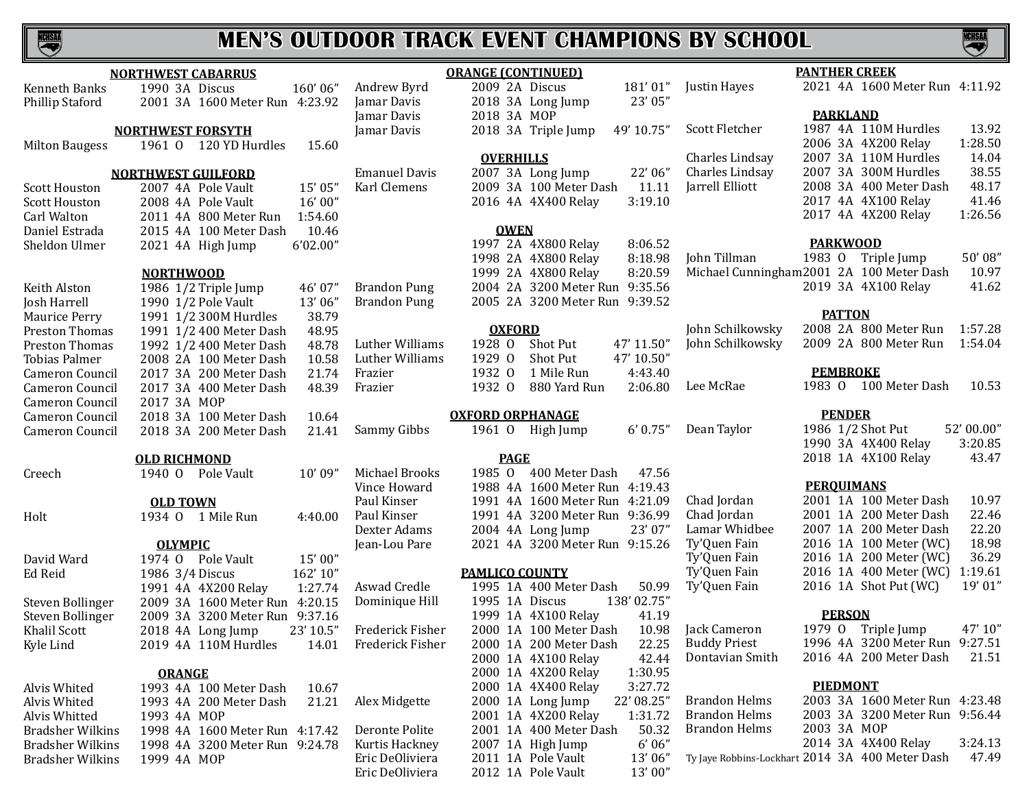# MEN'S OUTDOOR TRACK EVENT CHAMPIONS BY SCHOOL

### NORTHWEST CABARRUS

| Name | Year | Class | Event | Mark |
|---|---|---|---|---|
| Kenneth Banks | 1990 | 3A | Discus | 160' 06" |
| Phillip Staford | 2001 | 3A | 1600 Meter Run | 4:23.92 |

### NORTHWEST FORSYTH

| Name | Year | Class | Event | Mark |
|---|---|---|---|---|
| Milton Baugess | 1961 | O | 120 YD Hurdles | 15.60 |

### NORTHWEST GUILFORD

| Name | Year | Class | Event | Mark |
|---|---|---|---|---|
| Scott Houston | 2007 | 4A | Pole Vault | 15' 05" |
| Scott Houston | 2008 | 4A | Pole Vault | 16' 00" |
| Carl Walton | 2011 | 4A | 800 Meter Run | 1:54.60 |
| Daniel Estrada | 2015 | 4A | 100 Meter Dash | 10.46 |
| Sheldon Ulmer | 2021 | 4A | High Jump | 6'02.00" |

### NORTHWOOD

| Name | Year | Class | Event | Mark |
|---|---|---|---|---|
| Keith Alston | 1986 | 1/2 | Triple Jump | 46' 07" |
| Josh Harrell | 1990 | 1/2 | Pole Vault | 13' 06" |
| Maurice Perry | 1991 | 1/2 | 300M Hurdles | 38.79 |
| Preston Thomas | 1991 | 1/2 | 400 Meter Dash | 48.95 |
| Preston Thomas | 1992 | 1/2 | 400 Meter Dash | 48.78 |
| Tobias Palmer | 2008 | 2A | 100 Meter Dash | 10.58 |
| Cameron Council | 2017 | 3A | 200 Meter Dash | 21.74 |
| Cameron Council | 2017 | 3A | 400 Meter Dash | 48.39 |
| Cameron Council | 2017 | 3A | MOP | |
| Cameron Council | 2018 | 3A | 100 Meter Dash | 10.64 |
| Cameron Council | 2018 | 3A | 200 Meter Dash | 21.41 |

### OLD RICHMOND

| Name | Year | Class | Event | Mark |
|---|---|---|---|---|
| Creech | 1940 | O | Pole Vault | 10' 09" |

### OLD TOWN

| Name | Year | Class | Event | Mark |
|---|---|---|---|---|
| Holt | 1934 | O | 1 Mile Run | 4:40.00 |

### OLYMPIC

| Name | Year | Class | Event | Mark |
|---|---|---|---|---|
| David Ward | 1974 | O | Pole Vault | 15' 00" |
| Ed Reid | 1986 | 3/4 | Discus | 162' 10" |
| | 1991 | 4A | 4X200 Relay | 1:27.74 |
| Steven Bollinger | 2009 | 3A | 1600 Meter Run | 4:20.15 |
| Steven Bollinger | 2009 | 3A | 3200 Meter Run | 9:37.16 |
| Khalil Scott | 2018 | 4A | Long Jump | 23' 10.5" |
| Kyle Lind | 2019 | 4A | 110M Hurdles | 14.01 |

### ORANGE

| Name | Year | Class | Event | Mark |
|---|---|---|---|---|
| Alvis Whited | 1993 | 4A | 100 Meter Dash | 10.67 |
| Alvis Whited | 1993 | 4A | 200 Meter Dash | 21.21 |
| Alvis Whitted | 1993 | 4A | MOP | |
| Bradsher Wilkins | 1998 | 4A | 1600 Meter Run | 4:17.42 |
| Bradsher Wilkins | 1998 | 4A | 3200 Meter Run | 9:24.78 |
| Bradsher Wilkins | 1999 | 4A | MOP | |

### ORANGE (CONTINUED)

| Name | Year | Class | Event | Mark |
|---|---|---|---|---|
| Andrew Byrd | 2009 | 2A | Discus | 181' 01" |
| Jamar Davis | 2018 | 3A | Long Jump | 23' 05" |
| Jamar Davis | 2018 | 3A | MOP | |
| Jamar Davis | 2018 | 3A | Triple Jump | 49' 10.75" |

### OVERHILLS

| Name | Year | Class | Event | Mark |
|---|---|---|---|---|
| Emanuel Davis | 2007 | 3A | Long Jump | 22' 06" |
| Karl Clemens | 2009 | 3A | 100 Meter Dash | 11.11 |
| | 2016 | 4A | 4X400 Relay | 3:19.10 |

### OWEN

| Name | Year | Class | Event | Mark |
|---|---|---|---|---|
| | 1997 | 2A | 4X800 Relay | 8:06.52 |
| | 1998 | 2A | 4X800 Relay | 8:18.98 |
| | 1999 | 2A | 4X800 Relay | 8:20.59 |
| Brandon Pung | 2004 | 2A | 3200 Meter Run | 9:35.56 |
| Brandon Pung | 2005 | 2A | 3200 Meter Run | 9:39.52 |

### OXFORD

| Name | Year | Class | Event | Mark |
|---|---|---|---|---|
| Luther Williams | 1928 | O | Shot Put | 47' 11.50" |
| Luther Williams | 1929 | O | Shot Put | 47' 10.50" |
| Frazier | 1932 | O | 1 Mile Run | 4:43.40 |
| Frazier | 1932 | O | 880 Yard Run | 2:06.80 |

### OXFORD ORPHANAGE

| Name | Year | Class | Event | Mark |
|---|---|---|---|---|
| Sammy Gibbs | 1961 | O | High Jump | 6' 0.75" |

### PAGE

| Name | Year | Class | Event | Mark |
|---|---|---|---|---|
| Michael Brooks | 1985 | O | 400 Meter Dash | 47.56 |
| Vince Howard | 1988 | 4A | 1600 Meter Run | 4:19.43 |
| Paul Kinser | 1991 | 4A | 1600 Meter Run | 4:21.09 |
| Paul Kinser | 1991 | 4A | 3200 Meter Run | 9:36.99 |
| Dexter Adams | 2004 | 4A | Long Jump | 23' 07" |
| Jean-Lou Pare | 2021 | 4A | 3200 Meter Run | 9:15.26 |

### PAMLICO COUNTY

| Name | Year | Class | Event | Mark |
|---|---|---|---|---|
| Aswad Credle | 1995 | 1A | 400 Meter Dash | 50.99 |
| Dominique Hill | 1995 | 1A | Discus | 138' 02.75" |
| | 1999 | 1A | 4X100 Relay | 41.19 |
| Frederick Fisher | 2000 | 1A | 100 Meter Dash | 10.98 |
| Frederick Fisher | 2000 | 1A | 200 Meter Dash | 22.25 |
| | 2000 | 1A | 4X100 Relay | 42.44 |
| | 2000 | 1A | 4X200 Relay | 1:30.95 |
| | 2000 | 1A | 4X400 Relay | 3:27.72 |
| Alex Midgette | 2000 | 1A | Long Jump | 22' 08.25" |
| | 2001 | 1A | 4X200 Relay | 1:31.72 |
| Deronte Polite | 2001 | 1A | 400 Meter Dash | 50.32 |
| Kurtis Hackney | 2007 | 1A | High Jump | 6' 06" |
| Eric DeOliviera | 2011 | 1A | Pole Vault | 13' 06" |
| Eric DeOliviera | 2012 | 1A | Pole Vault | 13' 00" |

### PANTHER CREEK

| Name | Year | Class | Event | Mark |
|---|---|---|---|---|
| Justin Hayes | 2021 | 4A | 1600 Meter Run | 4:11.92 |

### PARKLAND

| Name | Year | Class | Event | Mark |
|---|---|---|---|---|
| Scott Fletcher | 1987 | 4A | 110M Hurdles | 13.92 |
| | 2006 | 3A | 4X200 Relay | 1:28.50 |
| Charles Lindsay | 2007 | 3A | 110M Hurdles | 14.04 |
| Charles Lindsay | 2007 | 3A | 300M Hurdles | 38.55 |
| Jarrell Elliott | 2008 | 3A | 400 Meter Dash | 48.17 |
| | 2017 | 4A | 4X100 Relay | 41.46 |
| | 2017 | 4A | 4X200 Relay | 1:26.56 |

### PARKWOOD

| Name | Year | Class | Event | Mark |
|---|---|---|---|---|
| John Tillman | 1983 | O | Triple Jump | 50' 08" |
| Michael Cunningham | 2001 | 2A | 100 Meter Dash | 10.97 |
| | 2019 | 3A | 4X100 Relay | 41.62 |

### PATTON

| Name | Year | Class | Event | Mark |
|---|---|---|---|---|
| John Schilkowsky | 2008 | 2A | 800 Meter Run | 1:57.28 |
| John Schilkowsky | 2009 | 2A | 800 Meter Run | 1:54.04 |

### PEMBROKE

| Name | Year | Class | Event | Mark |
|---|---|---|---|---|
| Lee McRae | 1983 | O | 100 Meter Dash | 10.53 |

### PENDER

| Name | Year | Class | Event | Mark |
|---|---|---|---|---|
| Dean Taylor | 1986 | 1/2 | Shot Put | 52' 00.00" |
| | 1990 | 3A | 4X400 Relay | 3:20.85 |
| | 2018 | 1A | 4X100 Relay | 43.47 |

### PERQUIMANS

| Name | Year | Class | Event | Mark |
|---|---|---|---|---|
| Chad Jordan | 2001 | 1A | 100 Meter Dash | 10.97 |
| Chad Jordan | 2001 | 1A | 200 Meter Dash | 22.46 |
| Lamar Whidbee | 2007 | 1A | 200 Meter Dash | 22.20 |
| Ty'Quen Fain | 2016 | 1A | 100 Meter (WC) | 18.98 |
| Ty'Quen Fain | 2016 | 1A | 200 Meter (WC) | 36.29 |
| Ty'Quen Fain | 2016 | 1A | 400 Meter (WC) | 1:19.61 |
| Ty'Quen Fain | 2016 | 1A | Shot Put (WC) | 19' 01" |

### PERSON

| Name | Year | Class | Event | Mark |
|---|---|---|---|---|
| Jack Cameron | 1979 | O | Triple Jump | 47' 10" |
| Buddy Priest | 1996 | 4A | 3200 Meter Run | 9:27.51 |
| Dontavian Smith | 2016 | 4A | 200 Meter Dash | 21.51 |

### PIEDMONT

| Name | Year | Class | Event | Mark |
|---|---|---|---|---|
| Brandon Helms | 2003 | 3A | 1600 Meter Run | 4:23.48 |
| Brandon Helms | 2003 | 3A | 3200 Meter Run | 9:56.44 |
| Brandon Helms | 2003 | 3A | MOP | |
| | 2014 | 3A | 4X400 Relay | 3:24.13 |
| Ty Jaye Robbins-Lockhart | 2014 | 3A | 400 Meter Dash | 47.49 |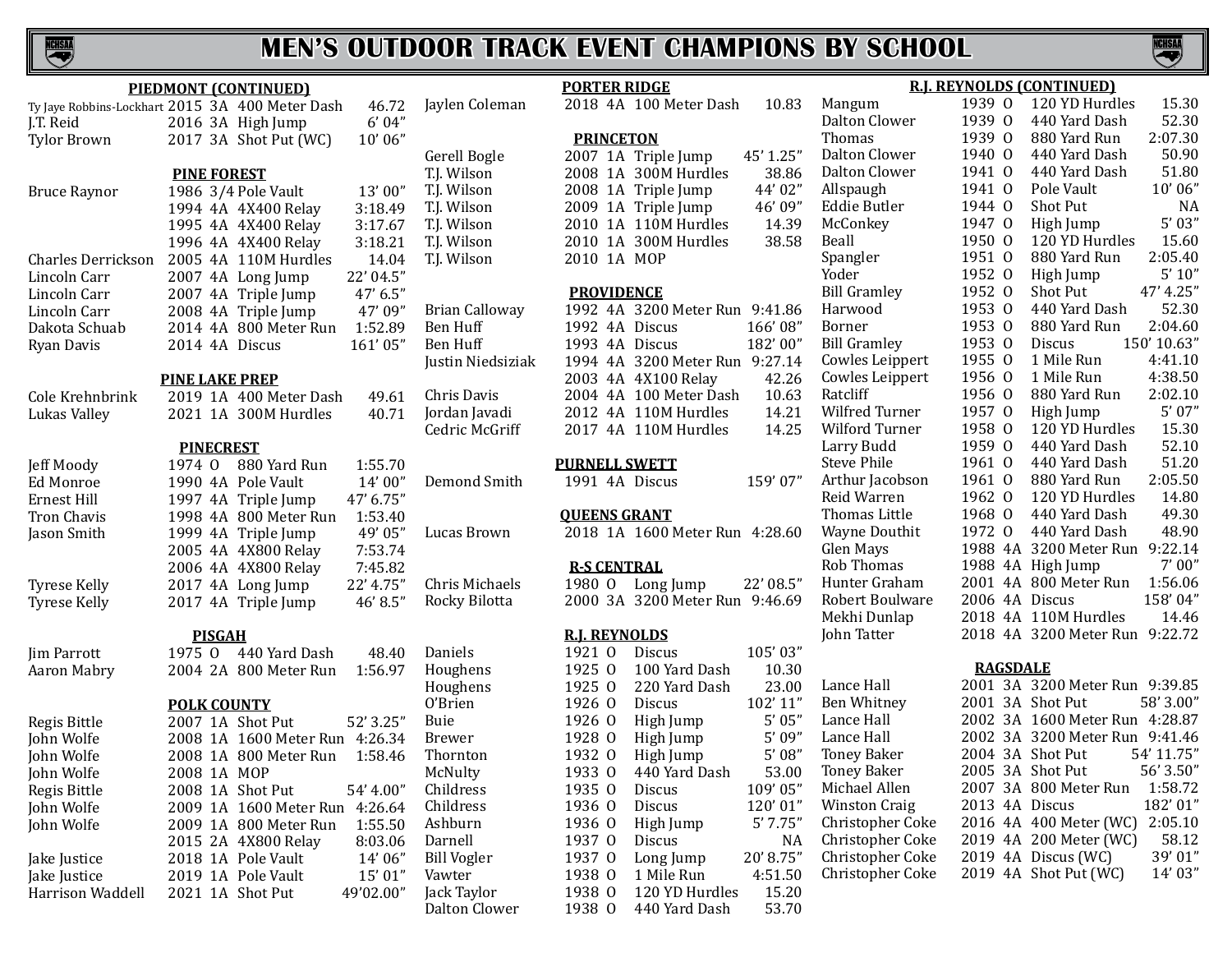# MEN'S OUTDOOR TRACK EVENT CHAMPIONS BY SCHOOL

### PIEDMONT (CONTINUED)

| Name | Year | Class | Event | Mark |
|---|---|---|---|---|
| Ty Jaye Robbins-Lockhart | 2015 | 3A | 400 Meter Dash | 46.72 |
| J.T. Reid | 2016 | 3A | High Jump | 6' 04" |
| Tylor Brown | 2017 | 3A | Shot Put (WC) | 10' 06" |

### PINE FOREST

| Name | Year | Class | Event | Mark |
|---|---|---|---|---|
| Bruce Raynor | 1986 | 3/4 | Pole Vault | 13' 00" |
| | 1994 | 4A | 4X400 Relay | 3:18.49 |
| | 1995 | 4A | 4X400 Relay | 3:17.67 |
| | 1996 | 4A | 4X400 Relay | 3:18.21 |
| Charles Derrickson | 2005 | 4A | 110M Hurdles | 14.04 |
| Lincoln Carr | 2007 | 4A | Long Jump | 22' 04.5" |
| Lincoln Carr | 2007 | 4A | Triple Jump | 47' 6.5" |
| Lincoln Carr | 2008 | 4A | Triple Jump | 47' 09" |
| Dakota Schuab | 2014 | 4A | 800 Meter Run | 1:52.89 |
| Ryan Davis | 2014 | 4A | Discus | 161' 05" |

### PINE LAKE PREP

| Name | Year | Class | Event | Mark |
|---|---|---|---|---|
| Cole Krehnbrink | 2019 | 1A | 400 Meter Dash | 49.61 |
| Lukas Valley | 2021 | 1A | 300M Hurdles | 40.71 |

### PINECREST

| Name | Year | Class | Event | Mark |
|---|---|---|---|---|
| Jeff Moody | 1974 | O | 880 Yard Run | 1:55.70 |
| Ed Monroe | 1990 | 4A | Pole Vault | 14' 00" |
| Ernest Hill | 1997 | 4A | Triple Jump | 47' 6.75" |
| Tron Chavis | 1998 | 4A | 800 Meter Run | 1:53.40 |
| Jason Smith | 1999 | 4A | Triple Jump | 49' 05" |
| | 2005 | 4A | 4X800 Relay | 7:53.74 |
| | 2006 | 4A | 4X800 Relay | 7:45.82 |
| Tyrese Kelly | 2017 | 4A | Long Jump | 22' 4.75" |
| Tyrese Kelly | 2017 | 4A | Triple Jump | 46' 8.5" |

### PISGAH

| Name | Year | Class | Event | Mark |
|---|---|---|---|---|
| Jim Parrott | 1975 | O | 440 Yard Dash | 48.40 |
| Aaron Mabry | 2004 | 2A | 800 Meter Run | 1:56.97 |

### POLK COUNTY

| Name | Year | Class | Event | Mark |
|---|---|---|---|---|
| Regis Bittle | 2007 | 1A | Shot Put | 52' 3.25" |
| John Wolfe | 2008 | 1A | 1600 Meter Run | 4:26.34 |
| John Wolfe | 2008 | 1A | 800 Meter Run | 1:58.46 |
| John Wolfe | 2008 | 1A | MOP | |
| Regis Bittle | 2008 | 1A | Shot Put | 54' 4.00" |
| John Wolfe | 2009 | 1A | 1600 Meter Run | 4:26.64 |
| John Wolfe | 2009 | 1A | 800 Meter Run | 1:55.50 |
| | 2015 | 2A | 4X800 Relay | 8:03.06 |
| Jake Justice | 2018 | 1A | Pole Vault | 14' 06" |
| Jake Justice | 2019 | 1A | Pole Vault | 15' 01" |
| Harrison Waddell | 2021 | 1A | Shot Put | 49'02.00" |

### PORTER RIDGE

| Name | Year | Class | Event | Mark |
|---|---|---|---|---|
| Jaylen Coleman | 2018 | 4A | 100 Meter Dash | 10.83 |

### PRINCETON

| Name | Year | Class | Event | Mark |
|---|---|---|---|---|
| Gerell Bogle | 2007 | 1A | Triple Jump | 45' 1.25" |
| T.J. Wilson | 2008 | 1A | 300M Hurdles | 38.86 |
| T.J. Wilson | 2008 | 1A | Triple Jump | 44' 02" |
| T.J. Wilson | 2009 | 1A | Triple Jump | 46' 09" |
| T.J. Wilson | 2010 | 1A | 110M Hurdles | 14.39 |
| T.J. Wilson | 2010 | 1A | 300M Hurdles | 38.58 |
| T.J. Wilson | 2010 | 1A | MOP | |

### PROVIDENCE

| Name | Year | Class | Event | Mark |
|---|---|---|---|---|
| Brian Calloway | 1992 | 4A | 3200 Meter Run | 9:41.86 |
| Ben Huff | 1992 | 4A | Discus | 166' 08" |
| Ben Huff | 1993 | 4A | Discus | 182' 00" |
| Justin Niedsiziak | 1994 | 4A | 3200 Meter Run | 9:27.14 |
| | 2003 | 4A | 4X100 Relay | 42.26 |
| Chris Davis | 2004 | 4A | 100 Meter Dash | 10.63 |
| Jordan Javadi | 2012 | 4A | 110M Hurdles | 14.21 |
| Cedric McGriff | 2017 | 4A | 110M Hurdles | 14.25 |

### PURNELL SWETT

| Name | Year | Class | Event | Mark |
|---|---|---|---|---|
| Demond Smith | 1991 | 4A | Discus | 159' 07" |

### QUEENS GRANT

| Name | Year | Class | Event | Mark |
|---|---|---|---|---|
| Lucas Brown | 2018 | 1A | 1600 Meter Run | 4:28.60 |

### R-S CENTRAL

| Name | Year | Class | Event | Mark |
|---|---|---|---|---|
| Chris Michaels | 1980 | O | Long Jump | 22' 08.5" |
| Rocky Bilotta | 2000 | 3A | 3200 Meter Run | 9:46.69 |

### R.J. REYNOLDS

| Name | Year | Class | Event | Mark |
|---|---|---|---|---|
| Daniels | 1921 | O | Discus | 105' 03" |
| Houghens | 1925 | O | 100 Yard Dash | 10.30 |
| Houghens | 1925 | O | 220 Yard Dash | 23.00 |
| O'Brien | 1926 | O | Discus | 102' 11" |
| Buie | 1926 | O | High Jump | 5' 05" |
| Brewer | 1928 | O | High Jump | 5' 09" |
| Thornton | 1932 | O | High Jump | 5' 08" |
| McNulty | 1933 | O | 440 Yard Dash | 53.00 |
| Childress | 1935 | O | Discus | 109' 05" |
| Childress | 1936 | O | Discus | 120' 01" |
| Ashburn | 1936 | O | High Jump | 5' 7.75" |
| Darnell | 1937 | O | Discus | NA |
| Bill Vogler | 1937 | O | Long Jump | 20' 8.75" |
| Vawter | 1938 | O | 1 Mile Run | 4:51.50 |
| Jack Taylor | 1938 | O | 120 YD Hurdles | 15.20 |
| Dalton Clower | 1938 | O | 440 Yard Dash | 53.70 |

### R.J. REYNOLDS (CONTINUED)

| Name | Year | Class | Event | Mark |
|---|---|---|---|---|
| Mangum | 1939 | O | 120 YD Hurdles | 15.30 |
| Dalton Clower | 1939 | O | 440 Yard Dash | 52.30 |
| Thomas | 1939 | O | 880 Yard Run | 2:07.30 |
| Dalton Clower | 1940 | O | 440 Yard Dash | 50.90 |
| Dalton Clower | 1941 | O | 440 Yard Dash | 51.80 |
| Allspaugh | 1941 | O | Pole Vault | 10' 06" |
| Eddie Butler | 1944 | O | Shot Put | NA |
| McConkey | 1947 | O | High Jump | 5' 03" |
| Beall | 1950 | O | 120 YD Hurdles | 15.60 |
| Spangler | 1951 | O | 880 Yard Run | 2:05.40 |
| Yoder | 1952 | O | High Jump | 5' 10" |
| Bill Gramley | 1952 | O | Shot Put | 47' 4.25" |
| Harwood | 1953 | O | 440 Yard Dash | 52.30 |
| Borner | 1953 | O | 880 Yard Run | 2:04.60 |
| Bill Gramley | 1953 | O | Discus | 150' 10.63" |
| Cowles Leippert | 1955 | O | 1 Mile Run | 4:41.10 |
| Cowles Leippert | 1956 | O | 1 Mile Run | 4:38.50 |
| Ratcliff | 1956 | O | 880 Yard Run | 2:02.10 |
| Wilfred Turner | 1957 | O | High Jump | 5' 07" |
| Wilford Turner | 1958 | O | 120 YD Hurdles | 15.30 |
| Larry Budd | 1959 | O | 440 Yard Dash | 52.10 |
| Steve Phile | 1961 | O | 440 Yard Dash | 51.20 |
| Arthur Jacobson | 1961 | O | 880 Yard Run | 2:05.50 |
| Reid Warren | 1962 | O | 120 YD Hurdles | 14.80 |
| Thomas Little | 1968 | O | 440 Yard Dash | 49.30 |
| Wayne Douthit | 1972 | O | 440 Yard Dash | 48.90 |
| Glen Mays | 1988 | 4A | 3200 Meter Run | 9:22.14 |
| Rob Thomas | 1988 | 4A | High Jump | 7' 00" |
| Hunter Graham | 2001 | 4A | 800 Meter Run | 1:56.06 |
| Robert Boulware | 2006 | 4A | Discus | 158' 04" |
| Mekhi Dunlap | 2018 | 4A | 110M Hurdles | 14.46 |
| John Tatter | 2018 | 4A | 3200 Meter Run | 9:22.72 |

### RAGSDALE

| Name | Year | Class | Event | Mark |
|---|---|---|---|---|
| Lance Hall | 2001 | 3A | 3200 Meter Run | 9:39.85 |
| Ben Whitney | 2001 | 3A | Shot Put | 58' 3.00" |
| Lance Hall | 2002 | 3A | 1600 Meter Run | 4:28.87 |
| Lance Hall | 2002 | 3A | 3200 Meter Run | 9:41.46 |
| Toney Baker | 2004 | 3A | Shot Put | 54' 11.75" |
| Toney Baker | 2005 | 3A | Shot Put | 56' 3.50" |
| Michael Allen | 2007 | 3A | 800 Meter Run | 1:58.72 |
| Winston Craig | 2013 | 4A | Discus | 182' 01" |
| Christopher Coke | 2016 | 4A | 400 Meter (WC) | 2:05.10 |
| Christopher Coke | 2019 | 4A | 200 Meter (WC) | 58.12 |
| Christopher Coke | 2019 | 4A | Discus (WC) | 39' 01" |
| Christopher Coke | 2019 | 4A | Shot Put (WC) | 14' 03" |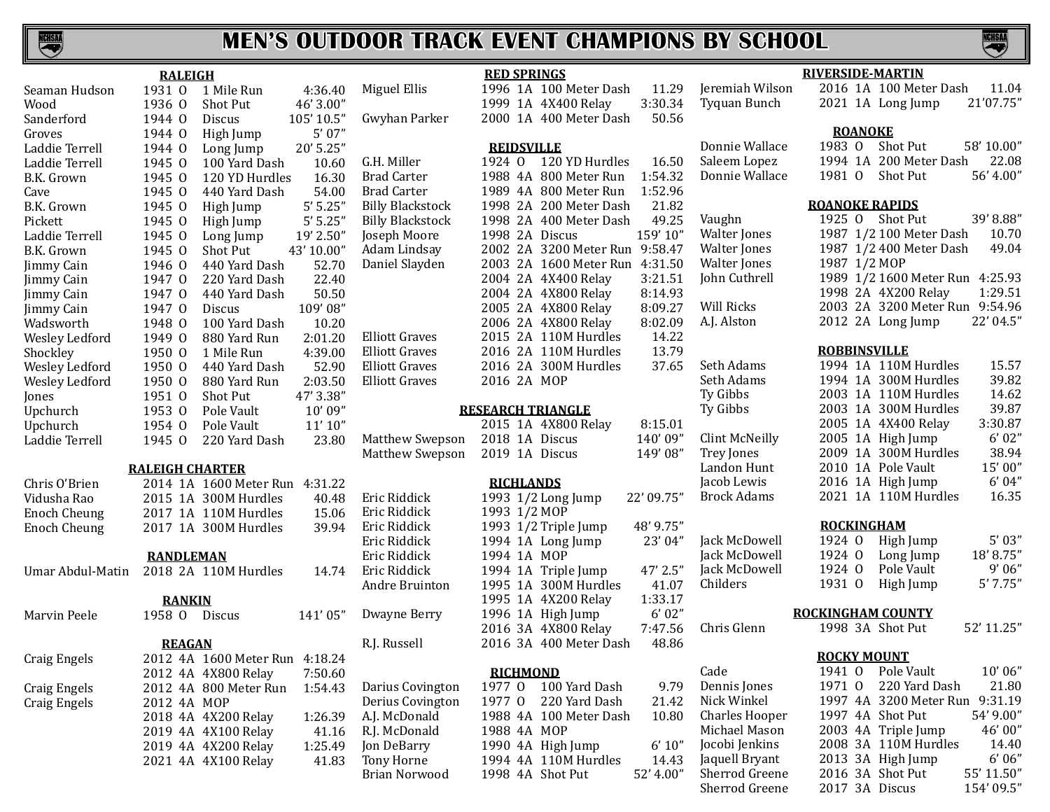# MEN'S OUTDOOR TRACK EVENT CHAMPIONS BY SCHOOL

### RALEIGH

| Name | Year | Class | Event | Mark |
|---|---|---|---|---|
| Seaman Hudson | 1931 | O | 1 Mile Run | 4:36.40 |
| Wood | 1936 | O | Shot Put | 46' 3.00" |
| Sanderford | 1944 | O | Discus | 105' 10.5" |
| Groves | 1944 | O | High Jump | 5' 07" |
| Laddie Terrell | 1944 | O | Long Jump | 20' 5.25" |
| Laddie Terrell | 1945 | O | 100 Yard Dash | 10.60 |
| B.K. Grown | 1945 | O | 120 YD Hurdles | 16.30 |
| Cave | 1945 | O | 440 Yard Dash | 54.00 |
| B.K. Grown | 1945 | O | High Jump | 5' 5.25" |
| Pickett | 1945 | O | High Jump | 5' 5.25" |
| Laddie Terrell | 1945 | O | Long Jump | 19' 2.50" |
| B.K. Grown | 1945 | O | Shot Put | 43' 10.00" |
| Jimmy Cain | 1946 | O | 440 Yard Dash | 52.70 |
| Jimmy Cain | 1947 | O | 220 Yard Dash | 22.40 |
| Jimmy Cain | 1947 | O | 440 Yard Dash | 50.50 |
| Jimmy Cain | 1947 | O | Discus | 109' 08" |
| Wadsworth | 1948 | O | 100 Yard Dash | 10.20 |
| Wesley Ledford | 1949 | O | 880 Yard Run | 2:01.20 |
| Shockley | 1950 | O | 1 Mile Run | 4:39.00 |
| Wesley Ledford | 1950 | O | 440 Yard Dash | 52.90 |
| Wesley Ledford | 1950 | O | 880 Yard Run | 2:03.50 |
| Jones | 1951 | O | Shot Put | 47' 3.38" |
| Upchurch | 1953 | O | Pole Vault | 10' 09" |
| Upchurch | 1954 | O | Pole Vault | 11' 10" |
| Laddie Terrell | 1945 | O | 220 Yard Dash | 23.80 |

### RALEIGH CHARTER

| Name | Year | Class | Event | Mark |
|---|---|---|---|---|
| Chris O'Brien | 2014 | 1A | 1600 Meter Run | 4:31.22 |
| Vidusha Rao | 2015 | 1A | 300M Hurdles | 40.48 |
| Enoch Cheung | 2017 | 1A | 110M Hurdles | 15.06 |
| Enoch Cheung | 2017 | 1A | 300M Hurdles | 39.94 |

### RANDLEMAN

| Name | Year | Class | Event | Mark |
|---|---|---|---|---|
| Umar Abdul-Matin | 2018 | 2A | 110M Hurdles | 14.74 |

### RANKIN

| Name | Year | Class | Event | Mark |
|---|---|---|---|---|
| Marvin Peele | 1958 | O | Discus | 141' 05" |

### REAGAN

| Name | Year | Class | Event | Mark |
|---|---|---|---|---|
| Craig Engels | 2012 | 4A | 1600 Meter Run | 4:18.24 |
| | 2012 | 4A | 4X800 Relay | 7:50.60 |
| Craig Engels | 2012 | 4A | 800 Meter Run | 1:54.43 |
| Craig Engels | 2012 | 4A | MOP | |
| | 2018 | 4A | 4X200 Relay | 1:26.39 |
| | 2019 | 4A | 4X100 Relay | 41.16 |
| | 2019 | 4A | 4X200 Relay | 1:25.49 |
| | 2021 | 4A | 4X100 Relay | 41.83 |

### RED SPRINGS

| Name | Year | Class | Event | Mark |
|---|---|---|---|---|
| Miguel Ellis | 1996 | 1A | 100 Meter Dash | 11.29 |
| | 1999 | 1A | 4X400 Relay | 3:30.34 |
| Gwyhan Parker | 2000 | 1A | 400 Meter Dash | 50.56 |

### REIDSVILLE

| Name | Year | Class | Event | Mark |
|---|---|---|---|---|
| G.H. Miller | 1924 | O | 120 YD Hurdles | 16.50 |
| Brad Carter | 1988 | 4A | 800 Meter Run | 1:54.32 |
| Brad Carter | 1989 | 4A | 800 Meter Run | 1:52.96 |
| Billy Blackstock | 1998 | 2A | 200 Meter Dash | 21.82 |
| Billy Blackstock | 1998 | 2A | 400 Meter Dash | 49.25 |
| Joseph Moore | 1998 | 2A | Discus | 159' 10" |
| Adam Lindsay | 2002 | 2A | 3200 Meter Run | 9:58.47 |
| Daniel Slayden | 2003 | 2A | 1600 Meter Run | 4:31.50 |
| | 2004 | 2A | 4X400 Relay | 3:21.51 |
| | 2004 | 2A | 4X800 Relay | 8:14.93 |
| | 2005 | 2A | 4X800 Relay | 8:09.27 |
| | 2006 | 2A | 4X800 Relay | 8:02.09 |
| Elliott Graves | 2015 | 2A | 110M Hurdles | 14.22 |
| Elliott Graves | 2016 | 2A | 110M Hurdles | 13.79 |
| Elliott Graves | 2016 | 2A | 300M Hurdles | 37.65 |
| Elliott Graves | 2016 | 2A | MOP | |

### RESEARCH TRIANGLE

| Name | Year | Class | Event | Mark |
|---|---|---|---|---|
| | 2015 | 1A | 4X800 Relay | 8:15.01 |
| Matthew Swepson | 2018 | 1A | Discus | 140' 09" |
| Matthew Swepson | 2019 | 1A | Discus | 149' 08" |

### RICHLANDS

| Name | Year | Class | Event | Mark |
|---|---|---|---|---|
| Eric Riddick | 1993 | 1/2 | Long Jump | 22' 09.75" |
| Eric Riddick | 1993 | 1/2 | MOP | |
| Eric Riddick | 1993 | 1/2 | Triple Jump | 48' 9.75" |
| Eric Riddick | 1994 | 1A | Long Jump | 23' 04" |
| Eric Riddick | 1994 | 1A | MOP | |
| Eric Riddick | 1994 | 1A | Triple Jump | 47' 2.5" |
| Andre Bruinton | 1995 | 1A | 300M Hurdles | 41.07 |
| | 1995 | 1A | 4X200 Relay | 1:33.17 |
| Dwayne Berry | 1996 | 1A | High Jump | 6' 02" |
| | 2016 | 3A | 4X800 Relay | 7:47.56 |
| R.J. Russell | 2016 | 3A | 400 Meter Dash | 48.86 |

### RICHMOND

| Name | Year | Class | Event | Mark |
|---|---|---|---|---|
| Darius Covington | 1977 | O | 100 Yard Dash | 9.79 |
| Derius Covington | 1977 | O | 220 Yard Dash | 21.42 |
| A.J. McDonald | 1988 | 4A | 100 Meter Dash | 10.80 |
| R.J. McDonald | 1988 | 4A | MOP | |
| Jon DeBarry | 1990 | 4A | High Jump | 6' 10" |
| Tony Horne | 1994 | 4A | 110M Hurdles | 14.43 |
| Brian Norwood | 1998 | 4A | Shot Put | 52' 4.00" |

### RIVERSIDE-MARTIN

| Name | Year | Class | Event | Mark |
|---|---|---|---|---|
| Jeremiah Wilson | 2016 | 1A | 100 Meter Dash | 11.04 |
| Tyquan Bunch | 2021 | 1A | Long Jump | 21'07.75" |

### ROANOKE

| Name | Year | Class | Event | Mark |
|---|---|---|---|---|
| Donnie Wallace | 1983 | O | Shot Put | 58' 10.00" |
| Saleem Lopez | 1994 | 1A | 200 Meter Dash | 22.08 |
| Donnie Wallace | 1981 | O | Shot Put | 56' 4.00" |

### ROANOKE RAPIDS

| Name | Year | Class | Event | Mark |
|---|---|---|---|---|
| Vaughn | 1925 | O | Shot Put | 39' 8.88" |
| Walter Jones | 1987 | 1/2 | 100 Meter Dash | 10.70 |
| Walter Jones | 1987 | 1/2 | 400 Meter Dash | 49.04 |
| Walter Jones | 1987 | 1/2 | MOP | |
| John Cuthrell | 1989 | 1/2 | 1600 Meter Run | 4:25.93 |
| | 1998 | 2A | 4X200 Relay | 1:29.51 |
| Will Ricks | 2003 | 2A | 3200 Meter Run | 9:54.96 |
| A.J. Alston | 2012 | 2A | Long Jump | 22' 04.5" |

### ROBBINSVILLE

| Name | Year | Class | Event | Mark |
|---|---|---|---|---|
| Seth Adams | 1994 | 1A | 110M Hurdles | 15.57 |
| Seth Adams | 1994 | 1A | 300M Hurdles | 39.82 |
| Ty Gibbs | 2003 | 1A | 110M Hurdles | 14.62 |
| Ty Gibbs | 2003 | 1A | 300M Hurdles | 39.87 |
| | 2005 | 1A | 4X400 Relay | 3:30.87 |
| Clint McNeilly | 2005 | 1A | High Jump | 6' 02" |
| Trey Jones | 2009 | 1A | 300M Hurdles | 38.94 |
| Landon Hunt | 2010 | 1A | Pole Vault | 15' 00" |
| Jacob Lewis | 2016 | 1A | High Jump | 6' 04" |
| Brock Adams | 2021 | 1A | 110M Hurdles | 16.35 |

### ROCKINGHAM

| Name | Year | Class | Event | Mark |
|---|---|---|---|---|
| Jack McDowell | 1924 | O | High Jump | 5' 03" |
| Jack McDowell | 1924 | O | Long Jump | 18' 8.75" |
| Jack McDowell | 1924 | O | Pole Vault | 9' 06" |
| Childers | 1931 | O | High Jump | 5' 7.75" |

### ROCKINGHAM COUNTY

| Name | Year | Class | Event | Mark |
|---|---|---|---|---|
| Chris Glenn | 1998 | 3A | Shot Put | 52' 11.25" |

### ROCKY MOUNT

| Name | Year | Class | Event | Mark |
|---|---|---|---|---|
| Cade | 1941 | O | Pole Vault | 10' 06" |
| Dennis Jones | 1971 | O | 220 Yard Dash | 21.80 |
| Nick Winkel | 1997 | 4A | 3200 Meter Run | 9:31.19 |
| Charles Hooper | 1997 | 4A | Shot Put | 54' 9.00" |
| Michael Mason | 2003 | 4A | Triple Jump | 46' 00" |
| Jocobi Jenkins | 2008 | 3A | 110M Hurdles | 14.40 |
| Jaquell Bryant | 2013 | 3A | High Jump | 6' 06" |
| Sherrod Greene | 2016 | 3A | Shot Put | 55' 11.50" |
| Sherrod Greene | 2017 | 3A | Discus | 154' 09.5" |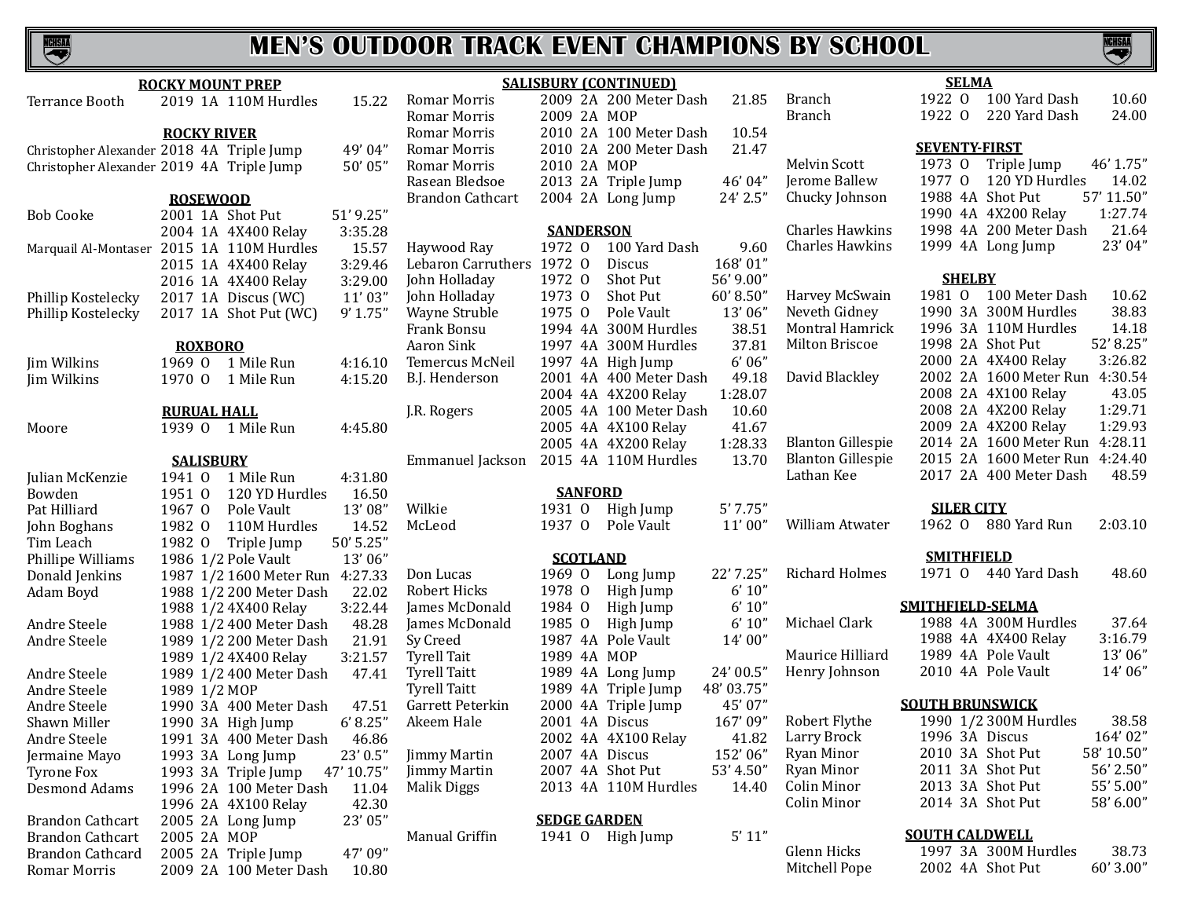# MEN'S OUTDOOR TRACK EVENT CHAMPIONS BY SCHOOL

### ROCKY MOUNT PREP

| Name | Year | Class | Event | Mark |
|---|---|---|---|---|
| Terrance Booth | 2019 | 1A | 110M Hurdles | 15.22 |

### ROCKY RIVER

| Name | Year | Class | Event | Mark |
|---|---|---|---|---|
| Christopher Alexander | 2018 | 4A | Triple Jump | 49' 04" |
| Christopher Alexander | 2019 | 4A | Triple Jump | 50' 05" |

### ROSEWOOD

| Name | Year | Class | Event | Mark |
|---|---|---|---|---|
| Bob Cooke | 2001 | 1A | Shot Put | 51' 9.25" |
| | 2004 | 1A | 4X400 Relay | 3:35.28 |
| Marquail Al-Montaser | 2015 | 1A | 110M Hurdles | 15.57 |
| | 2015 | 1A | 4X400 Relay | 3:29.46 |
| | 2016 | 1A | 4X400 Relay | 3:29.00 |
| Phillip Kostelecky | 2017 | 1A | Discus (WC) | 11' 03" |
| Phillip Kostelecky | 2017 | 1A | Shot Put (WC) | 9' 1.75" |

### ROXBORO

| Name | Year | Class | Event | Mark |
|---|---|---|---|---|
| Jim Wilkins | 1969 | O | 1 Mile Run | 4:16.10 |
| Jim Wilkins | 1970 | O | 1 Mile Run | 4:15.20 |

### RURUAL HALL

| Name | Year | Class | Event | Mark |
|---|---|---|---|---|
| Moore | 1939 | O | 1 Mile Run | 4:45.80 |

### SALISBURY

| Name | Year | Class | Event | Mark |
|---|---|---|---|---|
| Julian McKenzie | 1941 | O | 1 Mile Run | 4:31.80 |
| Bowden | 1951 | O | 120 YD Hurdles | 16.50 |
| Pat Hilliard | 1967 | O | Pole Vault | 13' 08" |
| John Boghans | 1982 | O | 110M Hurdles | 14.52 |
| Tim Leach | 1982 | O | Triple Jump | 50' 5.25" |
| Phillipe Williams | 1986 | 1/2 | Pole Vault | 13' 06" |
| Donald Jenkins | 1987 | 1/2 | 1600 Meter Run | 4:27.33 |
| Adam Boyd | 1988 | 1/2 | 200 Meter Dash | 22.02 |
| | 1988 | 1/2 | 4X400 Relay | 3:22.44 |
| Andre Steele | 1988 | 1/2 | 400 Meter Dash | 48.28 |
| Andre Steele | 1989 | 1/2 | 200 Meter Dash | 21.91 |
| | 1989 | 1/2 | 4X400 Relay | 3:21.57 |
| Andre Steele | 1989 | 1/2 | 400 Meter Dash | 47.41 |
| Andre Steele | 1989 | 1/2 | MOP | |
| Andre Steele | 1990 | 3A | 400 Meter Dash | 47.51 |
| Shawn Miller | 1990 | 3A | High Jump | 6' 8.25" |
| Andre Steele | 1991 | 3A | 400 Meter Dash | 46.86 |
| Jermaine Mayo | 1993 | 3A | Long Jump | 23' 0.5" |
| Tyrone Fox | 1993 | 3A | Triple Jump | 47' 10.75" |
| Desmond Adams | 1996 | 2A | 100 Meter Dash | 11.04 |
| | 1996 | 2A | 4X100 Relay | 42.30 |
| Brandon Cathcart | 2005 | 2A | Long Jump | 23' 05" |
| Brandon Cathcart | 2005 | 2A | MOP | |
| Brandon Cathcard | 2005 | 2A | Triple Jump | 47' 09" |
| Romar Morris | 2009 | 2A | 100 Meter Dash | 10.80 |

### SALISBURY (CONTINUED)

| Name | Year | Class | Event | Mark |
|---|---|---|---|---|
| Romar Morris | 2009 | 2A | 200 Meter Dash | 21.85 |
| Romar Morris | 2009 | 2A | MOP | |
| Romar Morris | 2010 | 2A | 100 Meter Dash | 10.54 |
| Romar Morris | 2010 | 2A | 200 Meter Dash | 21.47 |
| Romar Morris | 2010 | 2A | MOP | |
| Rasean Bledsoe | 2013 | 2A | Triple Jump | 46' 04" |
| Brandon Cathcart | 2004 | 2A | Long Jump | 24' 2.5" |

### SANDERSON

| Name | Year | Class | Event | Mark |
|---|---|---|---|---|
| Haywood Ray | 1972 | O | 100 Yard Dash | 9.60 |
| Lebaron Carruthers | 1972 | O | Discus | 168' 01" |
| John Holladay | 1972 | O | Shot Put | 56' 9.00" |
| John Holladay | 1973 | O | Shot Put | 60' 8.50" |
| Wayne Struble | 1975 | O | Pole Vault | 13' 06" |
| Frank Bonsu | 1994 | 4A | 300M Hurdles | 38.51 |
| Aaron Sink | 1997 | 4A | 300M Hurdles | 37.81 |
| Temercus McNeil | 1997 | 4A | High Jump | 6' 06" |
| B.J. Henderson | 2001 | 4A | 400 Meter Dash | 49.18 |
| | 2004 | 4A | 4X200 Relay | 1:28.07 |
| J.R. Rogers | 2005 | 4A | 100 Meter Dash | 10.60 |
| | 2005 | 4A | 4X100 Relay | 41.67 |
| | 2005 | 4A | 4X200 Relay | 1:28.33 |
| Emmanuel Jackson | 2015 | 4A | 110M Hurdles | 13.70 |

### SANFORD

| Name | Year | Class | Event | Mark |
|---|---|---|---|---|
| Wilkie | 1931 | O | High Jump | 5' 7.75" |
| McLeod | 1937 | O | Pole Vault | 11' 00" |

### SCOTLAND

| Name | Year | Class | Event | Mark |
|---|---|---|---|---|
| Don Lucas | 1969 | O | Long Jump | 22' 7.25" |
| Robert Hicks | 1978 | O | High Jump | 6' 10" |
| James McDonald | 1984 | O | High Jump | 6' 10" |
| James McDonald | 1985 | O | High Jump | 6' 10" |
| Sy Creed | 1987 | 4A | Pole Vault | 14' 00" |
| Tyrell Tait | 1989 | 4A | MOP | |
| Tyrell Taitt | 1989 | 4A | Long Jump | 24' 00.5" |
| Tyrell Taitt | 1989 | 4A | Triple Jump | 48' 03.75" |
| Garrett Peterkin | 2000 | 4A | Triple Jump | 45' 07" |
| Akeem Hale | 2001 | 4A | Discus | 167' 09" |
| | 2002 | 4A | 4X100 Relay | 41.82 |
| Jimmy Martin | 2007 | 4A | Discus | 152' 06" |
| Jimmy Martin | 2007 | 4A | Shot Put | 53' 4.50" |
| Malik Diggs | 2013 | 4A | 110M Hurdles | 14.40 |

### SEDGE GARDEN

| Name | Year | Class | Event | Mark |
|---|---|---|---|---|
| Manual Griffin | 1941 | O | High Jump | 5' 11" |

### SELMA

| Name | Year | Class | Event | Mark |
|---|---|---|---|---|
| Branch | 1922 | O | 100 Yard Dash | 10.60 |
| Branch | 1922 | O | 220 Yard Dash | 24.00 |

### SEVENTY-FIRST

| Name | Year | Class | Event | Mark |
|---|---|---|---|---|
| Melvin Scott | 1973 | O | Triple Jump | 46' 1.75" |
| Jerome Ballew | 1977 | O | 120 YD Hurdles | 14.02 |
| Chucky Johnson | 1988 | 4A | Shot Put | 57' 11.50" |
| | 1990 | 4A | 4X200 Relay | 1:27.74 |
| Charles Hawkins | 1998 | 4A | 200 Meter Dash | 21.64 |
| Charles Hawkins | 1999 | 4A | Long Jump | 23' 04" |

### SHELBY

| Name | Year | Class | Event | Mark |
|---|---|---|---|---|
| Harvey McSwain | 1981 | O | 100 Meter Dash | 10.62 |
| Neveth Gidney | 1990 | 3A | 300M Hurdles | 38.83 |
| Montral Hamrick | 1996 | 3A | 110M Hurdles | 14.18 |
| Milton Briscoe | 1998 | 2A | Shot Put | 52' 8.25" |
| | 2000 | 2A | 4X400 Relay | 3:26.82 |
| David Blackley | 2002 | 2A | 1600 Meter Run | 4:30.54 |
| | 2008 | 2A | 4X100 Relay | 43.05 |
| | 2008 | 2A | 4X200 Relay | 1:29.71 |
| | 2009 | 2A | 4X200 Relay | 1:29.93 |
| Blanton Gillespie | 2014 | 2A | 1600 Meter Run | 4:28.11 |
| Blanton Gillespie | 2015 | 2A | 1600 Meter Run | 4:24.40 |
| Lathan Kee | 2017 | 2A | 400 Meter Dash | 48.59 |

### SILER CITY

| Name | Year | Class | Event | Mark |
|---|---|---|---|---|
| William Atwater | 1962 | O | 880 Yard Run | 2:03.10 |

### SMITHFIELD

| Name | Year | Class | Event | Mark |
|---|---|---|---|---|
| Richard Holmes | 1971 | O | 440 Yard Dash | 48.60 |

### SMITHFIELD-SELMA

| Name | Year | Class | Event | Mark |
|---|---|---|---|---|
| Michael Clark | 1988 | 4A | 300M Hurdles | 37.64 |
| | 1988 | 4A | 4X400 Relay | 3:16.79 |
| Maurice Hilliard | 1989 | 4A | Pole Vault | 13' 06" |
| Henry Johnson | 2010 | 4A | Pole Vault | 14' 06" |

### SOUTH BRUNSWICK

| Name | Year | Class | Event | Mark |
|---|---|---|---|---|
| Robert Flythe | 1990 | 1/2 | 300M Hurdles | 38.58 |
| Larry Brock | 1996 | 3A | Discus | 164' 02" |
| Ryan Minor | 2010 | 3A | Shot Put | 58' 10.50" |
| Ryan Minor | 2011 | 3A | Shot Put | 56' 2.50" |
| Colin Minor | 2013 | 3A | Shot Put | 55' 5.00" |
| Colin Minor | 2014 | 3A | Shot Put | 58' 6.00" |

### SOUTH CALDWELL

| Name | Year | Class | Event | Mark |
|---|---|---|---|---|
| Glenn Hicks | 1997 | 3A | 300M Hurdles | 38.73 |
| Mitchell Pope | 2002 | 4A | Shot Put | 60' 3.00" |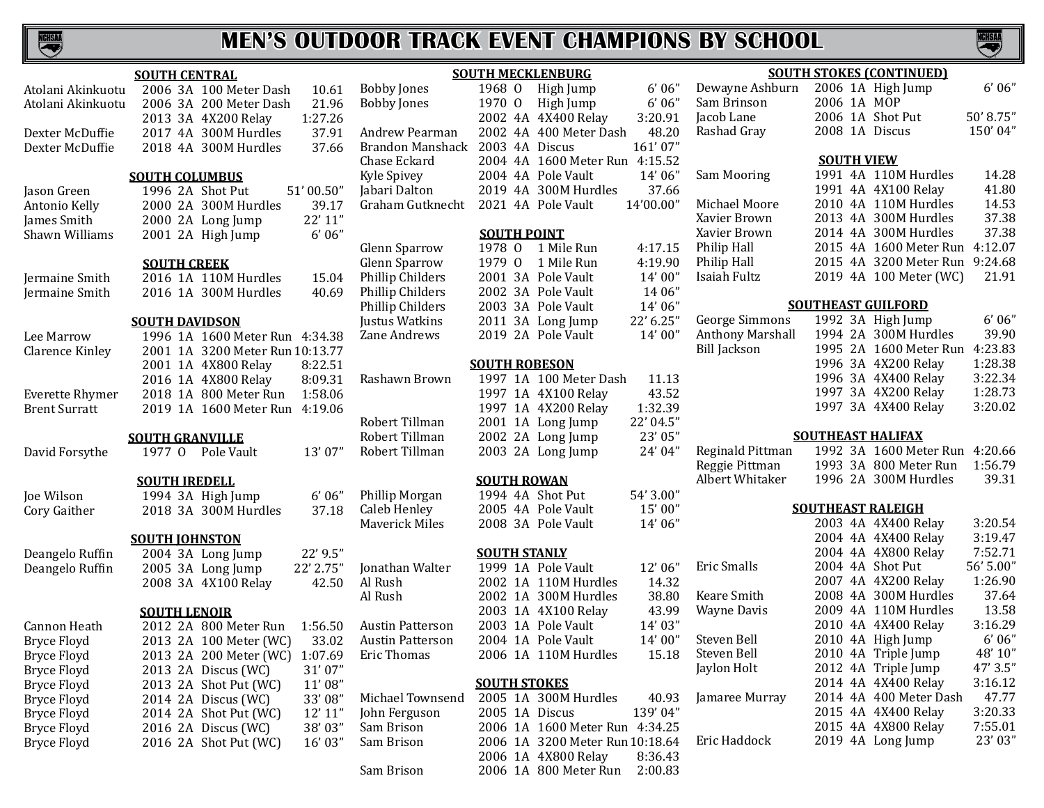# MEN'S OUTDOOR TRACK EVENT CHAMPIONS BY SCHOOL

### SOUTH CENTRAL

| Name | Year | Class | Event | Mark |
|---|---|---|---|---|
| Atolani Akinkuotu | 2006 | 3A | 100 Meter Dash | 10.61 |
| Atolani Akinkuotu | 2006 | 3A | 200 Meter Dash | 21.96 |
| | 2013 | 3A | 4X200 Relay | 1:27.26 |
| Dexter McDuffie | 2017 | 4A | 300M Hurdles | 37.91 |
| Dexter McDuffie | 2018 | 4A | 300M Hurdles | 37.66 |

### SOUTH COLUMBUS

| Name | Year | Class | Event | Mark |
|---|---|---|---|---|
| Jason Green | 1996 | 2A | Shot Put | 51' 00.50" |
| Antonio Kelly | 2000 | 2A | 300M Hurdles | 39.17 |
| James Smith | 2000 | 2A | Long Jump | 22' 11" |
| Shawn Williams | 2001 | 2A | High Jump | 6' 06" |

### SOUTH CREEK

| Name | Year | Class | Event | Mark |
|---|---|---|---|---|
| Jermaine Smith | 2016 | 1A | 110M Hurdles | 15.04 |
| Jermaine Smith | 2016 | 1A | 300M Hurdles | 40.69 |

### SOUTH DAVIDSON

| Name | Year | Class | Event | Mark |
|---|---|---|---|---|
| Lee Marrow | 1996 | 1A | 1600 Meter Run | 4:34.38 |
| Clarence Kinley | 2001 | 1A | 3200 Meter Run | 10:13.77 |
| | 2001 | 1A | 4X800 Relay | 8:22.51 |
| | 2016 | 1A | 4X800 Relay | 8:09.31 |
| Everette Rhymer | 2018 | 1A | 800 Meter Run | 1:58.06 |
| Brent Surratt | 2019 | 1A | 1600 Meter Run | 4:19.06 |

### SOUTH GRANVILLE

| Name | Year | Class | Event | Mark |
|---|---|---|---|---|
| David Forsythe | 1977 | O | Pole Vault | 13' 07" |

### SOUTH IREDELL

| Name | Year | Class | Event | Mark |
|---|---|---|---|---|
| Joe Wilson | 1994 | 3A | High Jump | 6' 06" |
| Cory Gaither | 2018 | 3A | 300M Hurdles | 37.18 |

### SOUTH JOHNSTON

| Name | Year | Class | Event | Mark |
|---|---|---|---|---|
| Deangelo Ruffin | 2004 | 3A | Long Jump | 22' 9.5" |
| Deangelo Ruffin | 2005 | 3A | Long Jump | 22' 2.75" |
| | 2008 | 3A | 4X100 Relay | 42.50 |

### SOUTH LENOIR

| Name | Year | Class | Event | Mark |
|---|---|---|---|---|
| Cannon Heath | 2012 | 2A | 800 Meter Run | 1:56.50 |
| Bryce Floyd | 2013 | 2A | 100 Meter (WC) | 33.02 |
| Bryce Floyd | 2013 | 2A | 200 Meter (WC) | 1:07.69 |
| Bryce Floyd | 2013 | 2A | Discus (WC) | 31' 07" |
| Bryce Floyd | 2013 | 2A | Shot Put (WC) | 11' 08" |
| Bryce Floyd | 2014 | 2A | Discus (WC) | 33' 08" |
| Bryce Floyd | 2014 | 2A | Shot Put (WC) | 12' 11" |
| Bryce Floyd | 2016 | 2A | Discus (WC) | 38' 03" |
| Bryce Floyd | 2016 | 2A | Shot Put (WC) | 16' 03" |

### SOUTH MECKLENBURG

| Name | Year | Class | Event | Mark |
|---|---|---|---|---|
| Bobby Jones | 1968 | O | High Jump | 6' 06" |
| Bobby Jones | 1970 | O | High Jump | 6' 06" |
| | 2002 | 4A | 4X400 Relay | 3:20.91 |
| Andrew Pearman | 2002 | 4A | 400 Meter Dash | 48.20 |
| Brandon Manshack | 2003 | 4A | Discus | 161' 07" |
| Chase Eckard | 2004 | 4A | 1600 Meter Run | 4:15.52 |
| Kyle Spivey | 2004 | 4A | Pole Vault | 14' 06" |
| Jabari Dalton | 2019 | 4A | 300M Hurdles | 37.66 |
| Graham Gutknecht | 2021 | 4A | Pole Vault | 14'00.00" |

### SOUTH POINT

| Name | Year | Class | Event | Mark |
|---|---|---|---|---|
| Glenn Sparrow | 1978 | O | 1 Mile Run | 4:17.15 |
| Glenn Sparrow | 1979 | O | 1 Mile Run | 4:19.90 |
| Phillip Childers | 2001 | 3A | Pole Vault | 14' 00" |
| Phillip Childers | 2002 | 3A | Pole Vault | 14 06" |
| Phillip Childers | 2003 | 3A | Pole Vault | 14' 06" |
| Justus Watkins | 2011 | 3A | Long Jump | 22' 6.25" |
| Zane Andrews | 2019 | 2A | Pole Vault | 14' 00" |

### SOUTH ROBESON

| Name | Year | Class | Event | Mark |
|---|---|---|---|---|
| Rashawn Brown | 1997 | 1A | 100 Meter Dash | 11.13 |
| | 1997 | 1A | 4X100 Relay | 43.52 |
| | 1997 | 1A | 4X200 Relay | 1:32.39 |
| Robert Tillman | 2001 | 1A | Long Jump | 22' 04.5" |
| Robert Tillman | 2002 | 2A | Long Jump | 23' 05" |
| Robert Tillman | 2003 | 2A | Long Jump | 24' 04" |

### SOUTH ROWAN

| Name | Year | Class | Event | Mark |
|---|---|---|---|---|
| Phillip Morgan | 1994 | 4A | Shot Put | 54' 3.00" |
| Caleb Henley | 2005 | 4A | Pole Vault | 15' 00" |
| Maverick Miles | 2008 | 3A | Pole Vault | 14' 06" |

### SOUTH STANLY

| Name | Year | Class | Event | Mark |
|---|---|---|---|---|
| Jonathan Walter | 1999 | 1A | Pole Vault | 12' 06" |
| Al Rush | 2002 | 1A | 110M Hurdles | 14.32 |
| Al Rush | 2002 | 1A | 300M Hurdles | 38.80 |
| | 2003 | 1A | 4X100 Relay | 43.99 |
| Austin Patterson | 2003 | 1A | Pole Vault | 14' 03" |
| Austin Patterson | 2004 | 1A | Pole Vault | 14' 00" |
| Eric Thomas | 2006 | 1A | 110M Hurdles | 15.18 |

### SOUTH STOKES

| Name | Year | Class | Event | Mark |
|---|---|---|---|---|
| Michael Townsend | 2005 | 1A | 300M Hurdles | 40.93 |
| John Ferguson | 2005 | 1A | Discus | 139' 04" |
| Sam Brison | 2006 | 1A | 1600 Meter Run | 4:34.25 |
| Sam Brison | 2006 | 1A | 3200 Meter Run | 10:18.64 |
| | 2006 | 1A | 4X800 Relay | 8:36.43 |
| Sam Brison | 2006 | 1A | 800 Meter Run | 2:00.83 |

### SOUTH STOKES (CONTINUED)

| Name | Year | Class | Event | Mark |
|---|---|---|---|---|
| Dewayne Ashburn | 2006 | 1A | High Jump | 6' 06" |
| Sam Brinson | 2006 | 1A | MOP | |
| Jacob Lane | 2006 | 1A | Shot Put | 50' 8.75" |
| Rashad Gray | 2008 | 1A | Discus | 150' 04" |

### SOUTH VIEW

| Name | Year | Class | Event | Mark |
|---|---|---|---|---|
| Sam Mooring | 1991 | 4A | 110M Hurdles | 14.28 |
| | 1991 | 4A | 4X100 Relay | 41.80 |
| Michael Moore | 2010 | 4A | 110M Hurdles | 14.53 |
| Xavier Brown | 2013 | 4A | 300M Hurdles | 37.38 |
| Xavier Brown | 2014 | 4A | 300M Hurdles | 37.38 |
| Philip Hall | 2015 | 4A | 1600 Meter Run | 4:12.07 |
| Philip Hall | 2015 | 4A | 3200 Meter Run | 9:24.68 |
| Isaiah Fultz | 2019 | 4A | 100 Meter (WC) | 21.91 |

### SOUTHEAST GUILFORD

| Name | Year | Class | Event | Mark |
|---|---|---|---|---|
| George Simmons | 1992 | 3A | High Jump | 6' 06" |
| Anthony Marshall | 1994 | 2A | 300M Hurdles | 39.90 |
| Bill Jackson | 1995 | 2A | 1600 Meter Run | 4:23.83 |
| | 1996 | 3A | 4X200 Relay | 1:28.38 |
| | 1996 | 3A | 4X400 Relay | 3:22.34 |
| | 1997 | 3A | 4X200 Relay | 1:28.73 |
| | 1997 | 3A | 4X400 Relay | 3:20.02 |

### SOUTHEAST HALIFAX

| Name | Year | Class | Event | Mark |
|---|---|---|---|---|
| Reginald Pittman | 1992 | 3A | 1600 Meter Run | 4:20.66 |
| Reggie Pittman | 1993 | 3A | 800 Meter Run | 1:56.79 |
| Albert Whitaker | 1996 | 2A | 300M Hurdles | 39.31 |

### SOUTHEAST RALEIGH

| Name | Year | Class | Event | Mark |
|---|---|---|---|---|
| | 2003 | 4A | 4X400 Relay | 3:20.54 |
| | 2004 | 4A | 4X400 Relay | 3:19.47 |
| | 2004 | 4A | 4X800 Relay | 7:52.71 |
| Eric Smalls | 2004 | 4A | Shot Put | 56' 5.00" |
| | 2007 | 4A | 4X200 Relay | 1:26.90 |
| Keare Smith | 2008 | 4A | 300M Hurdles | 37.64 |
| Wayne Davis | 2009 | 4A | 110M Hurdles | 13.58 |
| | 2010 | 4A | 4X400 Relay | 3:16.29 |
| Steven Bell | 2010 | 4A | High Jump | 6' 06" |
| Steven Bell | 2010 | 4A | Triple Jump | 48' 10" |
| Jaylon Holt | 2012 | 4A | Triple Jump | 47' 3.5" |
| | 2014 | 4A | 4X400 Relay | 3:16.12 |
| Jamaree Murray | 2014 | 4A | 400 Meter Dash | 47.77 |
| | 2015 | 4A | 4X400 Relay | 3:20.33 |
| | 2015 | 4A | 4X800 Relay | 7:55.01 |
| Eric Haddock | 2019 | 4A | Long Jump | 23' 03" |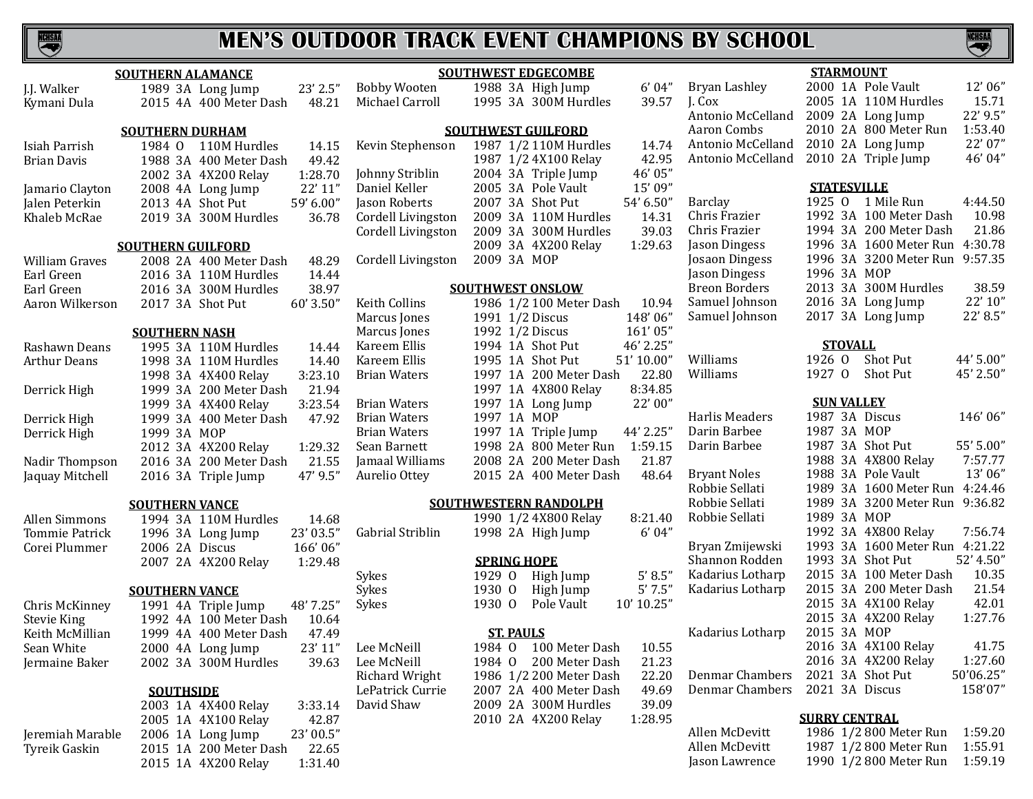# MEN'S OUTDOOR TRACK EVENT CHAMPIONS BY SCHOOL

### SOUTHERN ALAMANCE

| Name | Year | Class | Event | Mark |
|---|---|---|---|---|
| J.J. Walker | 1989 | 3A | Long Jump | 23' 2.5" |
| Kymani Dula | 2015 | 4A | 400 Meter Dash | 48.21 |

### SOUTHERN DURHAM

| Name | Year | Class | Event | Mark |
|---|---|---|---|---|
| Isiah Parrish | 1984 | O | 110M Hurdles | 14.15 |
| Brian Davis | 1988 | 3A | 400 Meter Dash | 49.42 |
| | 2002 | 3A | 4X200 Relay | 1:28.70 |
| Jamario Clayton | 2008 | 4A | Long Jump | 22' 11" |
| Jalen Peterkin | 2013 | 4A | Shot Put | 59' 6.00" |
| Khaleb McRae | 2019 | 3A | 300M Hurdles | 36.78 |

### SOUTHERN GUILFORD

| Name | Year | Class | Event | Mark |
|---|---|---|---|---|
| William Graves | 2008 | 2A | 400 Meter Dash | 48.29 |
| Earl Green | 2016 | 3A | 110M Hurdles | 14.44 |
| Earl Green | 2016 | 3A | 300M Hurdles | 38.97 |
| Aaron Wilkerson | 2017 | 3A | Shot Put | 60' 3.50" |

### SOUTHERN NASH

| Name | Year | Class | Event | Mark |
|---|---|---|---|---|
| Rashawn Deans | 1995 | 3A | 110M Hurdles | 14.44 |
| Arthur Deans | 1998 | 3A | 110M Hurdles | 14.40 |
| | 1998 | 3A | 4X400 Relay | 3:23.10 |
| Derrick High | 1999 | 3A | 200 Meter Dash | 21.94 |
| | 1999 | 3A | 4X400 Relay | 3:23.54 |
| Derrick High | 1999 | 3A | 400 Meter Dash | 47.92 |
| Derrick High | 1999 | 3A | MOP | |
| | 2012 | 3A | 4X200 Relay | 1:29.32 |
| Nadir Thompson | 2016 | 3A | 200 Meter Dash | 21.55 |
| Jaquay Mitchell | 2016 | 3A | Triple Jump | 47' 9.5" |

### SOUTHERN VANCE

| Name | Year | Class | Event | Mark |
|---|---|---|---|---|
| Allen Simmons | 1994 | 3A | 110M Hurdles | 14.68 |
| Tommie Patrick | 1996 | 3A | Long Jump | 23' 03.5" |
| Corei Plummer | 2006 | 2A | Discus | 166' 06" |
| | 2007 | 2A | 4X200 Relay | 1:29.48 |

### SOUTHERN VANCE

| Name | Year | Class | Event | Mark |
|---|---|---|---|---|
| Chris McKinney | 1991 | 4A | Triple Jump | 48' 7.25" |
| Stevie King | 1992 | 4A | 100 Meter Dash | 10.64 |
| Keith McMillian | 1999 | 4A | 400 Meter Dash | 47.49 |
| Sean White | 2000 | 4A | Long Jump | 23' 11" |
| Jermaine Baker | 2002 | 3A | 300M Hurdles | 39.63 |

### SOUTHSIDE

| Name | Year | Class | Event | Mark |
|---|---|---|---|---|
| | 2003 | 1A | 4X400 Relay | 3:33.14 |
| | 2005 | 1A | 4X100 Relay | 42.87 |
| Jeremiah Marable | 2006 | 1A | Long Jump | 23' 00.5" |
| Tyreik Gaskin | 2015 | 1A | 200 Meter Dash | 22.65 |
| | 2015 | 1A | 4X200 Relay | 1:31.40 |

### SOUTHWEST EDGECOMBE

| Name | Year | Class | Event | Mark |
|---|---|---|---|---|
| Bobby Wooten | 1988 | 3A | High Jump | 6' 04" |
| Michael Carroll | 1995 | 3A | 300M Hurdles | 39.57 |

### SOUTHWEST GUILFORD

| Name | Year | Class | Event | Mark |
|---|---|---|---|---|
| Kevin Stephenson | 1987 | 1/2 | 110M Hurdles | 14.74 |
| | 1987 | 1/2 | 4X100 Relay | 42.95 |
| Johnny Striblin | 2004 | 3A | Triple Jump | 46' 05" |
| Daniel Keller | 2005 | 3A | Pole Vault | 15' 09" |
| Jason Roberts | 2007 | 3A | Shot Put | 54' 6.50" |
| Cordell Livingston | 2009 | 3A | 110M Hurdles | 14.31 |
| Cordell Livingston | 2009 | 3A | 300M Hurdles | 39.03 |
| | 2009 | 3A | 4X200 Relay | 1:29.63 |
| Cordell Livingston | 2009 | 3A | MOP | |

### SOUTHWEST ONSLOW

| Name | Year | Class | Event | Mark |
|---|---|---|---|---|
| Keith Collins | 1986 | 1/2 | 100 Meter Dash | 10.94 |
| Marcus Jones | 1991 | 1/2 | Discus | 148' 06" |
| Marcus Jones | 1992 | 1/2 | Discus | 161' 05" |
| Kareem Ellis | 1994 | 1A | Shot Put | 46' 2.25" |
| Kareem Ellis | 1995 | 1A | Shot Put | 51' 10.00" |
| Brian Waters | 1997 | 1A | 200 Meter Dash | 22.80 |
| | 1997 | 1A | 4X800 Relay | 8:34.85 |
| Brian Waters | 1997 | 1A | Long Jump | 22' 00" |
| Brian Waters | 1997 | 1A | MOP | |
| Brian Waters | 1997 | 1A | Triple Jump | 44' 2.25" |
| Sean Barnett | 1998 | 2A | 800 Meter Run | 1:59.15 |
| Jamaal Williams | 2008 | 2A | 200 Meter Dash | 21.87 |
| Aurelio Ottey | 2015 | 2A | 400 Meter Dash | 48.64 |

### SOUTHWESTERN RANDOLPH

| Name | Year | Class | Event | Mark |
|---|---|---|---|---|
| | 1990 | 1/2 | 4X800 Relay | 8:21.40 |
| Gabrial Striblin | 1998 | 2A | High Jump | 6' 04" |

### SPRING HOPE

| Name | Year | Class | Event | Mark |
|---|---|---|---|---|
| Sykes | 1929 | O | High Jump | 5' 8.5" |
| Sykes | 1930 | O | High Jump | 5' 7.5" |
| Sykes | 1930 | O | Pole Vault | 10' 10.25" |

### ST. PAULS

| Name | Year | Class | Event | Mark |
|---|---|---|---|---|
| Lee McNeill | 1984 | O | 100 Meter Dash | 10.55 |
| Lee McNeill | 1984 | O | 200 Meter Dash | 21.23 |
| Richard Wright | 1986 | 1/2 | 200 Meter Dash | 22.20 |
| LePatrick Currie | 2007 | 2A | 400 Meter Dash | 49.69 |
| David Shaw | 2009 | 2A | 300M Hurdles | 39.09 |
| | 2010 | 2A | 4X200 Relay | 1:28.95 |

### STARMOUNT

| Name | Year | Class | Event | Mark |
|---|---|---|---|---|
| Bryan Lashley | 2000 | 1A | Pole Vault | 12' 06" |
| J. Cox | 2005 | 1A | 110M Hurdles | 15.71 |
| Antonio McCelland | 2009 | 2A | Long Jump | 22' 9.5" |
| Aaron Combs | 2010 | 2A | 800 Meter Run | 1:53.40 |
| Antonio McCelland | 2010 | 2A | Long Jump | 22' 07" |
| Antonio McCelland | 2010 | 2A | Triple Jump | 46' 04" |

### STATESVILLE

| Name | Year | Class | Event | Mark |
|---|---|---|---|---|
| Barclay | 1925 | O | 1 Mile Run | 4:44.50 |
| Chris Frazier | 1992 | 3A | 100 Meter Dash | 10.98 |
| Chris Frazier | 1994 | 3A | 200 Meter Dash | 21.86 |
| Jason Dingess | 1996 | 3A | 1600 Meter Run | 4:30.78 |
| Josaon Dingess | 1996 | 3A | 3200 Meter Run | 9:57.35 |
| Jason Dingess | 1996 | 3A | MOP | |
| Breon Borders | 2013 | 3A | 300M Hurdles | 38.59 |
| Samuel Johnson | 2016 | 3A | Long Jump | 22' 10" |
| Samuel Johnson | 2017 | 3A | Long Jump | 22' 8.5" |

### STOVALL

| Name | Year | Class | Event | Mark |
|---|---|---|---|---|
| Williams | 1926 | O | Shot Put | 44' 5.00" |
| Williams | 1927 | O | Shot Put | 45' 2.50" |

### SUN VALLEY

| Name | Year | Class | Event | Mark |
|---|---|---|---|---|
| Harlis Meaders | 1987 | 3A | Discus | 146' 06" |
| Darin Barbee | 1987 | 3A | MOP | |
| Darin Barbee | 1987 | 3A | Shot Put | 55' 5.00" |
| | 1988 | 3A | 4X800 Relay | 7:57.77 |
| Bryant Noles | 1988 | 3A | Pole Vault | 13' 06" |
| Robbie Sellati | 1989 | 3A | 1600 Meter Run | 4:24.46 |
| Robbie Sellati | 1989 | 3A | 3200 Meter Run | 9:36.82 |
| Robbie Sellati | 1989 | 3A | MOP | |
| | 1992 | 3A | 4X800 Relay | 7:56.74 |
| Bryan Zmijewski | 1993 | 3A | 1600 Meter Run | 4:21.22 |
| Shannon Rodden | 1993 | 3A | Shot Put | 52' 4.50" |
| Kadarius Lotharp | 2015 | 3A | 100 Meter Dash | 10.35 |
| Kadarius Lotharp | 2015 | 3A | 200 Meter Dash | 21.54 |
| | 2015 | 3A | 4X100 Relay | 42.01 |
| | 2015 | 3A | 4X200 Relay | 1:27.76 |
| Kadarius Lotharp | 2015 | 3A | MOP | |
| | 2016 | 3A | 4X100 Relay | 41.75 |
| | 2016 | 3A | 4X200 Relay | 1:27.60 |
| Denmar Chambers | 2021 | 3A | Shot Put | 50'06.25" |
| Denmar Chambers | 2021 | 3A | Discus | 158'07" |

### SURRY CENTRAL

| Name | Year | Class | Event | Mark |
|---|---|---|---|---|
| Allen McDevitt | 1986 | 1/2 | 800 Meter Run | 1:59.20 |
| Allen McDevitt | 1987 | 1/2 | 800 Meter Run | 1:55.91 |
| Jason Lawrence | 1990 | 1/2 | 800 Meter Run | 1:59.19 |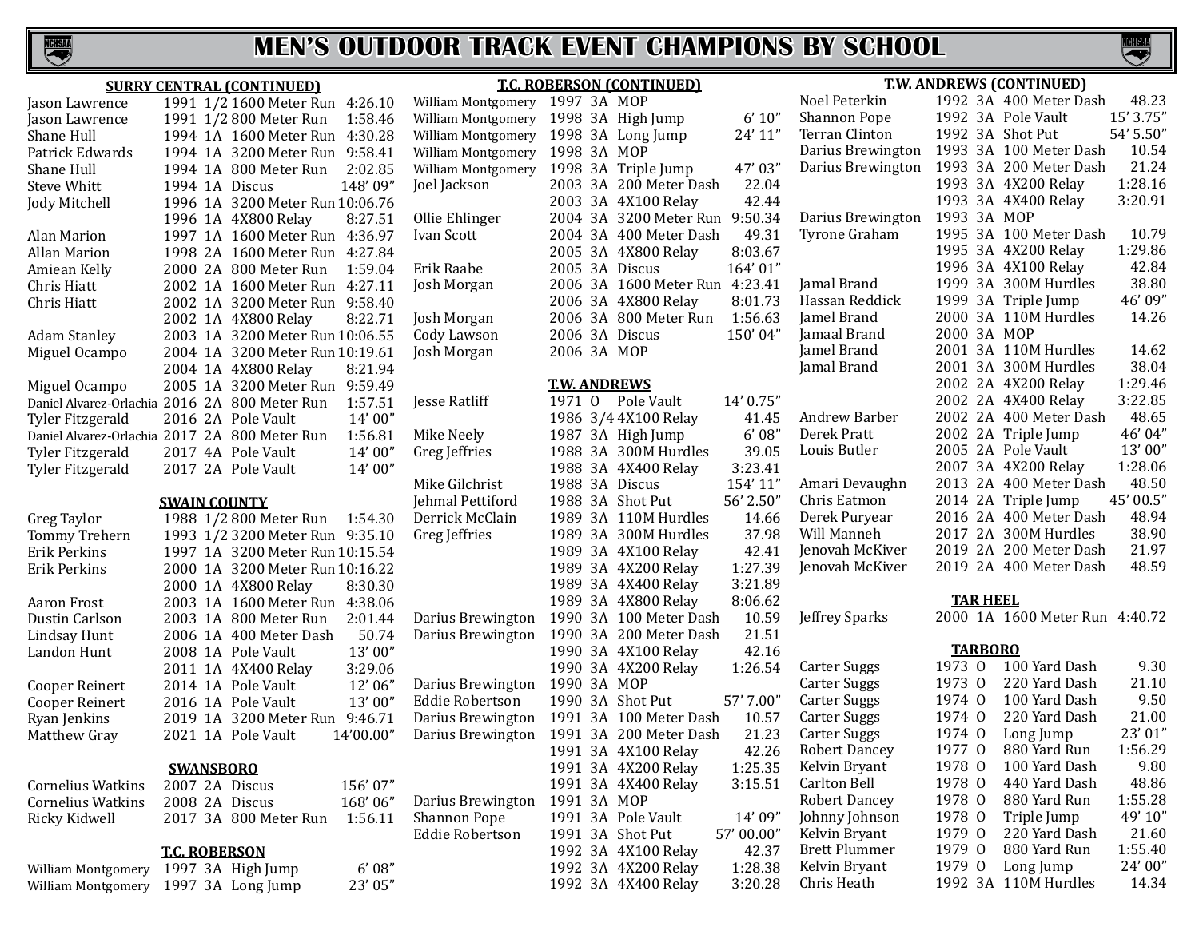# MEN'S OUTDOOR TRACK EVENT CHAMPIONS BY SCHOOL

### SURRY CENTRAL (CONTINUED)

| Name | Year | Class | Event | Mark |
|---|---|---|---|---|
| Jason Lawrence | 1991 | 1/2 | 1600 Meter Run | 4:26.10 |
| Jason Lawrence | 1991 | 1/2 | 800 Meter Run | 1:58.46 |
| Shane Hull | 1994 | 1A | 1600 Meter Run | 4:30.28 |
| Patrick Edwards | 1994 | 1A | 3200 Meter Run | 9:58.41 |
| Shane Hull | 1994 | 1A | 800 Meter Run | 2:02.85 |
| Steve Whitt | 1994 | 1A | Discus | 148' 09" |
| Jody Mitchell | 1996 | 1A | 3200 Meter Run | 10:06.76 |
| | 1996 | 1A | 4X800 Relay | 8:27.51 |
| Alan Marion | 1997 | 1A | 1600 Meter Run | 4:36.97 |
| Allan Marion | 1998 | 2A | 1600 Meter Run | 4:27.84 |
| Amiean Kelly | 2000 | 2A | 800 Meter Run | 1:59.04 |
| Chris Hiatt | 2002 | 1A | 1600 Meter Run | 4:27.11 |
| Chris Hiatt | 2002 | 1A | 3200 Meter Run | 9:58.40 |
| | 2002 | 1A | 4X800 Relay | 8:22.71 |
| Adam Stanley | 2003 | 1A | 3200 Meter Run | 10:06.55 |
| Miguel Ocampo | 2004 | 1A | 3200 Meter Run | 10:19.61 |
| | 2004 | 1A | 4X800 Relay | 8:21.94 |
| Miguel Ocampo | 2005 | 1A | 3200 Meter Run | 9:59.49 |
| Daniel Alvarez-Orlachia | 2016 | 2A | 800 Meter Run | 1:57.51 |
| Tyler Fitzgerald | 2016 | 2A | Pole Vault | 14' 00" |
| Daniel Alvarez-Orlachia | 2017 | 2A | 800 Meter Run | 1:56.81 |
| Tyler Fitzgerald | 2017 | 4A | Pole Vault | 14' 00" |
| Tyler Fitzgerald | 2017 | 2A | Pole Vault | 14' 00" |

### SWAIN COUNTY

| Name | Year | Class | Event | Mark |
|---|---|---|---|---|
| Greg Taylor | 1988 | 1/2 | 800 Meter Run | 1:54.30 |
| Tommy Trehern | 1993 | 1/2 | 3200 Meter Run | 9:35.10 |
| Erik Perkins | 1997 | 1A | 3200 Meter Run | 10:15.54 |
| Erik Perkins | 2000 | 1A | 3200 Meter Run | 10:16.22 |
| | 2000 | 1A | 4X800 Relay | 8:30.30 |
| Aaron Frost | 2003 | 1A | 1600 Meter Run | 4:38.06 |
| Dustin Carlson | 2003 | 1A | 800 Meter Run | 2:01.44 |
| Lindsay Hunt | 2006 | 1A | 400 Meter Dash | 50.74 |
| Landon Hunt | 2008 | 1A | Pole Vault | 13' 00" |
| | 2011 | 1A | 4X400 Relay | 3:29.06 |
| Cooper Reinert | 2014 | 1A | Pole Vault | 12' 06" |
| Cooper Reinert | 2016 | 1A | Pole Vault | 13' 00" |
| Ryan Jenkins | 2019 | 1A | 3200 Meter Run | 9:46.71 |
| Matthew Gray | 2021 | 1A | Pole Vault | 14'00.00" |

### SWANSBORO

| Name | Year | Class | Event | Mark |
|---|---|---|---|---|
| Cornelius Watkins | 2007 | 2A | Discus | 156' 07" |
| Cornelius Watkins | 2008 | 2A | Discus | 168' 06" |
| Ricky Kidwell | 2017 | 3A | 800 Meter Run | 1:56.11 |

### T.C. ROBERSON

| Name | Year | Class | Event | Mark |
|---|---|---|---|---|
| William Montgomery | 1997 | 3A | High Jump | 6' 08" |
| William Montgomery | 1997 | 3A | Long Jump | 23' 05" |
| William Montgomery | 1997 | 3A | MOP | |
| William Montgomery | 1998 | 3A | High Jump | 6' 10" |
| William Montgomery | 1998 | 3A | Long Jump | 24' 11" |
| William Montgomery | 1998 | 3A | MOP | |
| William Montgomery | 1998 | 3A | Triple Jump | 47' 03" |
| Joel Jackson | 2003 | 3A | 200 Meter Dash | 22.04 |
| | 2003 | 3A | 4X100 Relay | 42.44 |
| Ollie Ehlinger | 2004 | 3A | 3200 Meter Run | 9:50.34 |
| Ivan Scott | 2004 | 3A | 400 Meter Dash | 49.31 |
| | 2005 | 3A | 4X800 Relay | 8:03.67 |
| Erik Raabe | 2005 | 3A | Discus | 164' 01" |
| Josh Morgan | 2006 | 3A | 1600 Meter Run | 4:23.41 |
| | 2006 | 3A | 4X800 Relay | 8:01.73 |
| Josh Morgan | 2006 | 3A | 800 Meter Run | 1:56.63 |
| Cody Lawson | 2006 | 3A | Discus | 150' 04" |
| Josh Morgan | 2006 | 3A | MOP | |

### T.W. ANDREWS

| Name | Year | Class | Event | Mark |
|---|---|---|---|---|
| Jesse Ratliff | 1971 | O | Pole Vault | 14' 0.75" |
| | 1986 | 3/4 | 4X100 Relay | 41.45 |
| Mike Neely | 1987 | 3A | High Jump | 6' 08" |
| Greg Jeffries | 1988 | 3A | 300M Hurdles | 39.05 |
| | 1988 | 3A | 4X400 Relay | 3:23.41 |
| Mike Gilchrist | 1988 | 3A | Discus | 154' 11" |
| Jehmal Pettiford | 1988 | 3A | Shot Put | 56' 2.50" |
| Derrick McClain | 1989 | 3A | 110M Hurdles | 14.66 |
| Greg Jeffries | 1989 | 3A | 300M Hurdles | 37.98 |
| | 1989 | 3A | 4X100 Relay | 42.41 |
| | 1989 | 3A | 4X200 Relay | 1:27.39 |
| | 1989 | 3A | 4X400 Relay | 3:21.89 |
| | 1989 | 3A | 4X800 Relay | 8:06.62 |
| Darius Brewington | 1990 | 3A | 100 Meter Dash | 10.59 |
| Darius Brewington | 1990 | 3A | 200 Meter Dash | 21.51 |
| | 1990 | 3A | 4X100 Relay | 42.16 |
| | 1990 | 3A | 4X200 Relay | 1:26.54 |
| Darius Brewington | 1990 | 3A | MOP | |
| Eddie Robertson | 1990 | 3A | Shot Put | 57' 7.00" |
| Darius Brewington | 1991 | 3A | 100 Meter Dash | 10.57 |
| Darius Brewington | 1991 | 3A | 200 Meter Dash | 21.23 |
| | 1991 | 3A | 4X100 Relay | 42.26 |
| | 1991 | 3A | 4X200 Relay | 1:25.35 |
| | 1991 | 3A | 4X400 Relay | 3:15.51 |
| Darius Brewington | 1991 | 3A | MOP | |
| Shannon Pope | 1991 | 3A | Pole Vault | 14' 09" |
| Eddie Robertson | 1991 | 3A | Shot Put | 57' 00.00" |
| | 1992 | 3A | 4X100 Relay | 42.37 |
| | 1992 | 3A | 4X200 Relay | 1:28.38 |
| | 1992 | 3A | 4X400 Relay | 3:20.28 |
| Noel Peterkin | 1992 | 3A | 400 Meter Dash | 48.23 |
| Shannon Pope | 1992 | 3A | Pole Vault | 15' 3.75" |
| Terran Clinton | 1992 | 3A | Shot Put | 54' 5.50" |
| Darius Brewington | 1993 | 3A | 100 Meter Dash | 10.54 |
| Darius Brewington | 1993 | 3A | 200 Meter Dash | 21.24 |
| | 1993 | 3A | 4X200 Relay | 1:28.16 |
| | 1993 | 3A | 4X400 Relay | 3:20.91 |
| Darius Brewington | 1993 | 3A | MOP | |
| Tyrone Graham | 1995 | 3A | 100 Meter Dash | 10.79 |
| | 1995 | 3A | 4X200 Relay | 1:29.86 |
| | 1996 | 3A | 4X100 Relay | 42.84 |
| Jamal Brand | 1999 | 3A | 300M Hurdles | 38.80 |
| Hassan Reddick | 1999 | 3A | Triple Jump | 46' 09" |
| Jamel Brand | 2000 | 3A | 110M Hurdles | 14.26 |
| Jamaal Brand | 2000 | 3A | MOP | |
| Jamel Brand | 2001 | 3A | 110M Hurdles | 14.62 |
| Jamal Brand | 2001 | 3A | 300M Hurdles | 38.04 |
| | 2002 | 2A | 4X200 Relay | 1:29.46 |
| | 2002 | 2A | 4X400 Relay | 3:22.85 |
| Andrew Barber | 2002 | 2A | 400 Meter Dash | 48.65 |
| Derek Pratt | 2002 | 2A | Triple Jump | 46' 04" |
| Louis Butler | 2005 | 2A | Pole Vault | 13' 00" |
| | 2007 | 3A | 4X200 Relay | 1:28.06 |
| Amari Devaughn | 2013 | 2A | 400 Meter Dash | 48.50 |
| Chris Eatmon | 2014 | 2A | Triple Jump | 45' 00.5" |
| Derek Puryear | 2016 | 2A | 400 Meter Dash | 48.94 |
| Will Manneh | 2017 | 2A | 300M Hurdles | 38.90 |
| Jenovah McKiver | 2019 | 2A | 200 Meter Dash | 21.97 |
| Jenovah McKiver | 2019 | 2A | 400 Meter Dash | 48.59 |

### TAR HEEL

| Name | Year | Class | Event | Mark |
|---|---|---|---|---|
| Jeffrey Sparks | 2000 | 1A | 1600 Meter Run | 4:40.72 |

### TARBORO

| Name | Year | Class | Event | Mark |
|---|---|---|---|---|
| Carter Suggs | 1973 | O | 100 Yard Dash | 9.30 |
| Carter Suggs | 1973 | O | 220 Yard Dash | 21.10 |
| Carter Suggs | 1974 | O | 100 Yard Dash | 9.50 |
| Carter Suggs | 1974 | O | 220 Yard Dash | 21.00 |
| Carter Suggs | 1974 | O | Long Jump | 23' 01" |
| Robert Dancey | 1977 | O | 880 Yard Run | 1:56.29 |
| Kelvin Bryant | 1978 | O | 100 Yard Dash | 9.80 |
| Carlton Bell | 1978 | O | 440 Yard Dash | 48.86 |
| Robert Dancey | 1978 | O | 880 Yard Run | 1:55.28 |
| Johnny Johnson | 1978 | O | Triple Jump | 49' 10" |
| Kelvin Bryant | 1979 | O | 220 Yard Dash | 21.60 |
| Brett Plummer | 1979 | O | 880 Yard Run | 1:55.40 |
| Kelvin Bryant | 1979 | O | Long Jump | 24' 00" |
| Chris Heath | 1992 | 3A | 110M Hurdles | 14.34 |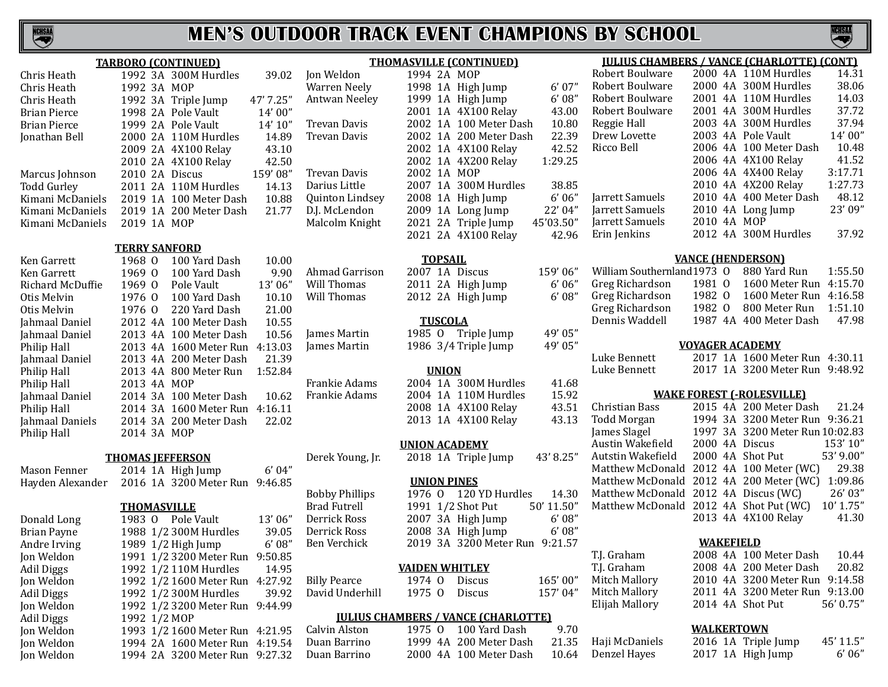# MEN'S OUTDOOR TRACK EVENT CHAMPIONS BY SCHOOL

## TARBORO (CONTINUED)

| Name | Year | Class | Event | Mark |
|---|---|---|---|---|
| Chris Heath | 1992 | 3A | 300M Hurdles | 39.02 |
| Chris Heath | 1992 | 3A | MOP | |
| Chris Heath | 1992 | 3A | Triple Jump | 47' 7.25" |
| Brian Pierce | 1998 | 2A | Pole Vault | 14' 00" |
| Brian Pierce | 1999 | 2A | Pole Vault | 14' 10" |
| Jonathan Bell | 2000 | 2A | 110M Hurdles | 14.89 |
| | 2009 | 2A | 4X100 Relay | 43.10 |
| | 2010 | 2A | 4X100 Relay | 42.50 |
| Marcus Johnson | 2010 | 2A | Discus | 159' 08" |
| Todd Gurley | 2011 | 2A | 110M Hurdles | 14.13 |
| Kimani McDaniels | 2019 | 1A | 100 Meter Dash | 10.88 |
| Kimani McDaniels | 2019 | 1A | 200 Meter Dash | 21.77 |
| Kimani McDaniels | 2019 | 1A | MOP | |

## TERRY SANFORD

| Name | Year | Class | Event | Mark |
|---|---|---|---|---|
| Ken Garrett | 1968 | O | 100 Yard Dash | 10.00 |
| Ken Garrett | 1969 | O | 100 Yard Dash | 9.90 |
| Richard McDuffie | 1969 | O | Pole Vault | 13' 06" |
| Otis Melvin | 1976 | O | 100 Yard Dash | 10.10 |
| Otis Melvin | 1976 | O | 220 Yard Dash | 21.00 |
| Jahmaal Daniel | 2012 | 4A | 100 Meter Dash | 10.55 |
| Jahmaal Daniel | 2013 | 4A | 100 Meter Dash | 10.56 |
| Philip Hall | 2013 | 4A | 1600 Meter Run | 4:13.03 |
| Jahmaal Daniel | 2013 | 4A | 200 Meter Dash | 21.39 |
| Philip Hall | 2013 | 4A | 800 Meter Run | 1:52.84 |
| Philip Hall | 2013 | 4A | MOP | |
| Jahmaal Daniel | 2014 | 3A | 100 Meter Dash | 10.62 |
| Philip Hall | 2014 | 3A | 1600 Meter Run | 4:16.11 |
| Jahmaal Daniels | 2014 | 3A | 200 Meter Dash | 22.02 |
| Philip Hall | 2014 | 3A | MOP | |

## THOMAS JEFFERSON

| Name | Year | Class | Event | Mark |
|---|---|---|---|---|
| Mason Fenner | 2014 | 1A | High Jump | 6' 04" |
| Hayden Alexander | 2016 | 1A | 3200 Meter Run | 9:46.85 |

## THOMASVILLE

| Name | Year | Class | Event | Mark |
|---|---|---|---|---|
| Donald Long | 1983 | O | Pole Vault | 13' 06" |
| Brian Payne | 1988 | 1/2 | 300M Hurdles | 39.05 |
| Andre Irving | 1989 | 1/2 | High Jump | 6' 08" |
| Jon Weldon | 1991 | 1/2 | 3200 Meter Run | 9:50.85 |
| Adil Diggs | 1992 | 1/2 | 110M Hurdles | 14.95 |
| Jon Weldon | 1992 | 1/2 | 1600 Meter Run | 4:27.92 |
| Adil Diggs | 1992 | 1/2 | 300M Hurdles | 39.92 |
| Jon Weldon | 1992 | 1/2 | 3200 Meter Run | 9:44.99 |
| Adil Diggs | 1992 | 1/2 | MOP | |
| Jon Weldon | 1993 | 1/2 | 1600 Meter Run | 4:21.95 |
| Jon Weldon | 1994 | 2A | 1600 Meter Run | 4:19.54 |
| Jon Weldon | 1994 | 2A | 3200 Meter Run | 9:27.32 |

## THOMASVILLE (CONTINUED)

| Name | Year | Class | Event | Mark |
|---|---|---|---|---|
| Jon Weldon | 1994 | 2A | MOP | |
| Warren Neely | 1998 | 1A | High Jump | 6' 07" |
| Antwan Neeley | 1999 | 1A | High Jump | 6' 08" |
| | 2001 | 1A | 4X100 Relay | 43.00 |
| Trevan Davis | 2002 | 1A | 100 Meter Dash | 10.80 |
| Trevan Davis | 2002 | 1A | 200 Meter Dash | 22.39 |
| | 2002 | 1A | 4X100 Relay | 42.52 |
| | 2002 | 1A | 4X200 Relay | 1:29.25 |
| Trevan Davis | 2002 | 1A | MOP | |
| Darius Little | 2007 | 1A | 300M Hurdles | 38.85 |
| Quinton Lindsey | 2008 | 1A | High Jump | 6' 06" |
| D.J. McLendon | 2009 | 1A | Long Jump | 22' 04" |
| Malcolm Knight | 2021 | 2A | Triple Jump | 45'03.50" |
| | 2021 | 2A | 4X100 Relay | 42.96 |

## TOPSAIL

| Name | Year | Class | Event | Mark |
|---|---|---|---|---|
| Ahmad Garrison | 2007 | 1A | Discus | 159' 06" |
| Will Thomas | 2011 | 2A | High Jump | 6' 06" |
| Will Thomas | 2012 | 2A | High Jump | 6' 08" |

## TUSCOLA

| Name | Year | Class | Event | Mark |
|---|---|---|---|---|
| James Martin | 1985 | O | Triple Jump | 49' 05" |
| James Martin | 1986 | 3/4 | Triple Jump | 49' 05" |

## UNION

| Name | Year | Class | Event | Mark |
|---|---|---|---|---|
| Frankie Adams | 2004 | 1A | 300M Hurdles | 41.68 |
| Frankie Adams | 2004 | 1A | 110M Hurdles | 15.92 |
| | 2008 | 1A | 4X100 Relay | 43.51 |
| | 2013 | 1A | 4X100 Relay | 43.13 |

## UNION ACADEMY

| Name | Year | Class | Event | Mark |
|---|---|---|---|---|
| Derek Young, Jr. | 2018 | 1A | Triple Jump | 43' 8.25" |

## UNION PINES

| Name | Year | Class | Event | Mark |
|---|---|---|---|---|
| Bobby Phillips | 1976 | O | 120 YD Hurdles | 14.30 |
| Brad Futrell | 1991 | 1/2 | Shot Put | 50' 11.50" |
| Derrick Ross | 2007 | 3A | High Jump | 6' 08" |
| Derrick Ross | 2008 | 3A | High Jump | 6' 08" |
| Ben Verchick | 2019 | 3A | 3200 Meter Run | 9:21.57 |

## VAIDEN WHITLEY

| Name | Year | Class | Event | Mark |
|---|---|---|---|---|
| Billy Pearce | 1974 | O | Discus | 165' 00" |
| David Underhill | 1975 | O | Discus | 157' 04" |

## JULIUS CHAMBERS / VANCE (CHARLOTTE)

| Name | Year | Class | Event | Mark |
|---|---|---|---|---|
| Calvin Alston | 1975 | O | 100 Yard Dash | 9.70 |
| Duan Barrino | 1999 | 4A | 200 Meter Dash | 21.35 |
| Duan Barrino | 2000 | 4A | 100 Meter Dash | 10.64 |

## JULIUS CHAMBERS / VANCE (CHARLOTTE) (CONT)

| Name | Year | Class | Event | Mark |
|---|---|---|---|---|
| Robert Boulware | 2000 | 4A | 110M Hurdles | 14.31 |
| Robert Boulware | 2000 | 4A | 300M Hurdles | 38.06 |
| Robert Boulware | 2001 | 4A | 110M Hurdles | 14.03 |
| Robert Boulware | 2001 | 4A | 300M Hurdles | 37.72 |
| Reggie Hall | 2003 | 4A | 300M Hurdles | 37.94 |
| Drew Lovette | 2003 | 4A | Pole Vault | 14' 00" |
| Ricco Bell | 2006 | 4A | 100 Meter Dash | 10.48 |
| | 2006 | 4A | 4X100 Relay | 41.52 |
| | 2006 | 4A | 4X400 Relay | 3:17.71 |
| | 2010 | 4A | 4X200 Relay | 1:27.73 |
| Jarrett Samuels | 2010 | 4A | 400 Meter Dash | 48.12 |
| Jarrett Samuels | 2010 | 4A | Long Jump | 23' 09" |
| Jarrett Samuels | 2010 | 4A | MOP | |
| Erin Jenkins | 2012 | 4A | 300M Hurdles | 37.92 |

## VANCE (HENDERSON)

| Name | Year | Class | Event | Mark |
|---|---|---|---|---|
| William Southernland | 1973 | O | 880 Yard Run | 1:55.50 |
| Greg Richardson | 1981 | O | 1600 Meter Run | 4:15.70 |
| Greg Richardson | 1982 | O | 1600 Meter Run | 4:16.58 |
| Greg Richardson | 1982 | O | 800 Meter Run | 1:51.10 |
| Dennis Waddell | 1987 | 4A | 400 Meter Dash | 47.98 |

## VOYAGER ACADEMY

| Name | Year | Class | Event | Mark |
|---|---|---|---|---|
| Luke Bennett | 2017 | 1A | 1600 Meter Run | 4:30.11 |
| Luke Bennett | 2017 | 1A | 3200 Meter Run | 9:48.92 |

## WAKE FOREST (-ROLESVILLE)

| Name | Year | Class | Event | Mark |
|---|---|---|---|---|
| Christian Bass | 2015 | 4A | 200 Meter Dash | 21.24 |
| Todd Morgan | 1994 | 3A | 3200 Meter Run | 9:36.21 |
| James Slagel | 1997 | 3A | 3200 Meter Run | 10:02.83 |
| Austin Wakefield | 2000 | 4A | Discus | 153' 10" |
| Autstin Wakefield | 2000 | 4A | Shot Put | 53' 9.00" |
| Matthew McDonald | 2012 | 4A | 100 Meter (WC) | 29.38 |
| Matthew McDonald | 2012 | 4A | 200 Meter (WC) | 1:09.86 |
| Matthew McDonald | 2012 | 4A | Discus (WC) | 26' 03" |
| Matthew McDonald | 2012 | 4A | Shot Put (WC) | 10' 1.75" |
| | 2013 | 4A | 4X100 Relay | 41.30 |

## WAKEFIELD

| Name | Year | Class | Event | Mark |
|---|---|---|---|---|
| T.J. Graham | 2008 | 4A | 100 Meter Dash | 10.44 |
| T.J. Graham | 2008 | 4A | 200 Meter Dash | 20.82 |
| Mitch Mallory | 2010 | 4A | 3200 Meter Run | 9:14.58 |
| Mitch Mallory | 2011 | 4A | 3200 Meter Run | 9:13.00 |
| Elijah Mallory | 2014 | 4A | Shot Put | 56' 0.75" |

## WALKERTOWN

| Name | Year | Class | Event | Mark |
|---|---|---|---|---|
| Haji McDaniels | 2016 | 1A | Triple Jump | 45' 11.5" |
| Denzel Hayes | 2017 | 1A | High Jump | 6' 06" |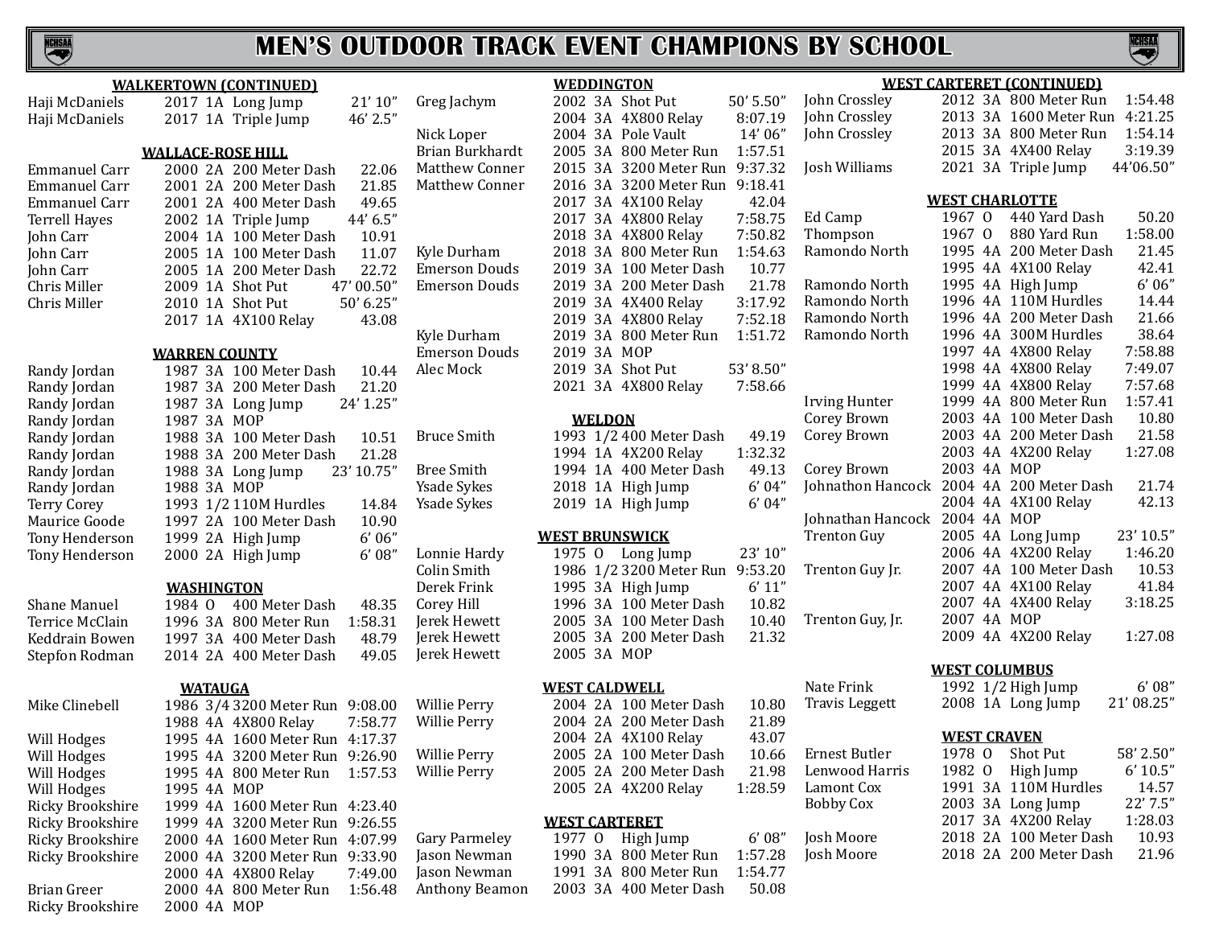# MEN'S OUTDOOR TRACK EVENT CHAMPIONS BY SCHOOL

### WALKERTOWN (CONTINUED)

| Name | Year | Class | Event | Mark |
|---|---|---|---|---|
| Haji McDaniels | 2017 | 1A | Long Jump | 21' 10" |
| Haji McDaniels | 2017 | 1A | Triple Jump | 46' 2.5" |

### WALLACE-ROSE HILL

| Name | Year | Class | Event | Mark |
|---|---|---|---|---|
| Emmanuel Carr | 2000 | 2A | 200 Meter Dash | 22.06 |
| Emmanuel Carr | 2001 | 2A | 200 Meter Dash | 21.85 |
| Emmanuel Carr | 2001 | 2A | 400 Meter Dash | 49.65 |
| Terrell Hayes | 2002 | 1A | Triple Jump | 44' 6.5" |
| John Carr | 2004 | 1A | 100 Meter Dash | 10.91 |
| John Carr | 2005 | 1A | 100 Meter Dash | 11.07 |
| John Carr | 2005 | 1A | 200 Meter Dash | 22.72 |
| Chris Miller | 2009 | 1A | Shot Put | 47' 00.50" |
| Chris Miller | 2010 | 1A | Shot Put | 50' 6.25" |
| | 2017 | 1A | 4X100 Relay | 43.08 |

### WARREN COUNTY

| Name | Year | Class | Event | Mark |
|---|---|---|---|---|
| Randy Jordan | 1987 | 3A | 100 Meter Dash | 10.44 |
| Randy Jordan | 1987 | 3A | 200 Meter Dash | 21.20 |
| Randy Jordan | 1987 | 3A | Long Jump | 24' 1.25" |
| Randy Jordan | 1987 | 3A | MOP | |
| Randy Jordan | 1988 | 3A | 100 Meter Dash | 10.51 |
| Randy Jordan | 1988 | 3A | 200 Meter Dash | 21.28 |
| Randy Jordan | 1988 | 3A | Long Jump | 23' 10.75" |
| Randy Jordan | 1988 | 3A | MOP | |
| Terry Corey | 1993 | 1/2 | 110M Hurdles | 14.84 |
| Maurice Goode | 1997 | 2A | 100 Meter Dash | 10.90 |
| Tony Henderson | 1999 | 2A | High Jump | 6' 06" |
| Tony Henderson | 2000 | 2A | High Jump | 6' 08" |

### WASHINGTON

| Name | Year | Class | Event | Mark |
|---|---|---|---|---|
| Shane Manuel | 1984 | O | 400 Meter Dash | 48.35 |
| Terrice McClain | 1996 | 3A | 800 Meter Run | 1:58.31 |
| Keddrain Bowen | 1997 | 3A | 400 Meter Dash | 48.79 |
| Stepfon Rodman | 2014 | 2A | 400 Meter Dash | 49.05 |

### WATAUGA

| Name | Year | Class | Event | Mark |
|---|---|---|---|---|
| Mike Clinebell | 1986 | 3/4 | 3200 Meter Run | 9:08.00 |
| | 1988 | 4A | 4X800 Relay | 7:58.77 |
| Will Hodges | 1995 | 4A | 1600 Meter Run | 4:17.37 |
| Will Hodges | 1995 | 4A | 3200 Meter Run | 9:26.90 |
| Will Hodges | 1995 | 4A | 800 Meter Run | 1:57.53 |
| Will Hodges | 1995 | 4A | MOP | |
| Ricky Brookshire | 1999 | 4A | 1600 Meter Run | 4:23.40 |
| Ricky Brookshire | 1999 | 4A | 3200 Meter Run | 9:26.55 |
| Ricky Brookshire | 2000 | 4A | 1600 Meter Run | 4:07.99 |
| Ricky Brookshire | 2000 | 4A | 3200 Meter Run | 9:33.90 |
| | 2000 | 4A | 4X800 Relay | 7:49.00 |
| Brian Greer | 2000 | 4A | 800 Meter Run | 1:56.48 |
| Ricky Brookshire | 2000 | 4A | MOP | |

### WEDDINGTON

| Name | Year | Class | Event | Mark |
|---|---|---|---|---|
| Greg Jachym | 2002 | 3A | Shot Put | 50' 5.50" |
| | 2004 | 3A | 4X800 Relay | 8:07.19 |
| Nick Loper | 2004 | 3A | Pole Vault | 14' 06" |
| Brian Burkhardt | 2005 | 3A | 800 Meter Run | 1:57.51 |
| Matthew Conner | 2015 | 3A | 3200 Meter Run | 9:37.32 |
| Matthew Conner | 2016 | 3A | 3200 Meter Run | 9:18.41 |
| | 2017 | 3A | 4X100 Relay | 42.04 |
| | 2017 | 3A | 4X800 Relay | 7:58.75 |
| | 2018 | 3A | 4X800 Relay | 7:50.82 |
| Kyle Durham | 2018 | 3A | 800 Meter Run | 1:54.63 |
| Emerson Douds | 2019 | 3A | 100 Meter Dash | 10.77 |
| Emerson Douds | 2019 | 3A | 200 Meter Dash | 21.78 |
| | 2019 | 3A | 4X400 Relay | 3:17.92 |
| | 2019 | 3A | 4X800 Relay | 7:52.18 |
| Kyle Durham | 2019 | 3A | 800 Meter Run | 1:51.72 |
| Emerson Douds | 2019 | 3A | MOP | |
| Alec Mock | 2019 | 3A | Shot Put | 53' 8.50" |
| | 2021 | 3A | 4X800 Relay | 7:58.66 |

### WELDON

| Name | Year | Class | Event | Mark |
|---|---|---|---|---|
| Bruce Smith | 1993 | 1/2 | 400 Meter Dash | 49.19 |
| | 1994 | 1A | 4X200 Relay | 1:32.32 |
| Bree Smith | 1994 | 1A | 400 Meter Dash | 49.13 |
| Ysade Sykes | 2018 | 1A | High Jump | 6' 04" |
| Ysade Sykes | 2019 | 1A | High Jump | 6' 04" |

### WEST BRUNSWICK

| Name | Year | Class | Event | Mark |
|---|---|---|---|---|
| Lonnie Hardy | 1975 | O | Long Jump | 23' 10" |
| Colin Smith | 1986 | 1/2 | 3200 Meter Run | 9:53.20 |
| Derek Frink | 1995 | 3A | High Jump | 6' 11" |
| Corey Hill | 1996 | 3A | 100 Meter Dash | 10.82 |
| Jerek Hewett | 2005 | 3A | 100 Meter Dash | 10.40 |
| Jerek Hewett | 2005 | 3A | 200 Meter Dash | 21.32 |
| Jerek Hewett | 2005 | 3A | MOP | |

### WEST CALDWELL

| Name | Year | Class | Event | Mark |
|---|---|---|---|---|
| Willie Perry | 2004 | 2A | 100 Meter Dash | 10.80 |
| Willie Perry | 2004 | 2A | 200 Meter Dash | 21.89 |
| | 2004 | 2A | 4X100 Relay | 43.07 |
| Willie Perry | 2005 | 2A | 100 Meter Dash | 10.66 |
| Willie Perry | 2005 | 2A | 200 Meter Dash | 21.98 |
| | 2005 | 2A | 4X200 Relay | 1:28.59 |

### WEST CARTERET

| Name | Year | Class | Event | Mark |
|---|---|---|---|---|
| Gary Parmeley | 1977 | O | High Jump | 6' 08" |
| Jason Newman | 1990 | 3A | 800 Meter Run | 1:57.28 |
| Jason Newman | 1991 | 3A | 800 Meter Run | 1:54.77 |
| Anthony Beamon | 2003 | 3A | 400 Meter Dash | 50.08 |

### WEST CARTERET (CONTINUED)

| Name | Year | Class | Event | Mark |
|---|---|---|---|---|
| John Crossley | 2012 | 3A | 800 Meter Run | 1:54.48 |
| John Crossley | 2013 | 3A | 1600 Meter Run | 4:21.25 |
| John Crossley | 2013 | 3A | 800 Meter Run | 1:54.14 |
| | 2015 | 3A | 4X400 Relay | 3:19.39 |
| Josh Williams | 2021 | 3A | Triple Jump | 44'06.50" |

### WEST CHARLOTTE

| Name | Year | Class | Event | Mark |
|---|---|---|---|---|
| Ed Camp | 1967 | O | 440 Yard Dash | 50.20 |
| Thompson | 1967 | O | 880 Yard Run | 1:58.00 |
| Ramondo North | 1995 | 4A | 200 Meter Dash | 21.45 |
| | 1995 | 4A | 4X100 Relay | 42.41 |
| Ramondo North | 1995 | 4A | High Jump | 6' 06" |
| Ramondo North | 1996 | 4A | 110M Hurdles | 14.44 |
| Ramondo North | 1996 | 4A | 200 Meter Dash | 21.66 |
| Ramondo North | 1996 | 4A | 300M Hurdles | 38.64 |
| | 1997 | 4A | 4X800 Relay | 7:58.88 |
| | 1998 | 4A | 4X800 Relay | 7:49.07 |
| | 1999 | 4A | 4X800 Relay | 7:57.68 |
| Irving Hunter | 1999 | 4A | 800 Meter Run | 1:57.41 |
| Corey Brown | 2003 | 4A | 100 Meter Dash | 10.80 |
| Corey Brown | 2003 | 4A | 200 Meter Dash | 21.58 |
| | 2003 | 4A | 4X200 Relay | 1:27.08 |
| Corey Brown | 2003 | 4A | MOP | |
| Johnathon Hancock | 2004 | 4A | 200 Meter Dash | 21.74 |
| | 2004 | 4A | 4X100 Relay | 42.13 |
| Johnathan Hancock | 2004 | 4A | MOP | |
| Trenton Guy | 2005 | 4A | Long Jump | 23' 10.5" |
| | 2006 | 4A | 4X200 Relay | 1:46.20 |
| Trenton Guy Jr. | 2007 | 4A | 100 Meter Dash | 10.53 |
| | 2007 | 4A | 4X100 Relay | 41.84 |
| | 2007 | 4A | 4X400 Relay | 3:18.25 |
| Trenton Guy, Jr. | 2007 | 4A | MOP | |
| | 2009 | 4A | 4X200 Relay | 1:27.08 |

### WEST COLUMBUS

| Name | Year | Class | Event | Mark |
|---|---|---|---|---|
| Nate Frink | 1992 | 1/2 | High Jump | 6' 08" |
| Travis Leggett | 2008 | 1A | Long Jump | 21' 08.25" |

### WEST CRAVEN

| Name | Year | Class | Event | Mark |
|---|---|---|---|---|
| Ernest Butler | 1978 | O | Shot Put | 58' 2.50" |
| Lenwood Harris | 1982 | O | High Jump | 6' 10.5" |
| Lamont Cox | 1991 | 3A | 110M Hurdles | 14.57 |
| Bobby Cox | 2003 | 3A | Long Jump | 22' 7.5" |
| | 2017 | 3A | 4X200 Relay | 1:28.03 |
| Josh Moore | 2018 | 2A | 100 Meter Dash | 10.93 |
| Josh Moore | 2018 | 2A | 200 Meter Dash | 21.96 |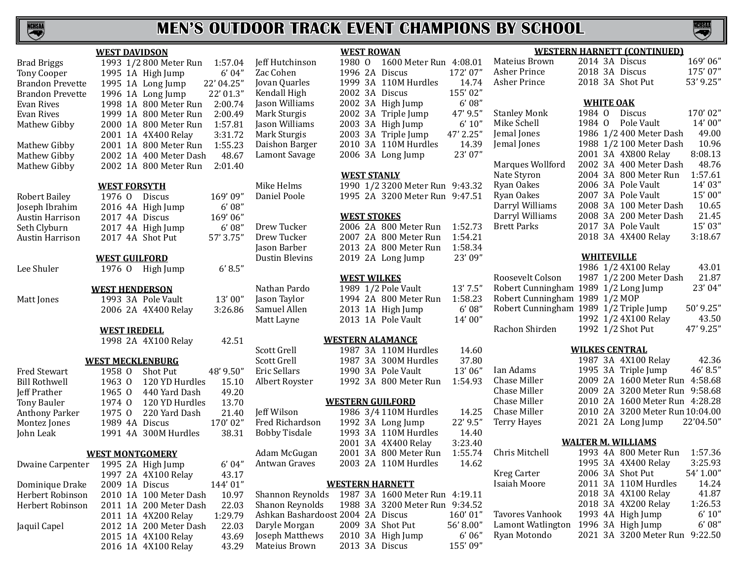# MEN'S OUTDOOR TRACK EVENT CHAMPIONS BY SCHOOL

### WEST DAVIDSON

| Name | Year | Class | Event | Mark |
|---|---|---|---|---|
| Brad Briggs | 1993 | 1/2 | 800 Meter Run | 1:57.04 |
| Tony Cooper | 1995 | 1A | High Jump | 6' 04" |
| Brandon Prevette | 1995 | 1A | Long Jump | 22' 04.25" |
| Brandon Prevette | 1996 | 1A | Long Jump | 22' 01.3" |
| Evan Rives | 1998 | 1A | 800 Meter Run | 2:00.74 |
| Evan Rives | 1999 | 1A | 800 Meter Run | 2:00.49 |
| Mathew Gibby | 2000 | 1A | 800 Meter Run | 1:57.81 |
| | 2001 | 1A | 4X400 Relay | 3:31.72 |
| Mathew Gibby | 2001 | 1A | 800 Meter Run | 1:55.23 |
| Mathew Gibby | 2002 | 1A | 400 Meter Dash | 48.67 |
| Mathew Gibby | 2002 | 1A | 800 Meter Run | 2:01.40 |

### WEST FORSYTH

| Name | Year | Class | Event | Mark |
|---|---|---|---|---|
| Robert Bailey | 1976 | O | Discus | 169' 09" |
| Joseph Ibrahim | 2016 | 4A | High Jump | 6' 08" |
| Austin Harrison | 2017 | 4A | Discus | 169' 06" |
| Seth Clyburn | 2017 | 4A | High Jump | 6' 08" |
| Austin Harrison | 2017 | 4A | Shot Put | 57' 3.75" |

### WEST GUILFORD

| Name | Year | Class | Event | Mark |
|---|---|---|---|---|
| Lee Shuler | 1976 | O | High Jump | 6' 8.5" |

### WEST HENDERSON

| Name | Year | Class | Event | Mark |
|---|---|---|---|---|
| Matt Jones | 1993 | 3A | Pole Vault | 13' 00" |
| | 2006 | 2A | 4X400 Relay | 3:26.86 |

### WEST IREDELL

| Name | Year | Class | Event | Mark |
|---|---|---|---|---|
| | 1998 | 2A | 4X100 Relay | 42.51 |

### WEST MECKLENBURG

| Name | Year | Class | Event | Mark |
|---|---|---|---|---|
| Fred Stewart | 1958 | O | Shot Put | 48' 9.50" |
| Bill Rothwell | 1963 | O | 120 YD Hurdles | 15.10 |
| Jeff Prather | 1965 | O | 440 Yard Dash | 49.20 |
| Tony Bauler | 1974 | O | 120 YD Hurdles | 13.70 |
| Anthony Parker | 1975 | O | 220 Yard Dash | 21.40 |
| Montez Jones | 1989 | 4A | Discus | 170' 02" |
| John Leak | 1991 | 4A | 300M Hurdles | 38.31 |

### WEST MONTGOMERY

| Name | Year | Class | Event | Mark |
|---|---|---|---|---|
| Dwaine Carpenter | 1995 | 2A | High Jump | 6' 04" |
| | 1997 | 2A | 4X100 Relay | 43.17 |
| Dominique Drake | 2009 | 1A | Discus | 144' 01" |
| Herbert Robinson | 2010 | 1A | 100 Meter Dash | 10.97 |
| Herbert Robinson | 2011 | 1A | 200 Meter Dash | 22.03 |
| | 2011 | 1A | 4X200 Relay | 1:29.79 |
| Jaquil Capel | 2012 | 1A | 200 Meter Dash | 22.03 |
| | 2015 | 1A | 4X100 Relay | 43.69 |
| | 2016 | 1A | 4X100 Relay | 43.29 |

### WEST ROWAN

| Name | Year | Class | Event | Mark |
|---|---|---|---|---|
| Jeff Hutchinson | 1980 | O | 1600 Meter Run | 4:08.01 |
| Zac Cohen | 1996 | 2A | Discus | 172' 07" |
| Jovan Quarles | 1999 | 3A | 110M Hurdles | 14.74 |
| Kendall High | 2002 | 3A | Discus | 155' 02" |
| Jason Williams | 2002 | 3A | High Jump | 6' 08" |
| Mark Sturgis | 2002 | 3A | Triple Jump | 47' 9.5" |
| Jason Williams | 2003 | 3A | High Jump | 6' 10" |
| Mark Sturgis | 2003 | 3A | Triple Jump | 47' 2.25" |
| Daishon Barger | 2010 | 3A | 110M Hurdles | 14.39 |
| Lamont Savage | 2006 | 3A | Long Jump | 23' 07" |

### WEST STANLY

| Name | Year | Class | Event | Mark |
|---|---|---|---|---|
| Mike Helms | 1990 | 1/2 | 3200 Meter Run | 9:43.32 |
| Daniel Poole | 1995 | 2A | 3200 Meter Run | 9:47.51 |

### WEST STOKES

| Name | Year | Class | Event | Mark |
|---|---|---|---|---|
| Drew Tucker | 2006 | 2A | 800 Meter Run | 1:52.73 |
| Drew Tucker | 2007 | 2A | 800 Meter Run | 1:54.21 |
| Jason Barber | 2013 | 2A | 800 Meter Run | 1:58.34 |
| Dustin Blevins | 2019 | 2A | Long Jump | 23' 09" |

### WEST WILKES

| Name | Year | Class | Event | Mark |
|---|---|---|---|---|
| Nathan Pardo | 1989 | 1/2 | Pole Vault | 13' 7.5" |
| Jason Taylor | 1994 | 2A | 800 Meter Run | 1:58.23 |
| Samuel Allen | 2013 | 1A | High Jump | 6' 08" |
| Matt Layne | 2013 | 1A | Pole Vault | 14' 00" |

### WESTERN ALAMANCE

| Name | Year | Class | Event | Mark |
|---|---|---|---|---|
| Scott Grell | 1987 | 3A | 110M Hurdles | 14.60 |
| Scott Grell | 1987 | 3A | 300M Hurdles | 37.80 |
| Eric Sellars | 1990 | 3A | Pole Vault | 13' 06" |
| Albert Royster | 1992 | 3A | 800 Meter Run | 1:54.93 |

### WESTERN GUILFORD

| Name | Year | Class | Event | Mark |
|---|---|---|---|---|
| Jeff Wilson | 1986 | 3/4 | 110M Hurdles | 14.25 |
| Fred Richardson | 1992 | 3A | Long Jump | 22' 9.5" |
| Bobby Tisdale | 1993 | 3A | 110M Hurdles | 14.40 |
| | 2001 | 3A | 4X400 Relay | 3:23.40 |
| Adam McGugan | 2001 | 3A | 800 Meter Run | 1:55.74 |
| Antwan Graves | 2003 | 2A | 110M Hurdles | 14.62 |

### WESTERN HARNETT

| Name | Year | Class | Event | Mark |
|---|---|---|---|---|
| Shannon Reynolds | 1987 | 3A | 1600 Meter Run | 4:19.11 |
| Shanon Reynolds | 1988 | 3A | 3200 Meter Run | 9:34.52 |
| Ashkan Bashardoost | 2004 | 2A | Discus | 160' 01" |
| Daryle Morgan | 2009 | 3A | Shot Put | 56' 8.00" |
| Joseph Matthews | 2010 | 3A | High Jump | 6' 06" |
| Mateius Brown | 2013 | 3A | Discus | 155' 09" |

### WESTERN HARNETT (CONTINUED)

| Name | Year | Class | Event | Mark |
|---|---|---|---|---|
| Mateius Brown | 2014 | 3A | Discus | 169' 06" |
| Asher Prince | 2018 | 3A | Discus | 175' 07" |
| Asher Prince | 2018 | 3A | Shot Put | 53' 9.25" |

### WHITE OAK

| Name | Year | Class | Event | Mark |
|---|---|---|---|---|
| Stanley Monk | 1984 | O | Discus | 170' 02" |
| Mike Schell | 1984 | O | Pole Vault | 14' 00" |
| Jemal Jones | 1986 | 1/2 | 400 Meter Dash | 49.00 |
| Jemal Jones | 1988 | 1/2 | 100 Meter Dash | 10.96 |
| | 2001 | 3A | 4X800 Relay | 8:08.13 |
| Marques Wollford | 2002 | 3A | 400 Meter Dash | 48.76 |
| Nate Styron | 2004 | 3A | 800 Meter Run | 1:57.61 |
| Ryan Oakes | 2006 | 3A | Pole Vault | 14' 03" |
| Ryan Oakes | 2007 | 3A | Pole Vault | 15' 00" |
| Darryl Williams | 2008 | 3A | 100 Meter Dash | 10.65 |
| Darryl Williams | 2008 | 3A | 200 Meter Dash | 21.45 |
| Brett Parks | 2017 | 3A | Pole Vault | 15' 03" |
| | 2018 | 3A | 4X400 Relay | 3:18.67 |

### WHITEVILLE

| Name | Year | Class | Event | Mark |
|---|---|---|---|---|
| | 1986 | 1/2 | 4X100 Relay | 43.01 |
| Roosevelt Colson | 1987 | 1/2 | 200 Meter Dash | 21.87 |
| Robert Cunningham | 1989 | 1/2 | Long Jump | 23' 04" |
| Robert Cunningham | 1989 | 1/2 | MOP | |
| Robert Cunningham | 1989 | 1/2 | Triple Jump | 50' 9.25" |
| | 1992 | 1/2 | 4X100 Relay | 43.50 |
| Rachon Shirden | 1992 | 1/2 | Shot Put | 47' 9.25" |

### WILKES CENTRAL

| Name | Year | Class | Event | Mark |
|---|---|---|---|---|
| | 1987 | 3A | 4X100 Relay | 42.36 |
| Ian Adams | 1995 | 3A | Triple Jump | 46' 8.5" |
| Chase Miller | 2009 | 2A | 1600 Meter Run | 4:58.68 |
| Chase Miller | 2009 | 2A | 3200 Meter Run | 9:58.68 |
| Chase Miller | 2010 | 2A | 1600 Meter Run | 4:28.28 |
| Chase Miller | 2010 | 2A | 3200 Meter Run | 10:04.00 |
| Terry Hayes | 2021 | 2A | Long Jump | 22'04.50" |

### WALTER M. WILLIAMS

| Name | Year | Class | Event | Mark |
|---|---|---|---|---|
| Chris Mitchell | 1993 | 4A | 800 Meter Run | 1:57.36 |
| | 1995 | 3A | 4X400 Relay | 3:25.93 |
| Kreg Carter | 2006 | 3A | Shot Put | 54' 1.00" |
| Isaiah Moore | 2011 | 3A | 110M Hurdles | 14.24 |
| | 2018 | 3A | 4X100 Relay | 41.87 |
| | 2018 | 3A | 4X200 Relay | 1:26.53 |
| Tavores Vanhook | 1993 | 4A | High Jump | 6' 10" |
| Lamont Watlington | 1996 | 3A | High Jump | 6' 08" |
| Ryan Motondo | 2021 | 3A | 3200 Meter Run | 9:22.50 |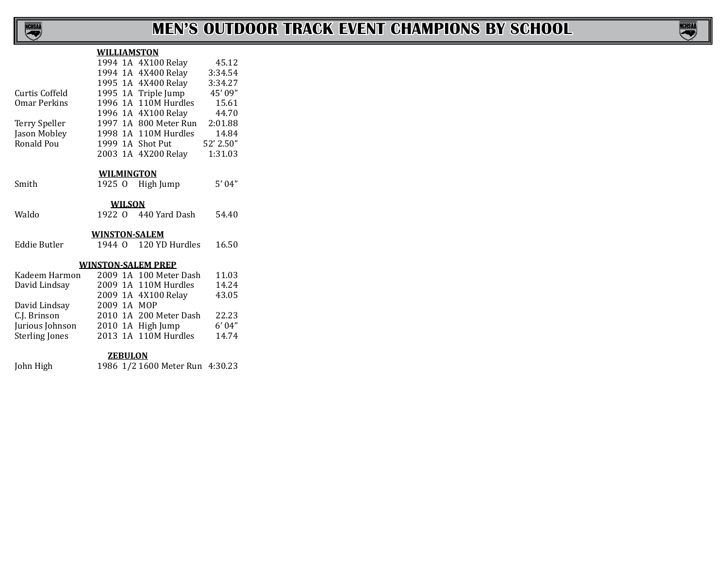# MEN'S OUTDOOR TRACK EVENT CHAMPIONS BY SCHOOL

**WILLIAMSTON**

| | | | | |
|---|---|---|---|---|
| | 1994 | 1A | 4X100 Relay | 45.12 |
| | 1994 | 1A | 4X400 Relay | 3:34.54 |
| | 1995 | 1A | 4X400 Relay | 3:34.27 |
| Curtis Coffeld | 1995 | 1A | Triple Jump | 45' 09" |
| Omar Perkins | 1996 | 1A | 110M Hurdles | 15.61 |
| | 1996 | 1A | 4X100 Relay | 44.70 |
| Terry Speller | 1997 | 1A | 800 Meter Run | 2:01.88 |
| Jason Mobley | 1998 | 1A | 110M Hurdles | 14.84 |
| Ronald Pou | 1999 | 1A | Shot Put | 52' 2.50" |
| | 2003 | 1A | 4X200 Relay | 1:31.03 |

**WILMINGTON**

| | | | | |
|---|---|---|---|---|
| Smith | 1925 | O | High Jump | 5' 04" |

**WILSON**

| | | | | |
|---|---|---|---|---|
| Waldo | 1922 | O | 440 Yard Dash | 54.40 |

**WINSTON-SALEM**

| | | | | |
|---|---|---|---|---|
| Eddie Butler | 1944 | O | 120 YD Hurdles | 16.50 |

**WINSTON-SALEM PREP**

| | | | | |
|---|---|---|---|---|
| Kadeem Harmon | 2009 | 1A | 100 Meter Dash | 11.03 |
| David Lindsay | 2009 | 1A | 110M Hurdles | 14.24 |
| | 2009 | 1A | 4X100 Relay | 43.05 |
| David Lindsay | 2009 | 1A | MOP | |
| C.J. Brinson | 2010 | 1A | 200 Meter Dash | 22.23 |
| Jurious Johnson | 2010 | 1A | High Jump | 6' 04" |
| Sterling Jones | 2013 | 1A | 110M Hurdles | 14.74 |

**ZEBULON**

| | | | | |
|---|---|---|---|---|
| John High | 1986 | 1/2 | 1600 Meter Run | 4:30.23 |